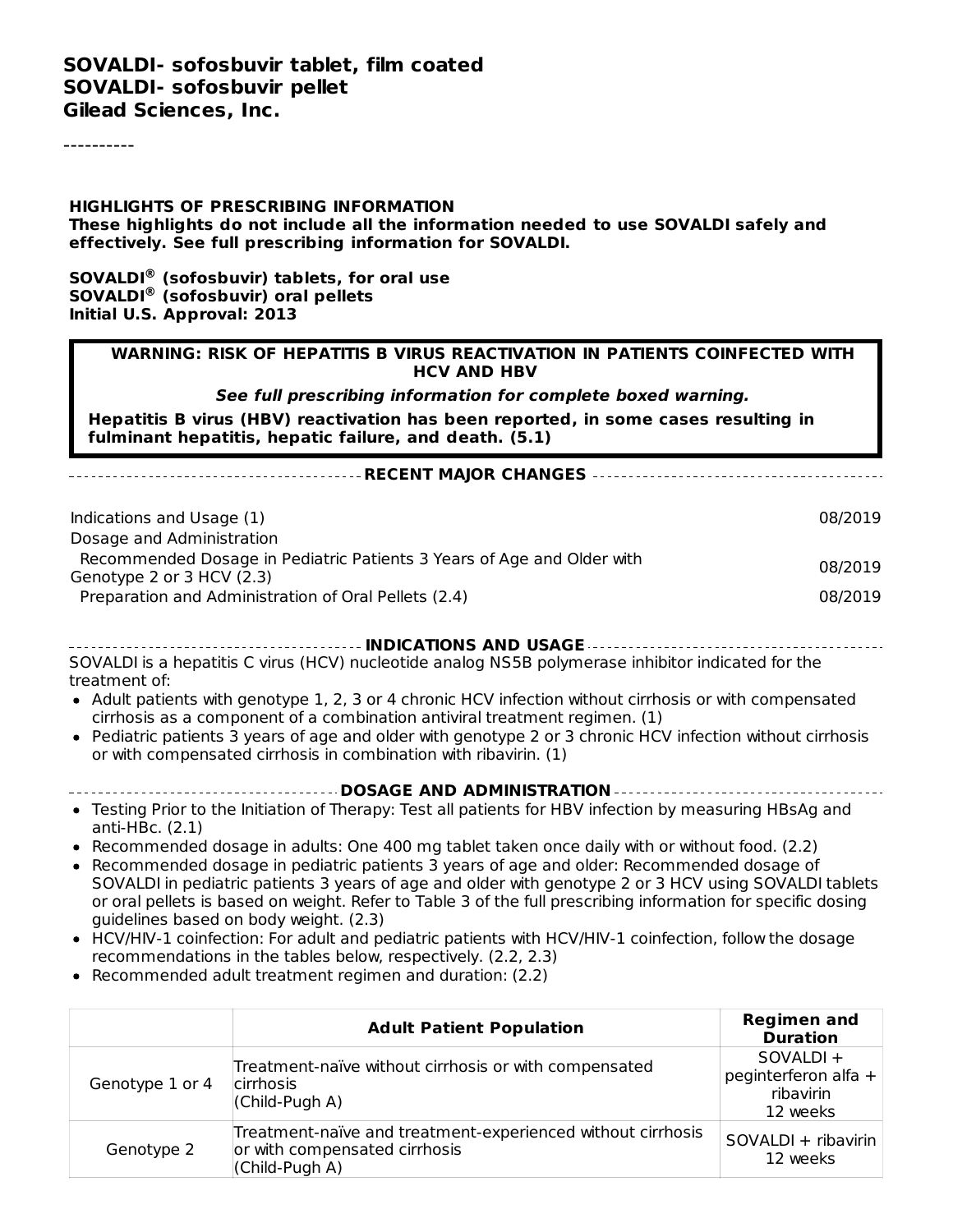**SOVALDI- sofosbuvir tablet, film coated**
**SOVALDI- sofosbuvir pellet**
**Gilead Sciences, Inc.**

----------

**HIGHLIGHTS OF PRESCRIBING INFORMATION**
**These highlights do not include all the information needed to use SOVALDI safely and effectively. See full prescribing information for SOVALDI.**

**SOVALDI® (sofosbuvir) tablets, for oral use**
**SOVALDI® (sofosbuvir) oral pellets**
**Initial U.S. Approval: 2013**

> **WARNING: RISK OF HEPATITIS B VIRUS REACTIVATION IN PATIENTS COINFECTED WITH HCV AND HBV**
>
> ***See full prescribing information for complete boxed warning.***
>
> **Hepatitis B virus (HBV) reactivation has been reported, in some cases resulting in fulminant hepatitis, hepatic failure, and death. (5.1)**

**RECENT MAJOR CHANGES**

| | |
|---|---|
| Indications and Usage (1) | 08/2019 |
| Dosage and Administration | |
| Recommended Dosage in Pediatric Patients 3 Years of Age and Older with Genotype 2 or 3 HCV (2.3) | 08/2019 |
| Preparation and Administration of Oral Pellets (2.4) | 08/2019 |

**INDICATIONS AND USAGE**

SOVALDI is a hepatitis C virus (HCV) nucleotide analog NS5B polymerase inhibitor indicated for the treatment of:

- Adult patients with genotype 1, 2, 3 or 4 chronic HCV infection without cirrhosis or with compensated cirrhosis as a component of a combination antiviral treatment regimen. (1)
- Pediatric patients 3 years of age and older with genotype 2 or 3 chronic HCV infection without cirrhosis or with compensated cirrhosis in combination with ribavirin. (1)

**DOSAGE AND ADMINISTRATION**

- Testing Prior to the Initiation of Therapy: Test all patients for HBV infection by measuring HBsAg and anti-HBc. (2.1)
- Recommended dosage in adults: One 400 mg tablet taken once daily with or without food. (2.2)
- Recommended dosage in pediatric patients 3 years of age and older: Recommended dosage of SOVALDI in pediatric patients 3 years of age and older with genotype 2 or 3 HCV using SOVALDI tablets or oral pellets is based on weight. Refer to Table 3 of the full prescribing information for specific dosing guidelines based on body weight. (2.3)
- HCV/HIV-1 coinfection: For adult and pediatric patients with HCV/HIV-1 coinfection, follow the dosage recommendations in the tables below, respectively. (2.2, 2.3)
- Recommended adult treatment regimen and duration: (2.2)

| | Adult Patient Population | Regimen and Duration |
|---|---|---|
| Genotype 1 or 4 | Treatment-naïve without cirrhosis or with compensated cirrhosis (Child-Pugh A) | SOVALDI + peginterferon alfa + ribavirin 12 weeks |
| Genotype 2 | Treatment-naïve and treatment-experienced without cirrhosis or with compensated cirrhosis (Child-Pugh A) | SOVALDI + ribavirin 12 weeks |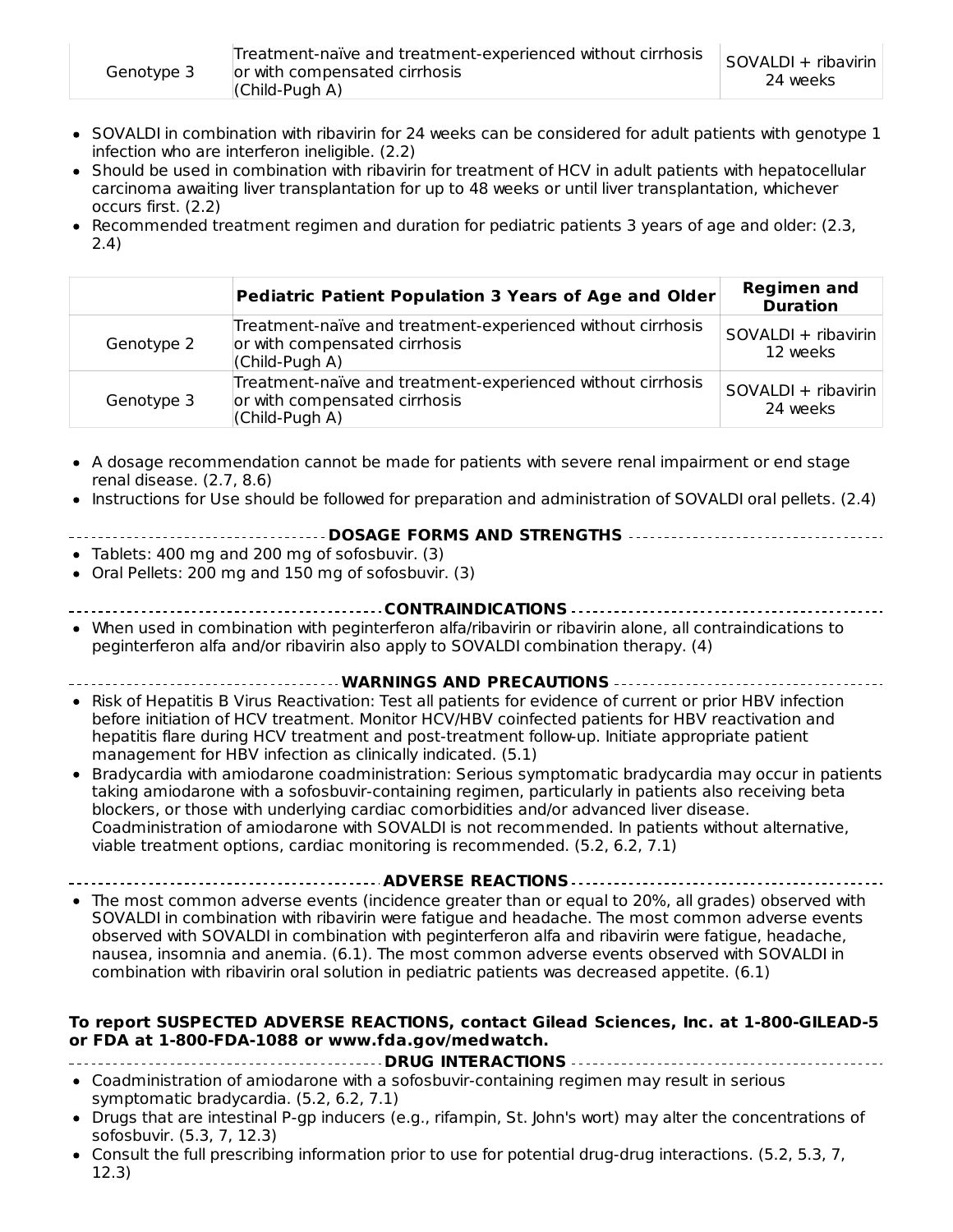| | | |
|---|---|---|
| Genotype 3 | Treatment-naïve and treatment-experienced without cirrhosis or with compensated cirrhosis (Child-Pugh A) | SOVALDI + ribavirin 24 weeks |

- SOVALDI in combination with ribavirin for 24 weeks can be considered for adult patients with genotype 1 infection who are interferon ineligible. (2.2)
- Should be used in combination with ribavirin for treatment of HCV in adult patients with hepatocellular carcinoma awaiting liver transplantation for up to 48 weeks or until liver transplantation, whichever occurs first. (2.2)
- Recommended treatment regimen and duration for pediatric patients 3 years of age and older: (2.3, 2.4)

| | **Pediatric Patient Population 3 Years of Age and Older** | **Regimen and Duration** |
|---|---|---|
| Genotype 2 | Treatment-naïve and treatment-experienced without cirrhosis or with compensated cirrhosis (Child-Pugh A) | SOVALDI + ribavirin 12 weeks |
| Genotype 3 | Treatment-naïve and treatment-experienced without cirrhosis or with compensated cirrhosis (Child-Pugh A) | SOVALDI + ribavirin 24 weeks |

- A dosage recommendation cannot be made for patients with severe renal impairment or end stage renal disease. (2.7, 8.6)
- Instructions for Use should be followed for preparation and administration of SOVALDI oral pellets. (2.4)

**DOSAGE FORMS AND STRENGTHS**

- Tablets: 400 mg and 200 mg of sofosbuvir. (3)
- Oral Pellets: 200 mg and 150 mg of sofosbuvir. (3)

**CONTRAINDICATIONS**

- When used in combination with peginterferon alfa/ribavirin or ribavirin alone, all contraindications to peginterferon alfa and/or ribavirin also apply to SOVALDI combination therapy. (4)

**WARNINGS AND PRECAUTIONS**

- Risk of Hepatitis B Virus Reactivation: Test all patients for evidence of current or prior HBV infection before initiation of HCV treatment. Monitor HCV/HBV coinfected patients for HBV reactivation and hepatitis flare during HCV treatment and post-treatment follow-up. Initiate appropriate patient management for HBV infection as clinically indicated. (5.1)
- Bradycardia with amiodarone coadministration: Serious symptomatic bradycardia may occur in patients taking amiodarone with a sofosbuvir-containing regimen, particularly in patients also receiving beta blockers, or those with underlying cardiac comorbidities and/or advanced liver disease. Coadministration of amiodarone with SOVALDI is not recommended. In patients without alternative, viable treatment options, cardiac monitoring is recommended. (5.2, 6.2, 7.1)

**ADVERSE REACTIONS**

- The most common adverse events (incidence greater than or equal to 20%, all grades) observed with SOVALDI in combination with ribavirin were fatigue and headache. The most common adverse events observed with SOVALDI in combination with peginterferon alfa and ribavirin were fatigue, headache, nausea, insomnia and anemia. (6.1). The most common adverse events observed with SOVALDI in combination with ribavirin oral solution in pediatric patients was decreased appetite. (6.1)

**To report SUSPECTED ADVERSE REACTIONS, contact Gilead Sciences, Inc. at 1-800-GILEAD-5 or FDA at 1-800-FDA-1088 or www.fda.gov/medwatch.**

**DRUG INTERACTIONS**

- Coadministration of amiodarone with a sofosbuvir-containing regimen may result in serious symptomatic bradycardia. (5.2, 6.2, 7.1)
- Drugs that are intestinal P-gp inducers (e.g., rifampin, St. John's wort) may alter the concentrations of sofosbuvir. (5.3, 7, 12.3)
- Consult the full prescribing information prior to use for potential drug-drug interactions. (5.2, 5.3, 7, 12.3)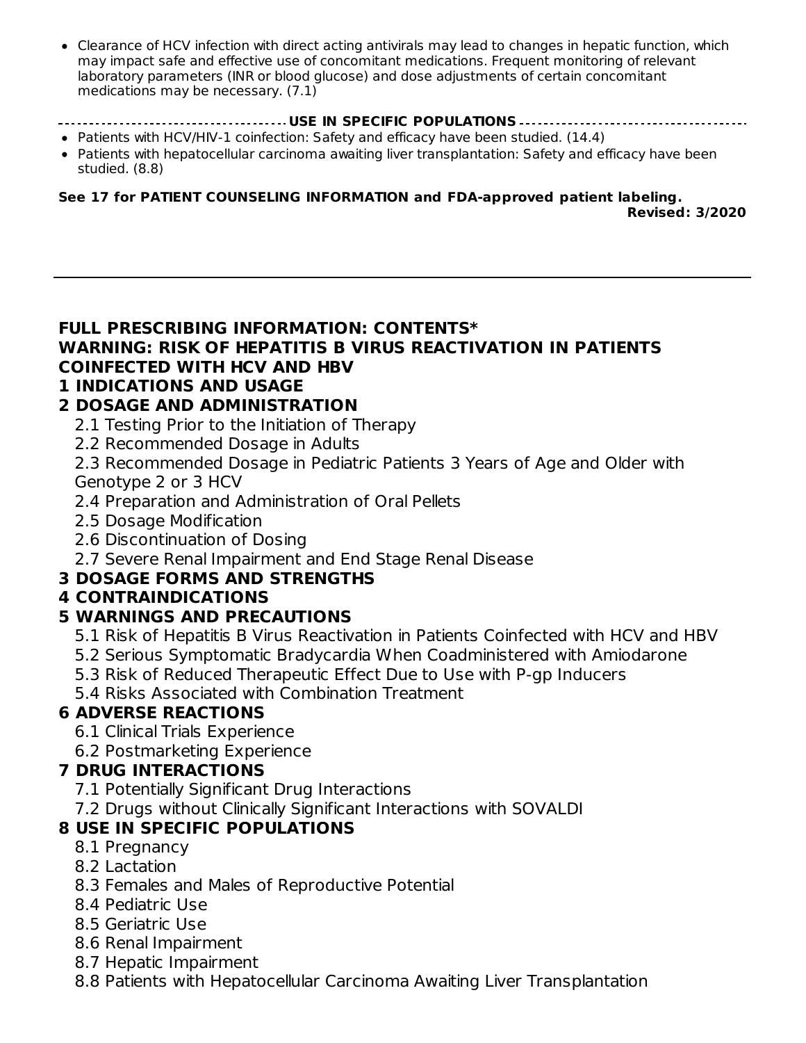- Clearance of HCV infection with direct acting antivirals may lead to changes in hepatic function, which may impact safe and effective use of concomitant medications. Frequent monitoring of relevant laboratory parameters (INR or blood glucose) and dose adjustments of certain concomitant medications may be necessary. (7.1)

**USE IN SPECIFIC POPULATIONS**

- Patients with HCV/HIV-1 coinfection: Safety and efficacy have been studied. (14.4)
- Patients with hepatocellular carcinoma awaiting liver transplantation: Safety and efficacy have been studied. (8.8)

**See 17 for PATIENT COUNSELING INFORMATION and FDA-approved patient labeling.**

**Revised: 3/2020**

---

## FULL PRESCRIBING INFORMATION: CONTENTS*

**WARNING: RISK OF HEPATITIS B VIRUS REACTIVATION IN PATIENTS COINFECTED WITH HCV AND HBV**

**1 INDICATIONS AND USAGE**

**2 DOSAGE AND ADMINISTRATION**

- 2.1 Testing Prior to the Initiation of Therapy
- 2.2 Recommended Dosage in Adults
- 2.3 Recommended Dosage in Pediatric Patients 3 Years of Age and Older with Genotype 2 or 3 HCV
- 2.4 Preparation and Administration of Oral Pellets
- 2.5 Dosage Modification
- 2.6 Discontinuation of Dosing
- 2.7 Severe Renal Impairment and End Stage Renal Disease

**3 DOSAGE FORMS AND STRENGTHS**

**4 CONTRAINDICATIONS**

**5 WARNINGS AND PRECAUTIONS**

- 5.1 Risk of Hepatitis B Virus Reactivation in Patients Coinfected with HCV and HBV
- 5.2 Serious Symptomatic Bradycardia When Coadministered with Amiodarone
- 5.3 Risk of Reduced Therapeutic Effect Due to Use with P-gp Inducers
- 5.4 Risks Associated with Combination Treatment

**6 ADVERSE REACTIONS**

- 6.1 Clinical Trials Experience
- 6.2 Postmarketing Experience

**7 DRUG INTERACTIONS**

- 7.1 Potentially Significant Drug Interactions
- 7.2 Drugs without Clinically Significant Interactions with SOVALDI

**8 USE IN SPECIFIC POPULATIONS**

- 8.1 Pregnancy
- 8.2 Lactation
- 8.3 Females and Males of Reproductive Potential
- 8.4 Pediatric Use
- 8.5 Geriatric Use
- 8.6 Renal Impairment
- 8.7 Hepatic Impairment
- 8.8 Patients with Hepatocellular Carcinoma Awaiting Liver Transplantation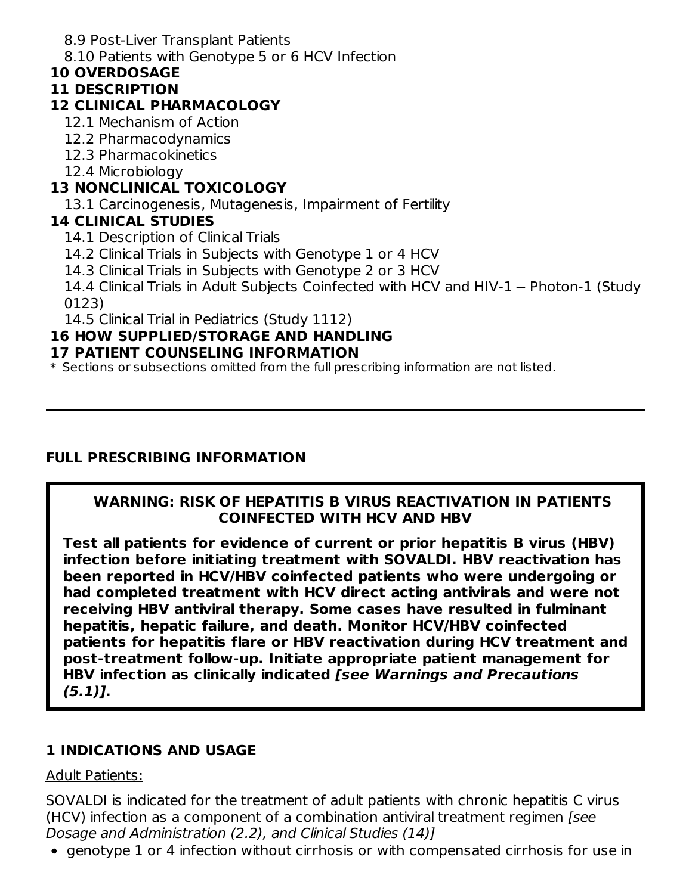8.9 Post-Liver Transplant Patients

8.10 Patients with Genotype 5 or 6 HCV Infection

**10 OVERDOSAGE**

**11 DESCRIPTION**

**12 CLINICAL PHARMACOLOGY**

12.1 Mechanism of Action

12.2 Pharmacodynamics

12.3 Pharmacokinetics

12.4 Microbiology

**13 NONCLINICAL TOXICOLOGY**

13.1 Carcinogenesis, Mutagenesis, Impairment of Fertility

**14 CLINICAL STUDIES**

14.1 Description of Clinical Trials

14.2 Clinical Trials in Subjects with Genotype 1 or 4 HCV

14.3 Clinical Trials in Subjects with Genotype 2 or 3 HCV

14.4 Clinical Trials in Adult Subjects Coinfected with HCV and HIV-1 – Photon-1 (Study 0123)

14.5 Clinical Trial in Pediatrics (Study 1112)

**16 HOW SUPPLIED/STORAGE AND HANDLING**

**17 PATIENT COUNSELING INFORMATION**

\* Sections or subsections omitted from the full prescribing information are not listed.

---

## FULL PRESCRIBING INFORMATION

> **WARNING: RISK OF HEPATITIS B VIRUS REACTIVATION IN PATIENTS COINFECTED WITH HCV AND HBV**
>
> **Test all patients for evidence of current or prior hepatitis B virus (HBV) infection before initiating treatment with SOVALDI. HBV reactivation has been reported in HCV/HBV coinfected patients who were undergoing or had completed treatment with HCV direct acting antivirals and were not receiving HBV antiviral therapy. Some cases have resulted in fulminant hepatitis, hepatic failure, and death. Monitor HCV/HBV coinfected patients for hepatitis flare or HBV reactivation during HCV treatment and post-treatment follow-up. Initiate appropriate patient management for HBV infection as clinically indicated *[see Warnings and Precautions (5.1)]*.**

## 1 INDICATIONS AND USAGE

Adult Patients:

SOVALDI is indicated for the treatment of adult patients with chronic hepatitis C virus (HCV) infection as a component of a combination antiviral treatment regimen *[see Dosage and Administration (2.2), and Clinical Studies (14)]*

- genotype 1 or 4 infection without cirrhosis or with compensated cirrhosis for use in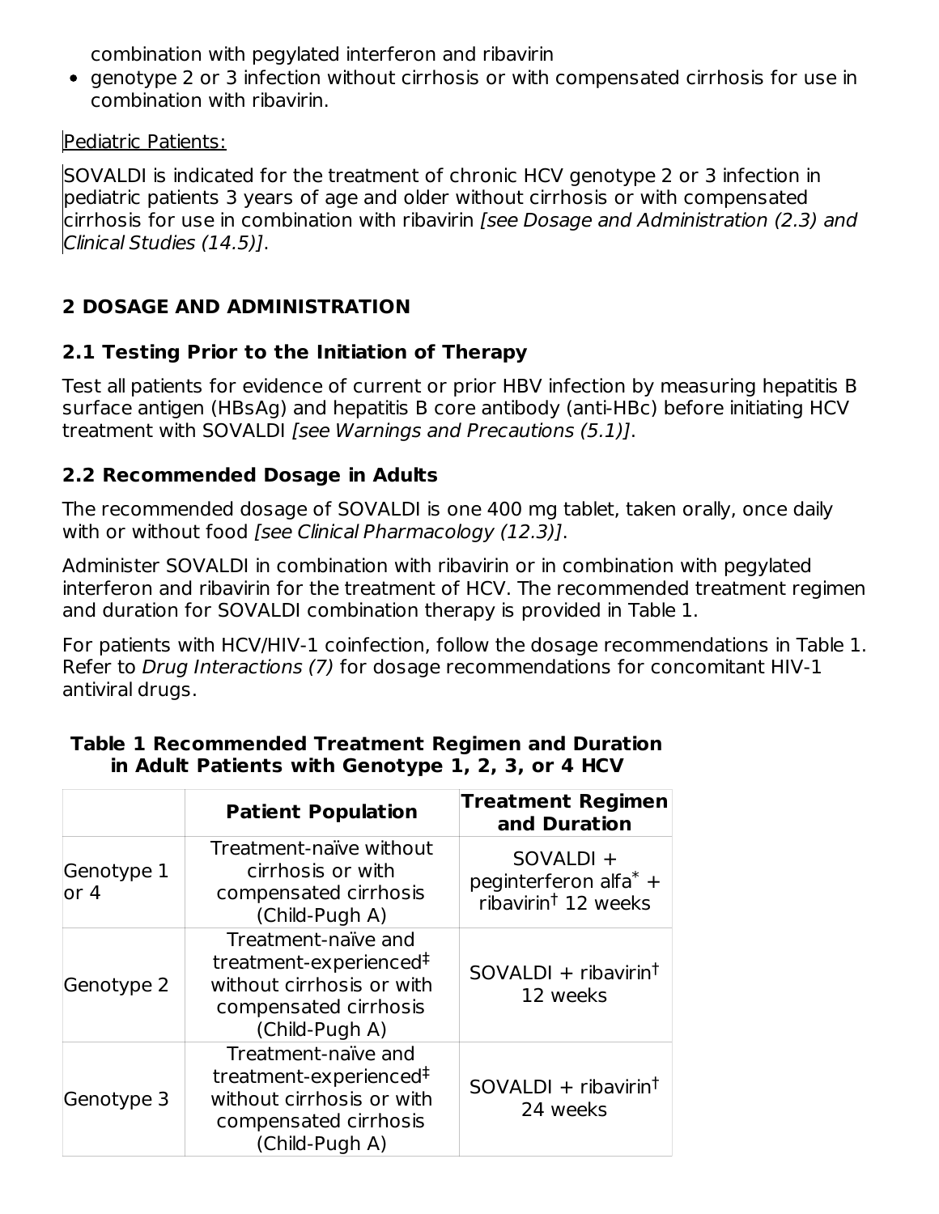combination with pegylated interferon and ribavirin

- genotype 2 or 3 infection without cirrhosis or with compensated cirrhosis for use in combination with ribavirin.

Pediatric Patients:

SOVALDI is indicated for the treatment of chronic HCV genotype 2 or 3 infection in pediatric patients 3 years of age and older without cirrhosis or with compensated cirrhosis for use in combination with ribavirin *[see Dosage and Administration (2.3) and Clinical Studies (14.5)]*.

## 2 DOSAGE AND ADMINISTRATION

### 2.1 Testing Prior to the Initiation of Therapy

Test all patients for evidence of current or prior HBV infection by measuring hepatitis B surface antigen (HBsAg) and hepatitis B core antibody (anti-HBc) before initiating HCV treatment with SOVALDI *[see Warnings and Precautions (5.1)]*.

### 2.2 Recommended Dosage in Adults

The recommended dosage of SOVALDI is one 400 mg tablet, taken orally, once daily with or without food *[see Clinical Pharmacology (12.3)]*.

Administer SOVALDI in combination with ribavirin or in combination with pegylated interferon and ribavirin for the treatment of HCV. The recommended treatment regimen and duration for SOVALDI combination therapy is provided in Table 1.

For patients with HCV/HIV-1 coinfection, follow the dosage recommendations in Table 1. Refer to *Drug Interactions (7)* for dosage recommendations for concomitant HIV-1 antiviral drugs.

**Table 1 Recommended Treatment Regimen and Duration in Adult Patients with Genotype 1, 2, 3, or 4 HCV**

| | Patient Population | Treatment Regimen and Duration |
|---|---|---|
| Genotype 1 or 4 | Treatment-naïve without cirrhosis or with compensated cirrhosis (Child-Pugh A) | SOVALDI + peginterferon alfa* + ribavirin† 12 weeks |
| Genotype 2 | Treatment-naïve and treatment-experienced‡ without cirrhosis or with compensated cirrhosis (Child-Pugh A) | SOVALDI + ribavirin† 12 weeks |
| Genotype 3 | Treatment-naïve and treatment-experienced‡ without cirrhosis or with compensated cirrhosis (Child-Pugh A) | SOVALDI + ribavirin† 24 weeks |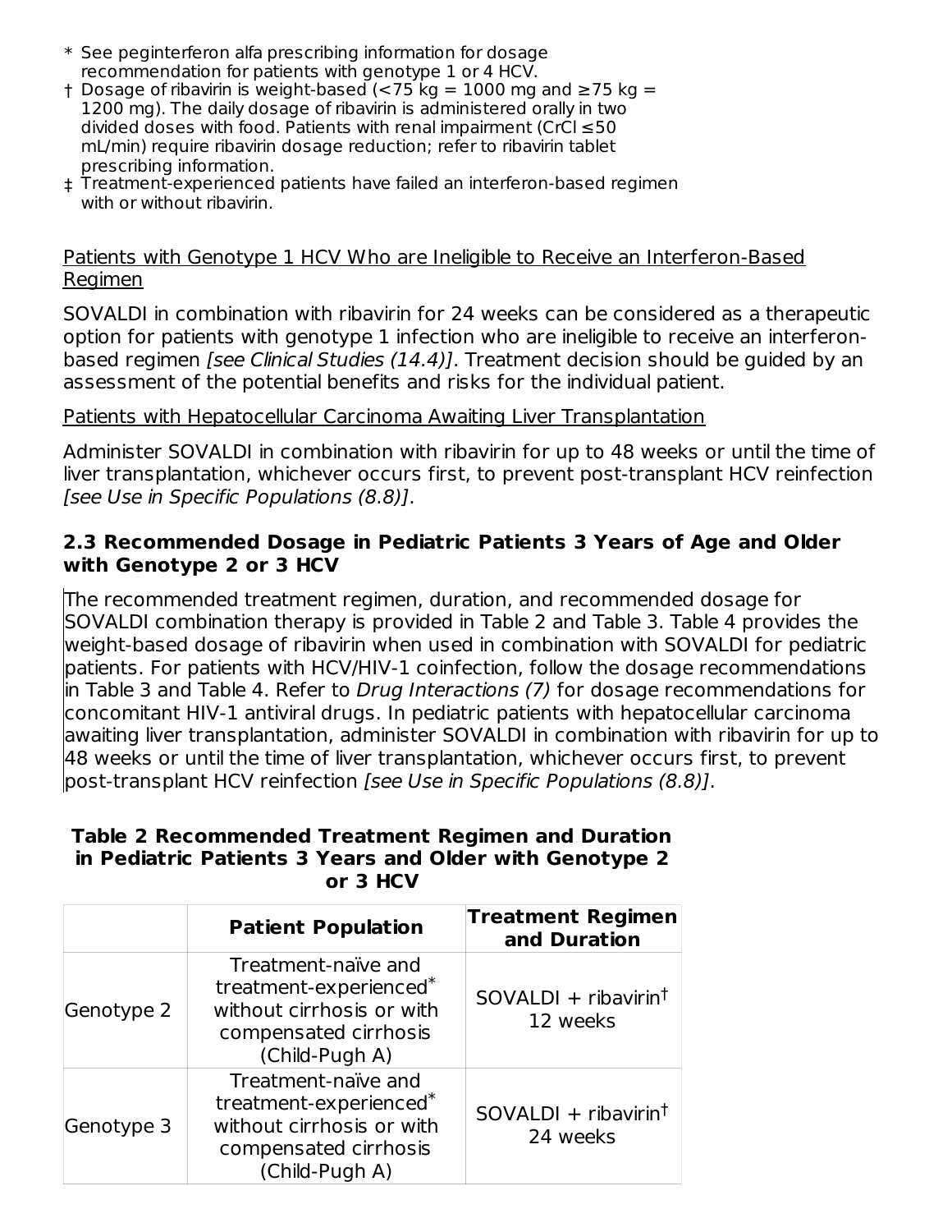\* See peginterferon alfa prescribing information for dosage recommendation for patients with genotype 1 or 4 HCV.

† Dosage of ribavirin is weight-based (<75 kg = 1000 mg and ≥75 kg = 1200 mg). The daily dosage of ribavirin is administered orally in two divided doses with food. Patients with renal impairment (CrCl ≤50 mL/min) require ribavirin dosage reduction; refer to ribavirin tablet prescribing information.

‡ Treatment-experienced patients have failed an interferon-based regimen with or without ribavirin.

<u>Patients with Genotype 1 HCV Who are Ineligible to Receive an Interferon-Based Regimen</u>

SOVALDI in combination with ribavirin for 24 weeks can be considered as a therapeutic option for patients with genotype 1 infection who are ineligible to receive an interferon-based regimen *[see Clinical Studies (14.4)]*. Treatment decision should be guided by an assessment of the potential benefits and risks for the individual patient.

<u>Patients with Hepatocellular Carcinoma Awaiting Liver Transplantation</u>

Administer SOVALDI in combination with ribavirin for up to 48 weeks or until the time of liver transplantation, whichever occurs first, to prevent post-transplant HCV reinfection *[see Use in Specific Populations (8.8)]*.

### 2.3 Recommended Dosage in Pediatric Patients 3 Years of Age and Older with Genotype 2 or 3 HCV

The recommended treatment regimen, duration, and recommended dosage for SOVALDI combination therapy is provided in Table 2 and Table 3. Table 4 provides the weight-based dosage of ribavirin when used in combination with SOVALDI for pediatric patients. For patients with HCV/HIV-1 coinfection, follow the dosage recommendations in Table 3 and Table 4. Refer to *Drug Interactions (7)* for dosage recommendations for concomitant HIV-1 antiviral drugs. In pediatric patients with hepatocellular carcinoma awaiting liver transplantation, administer SOVALDI in combination with ribavirin for up to 48 weeks or until the time of liver transplantation, whichever occurs first, to prevent post-transplant HCV reinfection *[see Use in Specific Populations (8.8)]*.

**Table 2 Recommended Treatment Regimen and Duration in Pediatric Patients 3 Years and Older with Genotype 2 or 3 HCV**

| | Patient Population | Treatment Regimen and Duration |
|---|---|---|
| Genotype 2 | Treatment-naïve and treatment-experienced* without cirrhosis or with compensated cirrhosis (Child-Pugh A) | SOVALDI + ribavirin† 12 weeks |
| Genotype 3 | Treatment-naïve and treatment-experienced* without cirrhosis or with compensated cirrhosis (Child-Pugh A) | SOVALDI + ribavirin† 24 weeks |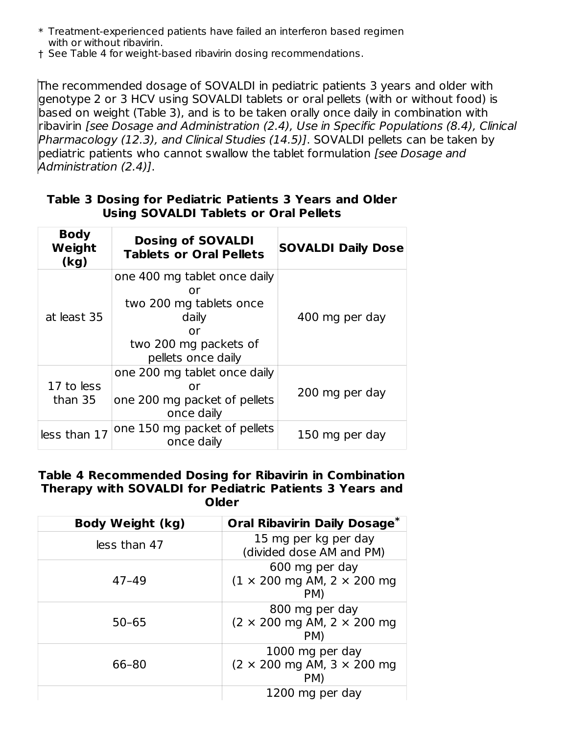\* Treatment-experienced patients have failed an interferon based regimen with or without ribavirin.
† See Table 4 for weight-based ribavirin dosing recommendations.

The recommended dosage of SOVALDI in pediatric patients 3 years and older with genotype 2 or 3 HCV using SOVALDI tablets or oral pellets (with or without food) is based on weight (Table 3), and is to be taken orally once daily in combination with ribavirin *[see Dosage and Administration (2.4), Use in Specific Populations (8.4), Clinical Pharmacology (12.3), and Clinical Studies (14.5)]*. SOVALDI pellets can be taken by pediatric patients who cannot swallow the tablet formulation *[see Dosage and Administration (2.4)]*.

**Table 3 Dosing for Pediatric Patients 3 Years and Older Using SOVALDI Tablets or Oral Pellets**

| Body Weight (kg) | Dosing of SOVALDI Tablets or Oral Pellets | SOVALDI Daily Dose |
|---|---|---|
| at least 35 | one 400 mg tablet once daily or two 200 mg tablets once daily or two 200 mg packets of pellets once daily | 400 mg per day |
| 17 to less than 35 | one 200 mg tablet once daily or one 200 mg packet of pellets once daily | 200 mg per day |
| less than 17 | one 150 mg packet of pellets once daily | 150 mg per day |

**Table 4 Recommended Dosing for Ribavirin in Combination Therapy with SOVALDI for Pediatric Patients 3 Years and Older**

| Body Weight (kg) | Oral Ribavirin Daily Dosage* |
|---|---|
| less than 47 | 15 mg per kg per day (divided dose AM and PM) |
| 47–49 | 600 mg per day (1 × 200 mg AM, 2 × 200 mg PM) |
| 50–65 | 800 mg per day (2 × 200 mg AM, 2 × 200 mg PM) |
| 66–80 | 1000 mg per day (2 × 200 mg AM, 3 × 200 mg PM) |
| | 1200 mg per day |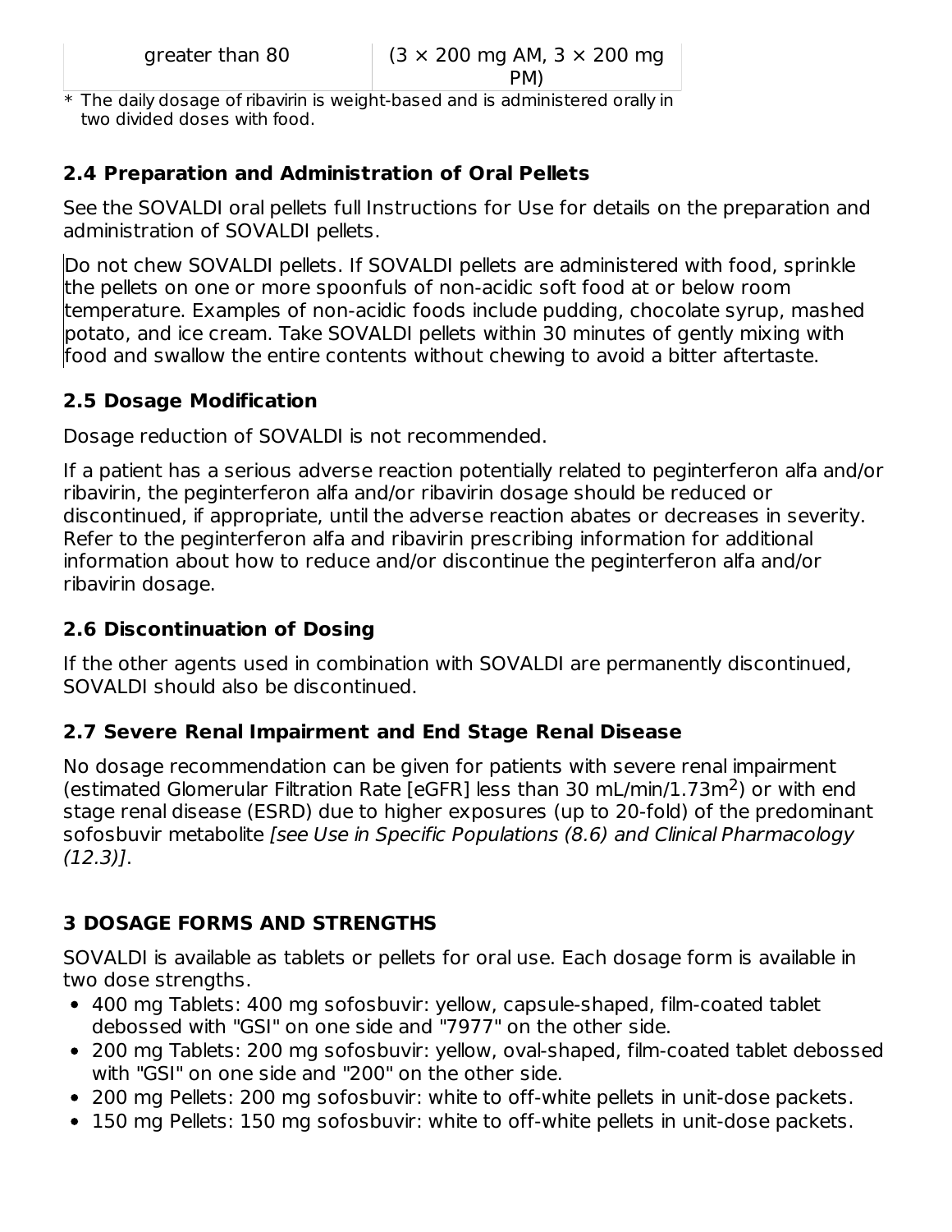| greater than 80 | (3 × 200 mg AM, 3 × 200 mg PM) |
|---|---|

\* The daily dosage of ribavirin is weight-based and is administered orally in two divided doses with food.

## 2.4 Preparation and Administration of Oral Pellets

See the SOVALDI oral pellets full Instructions for Use for details on the preparation and administration of SOVALDI pellets.

Do not chew SOVALDI pellets. If SOVALDI pellets are administered with food, sprinkle the pellets on one or more spoonfuls of non-acidic soft food at or below room temperature. Examples of non-acidic foods include pudding, chocolate syrup, mashed potato, and ice cream. Take SOVALDI pellets within 30 minutes of gently mixing with food and swallow the entire contents without chewing to avoid a bitter aftertaste.

## 2.5 Dosage Modification

Dosage reduction of SOVALDI is not recommended.

If a patient has a serious adverse reaction potentially related to peginterferon alfa and/or ribavirin, the peginterferon alfa and/or ribavirin dosage should be reduced or discontinued, if appropriate, until the adverse reaction abates or decreases in severity. Refer to the peginterferon alfa and ribavirin prescribing information for additional information about how to reduce and/or discontinue the peginterferon alfa and/or ribavirin dosage.

## 2.6 Discontinuation of Dosing

If the other agents used in combination with SOVALDI are permanently discontinued, SOVALDI should also be discontinued.

## 2.7 Severe Renal Impairment and End Stage Renal Disease

No dosage recommendation can be given for patients with severe renal impairment (estimated Glomerular Filtration Rate [eGFR] less than 30 mL/min/1.73m$^2$) or with end stage renal disease (ESRD) due to higher exposures (up to 20-fold) of the predominant sofosbuvir metabolite *[see Use in Specific Populations (8.6) and Clinical Pharmacology (12.3)]*.

# 3 DOSAGE FORMS AND STRENGTHS

SOVALDI is available as tablets or pellets for oral use. Each dosage form is available in two dose strengths.

- 400 mg Tablets: 400 mg sofosbuvir: yellow, capsule-shaped, film-coated tablet debossed with "GSI" on one side and "7977" on the other side.
- 200 mg Tablets: 200 mg sofosbuvir: yellow, oval-shaped, film-coated tablet debossed with "GSI" on one side and "200" on the other side.
- 200 mg Pellets: 200 mg sofosbuvir: white to off-white pellets in unit-dose packets.
- 150 mg Pellets: 150 mg sofosbuvir: white to off-white pellets in unit-dose packets.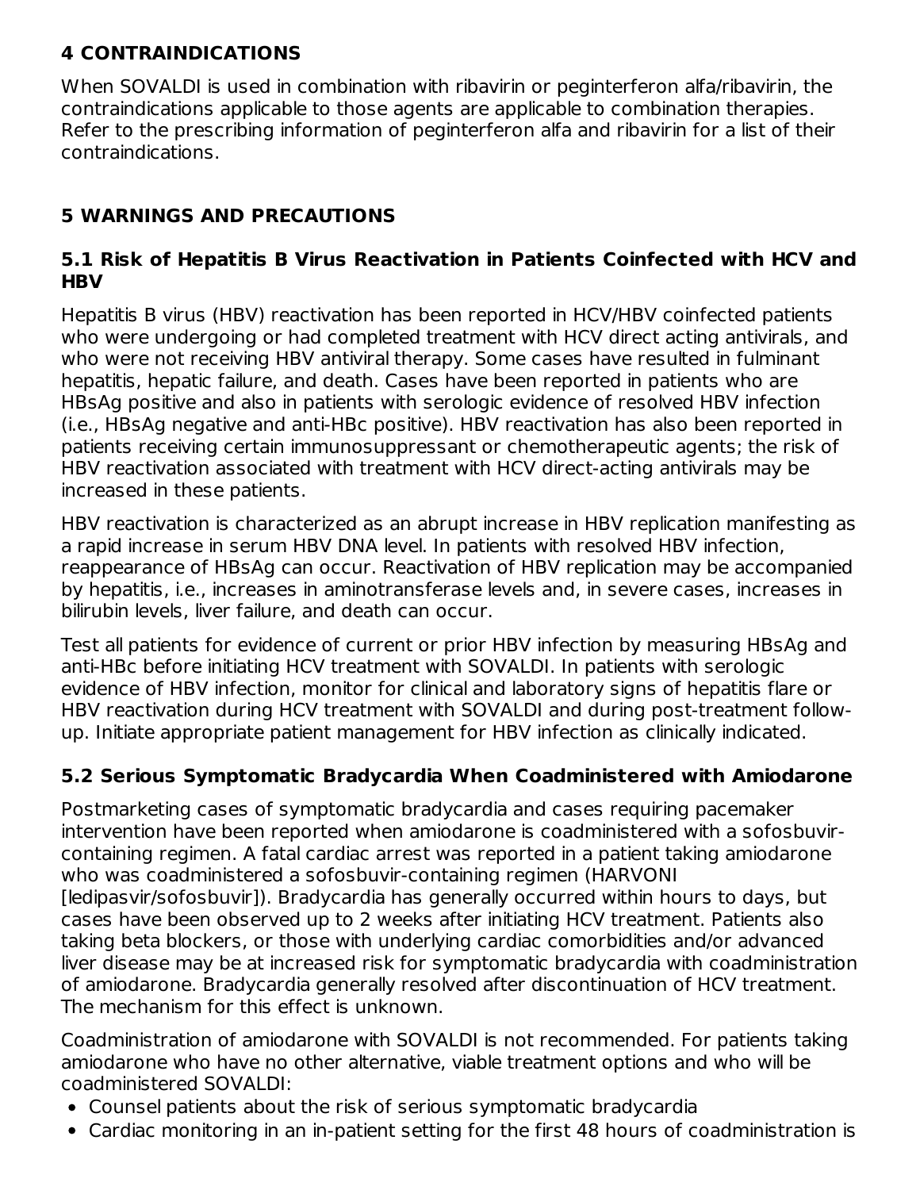## 4 CONTRAINDICATIONS

When SOVALDI is used in combination with ribavirin or peginterferon alfa/ribavirin, the contraindications applicable to those agents are applicable to combination therapies. Refer to the prescribing information of peginterferon alfa and ribavirin for a list of their contraindications.

## 5 WARNINGS AND PRECAUTIONS

### 5.1 Risk of Hepatitis B Virus Reactivation in Patients Coinfected with HCV and HBV

Hepatitis B virus (HBV) reactivation has been reported in HCV/HBV coinfected patients who were undergoing or had completed treatment with HCV direct acting antivirals, and who were not receiving HBV antiviral therapy. Some cases have resulted in fulminant hepatitis, hepatic failure, and death. Cases have been reported in patients who are HBsAg positive and also in patients with serologic evidence of resolved HBV infection (i.e., HBsAg negative and anti-HBc positive). HBV reactivation has also been reported in patients receiving certain immunosuppressant or chemotherapeutic agents; the risk of HBV reactivation associated with treatment with HCV direct-acting antivirals may be increased in these patients.

HBV reactivation is characterized as an abrupt increase in HBV replication manifesting as a rapid increase in serum HBV DNA level. In patients with resolved HBV infection, reappearance of HBsAg can occur. Reactivation of HBV replication may be accompanied by hepatitis, i.e., increases in aminotransferase levels and, in severe cases, increases in bilirubin levels, liver failure, and death can occur.

Test all patients for evidence of current or prior HBV infection by measuring HBsAg and anti-HBc before initiating HCV treatment with SOVALDI. In patients with serologic evidence of HBV infection, monitor for clinical and laboratory signs of hepatitis flare or HBV reactivation during HCV treatment with SOVALDI and during post-treatment follow-up. Initiate appropriate patient management for HBV infection as clinically indicated.

### 5.2 Serious Symptomatic Bradycardia When Coadministered with Amiodarone

Postmarketing cases of symptomatic bradycardia and cases requiring pacemaker intervention have been reported when amiodarone is coadministered with a sofosbuvir-containing regimen. A fatal cardiac arrest was reported in a patient taking amiodarone who was coadministered a sofosbuvir-containing regimen (HARVONI [ledipasvir/sofosbuvir]). Bradycardia has generally occurred within hours to days, but cases have been observed up to 2 weeks after initiating HCV treatment. Patients also taking beta blockers, or those with underlying cardiac comorbidities and/or advanced liver disease may be at increased risk for symptomatic bradycardia with coadministration of amiodarone. Bradycardia generally resolved after discontinuation of HCV treatment. The mechanism for this effect is unknown.

Coadministration of amiodarone with SOVALDI is not recommended. For patients taking amiodarone who have no other alternative, viable treatment options and who will be coadministered SOVALDI:

- Counsel patients about the risk of serious symptomatic bradycardia
- Cardiac monitoring in an in-patient setting for the first 48 hours of coadministration is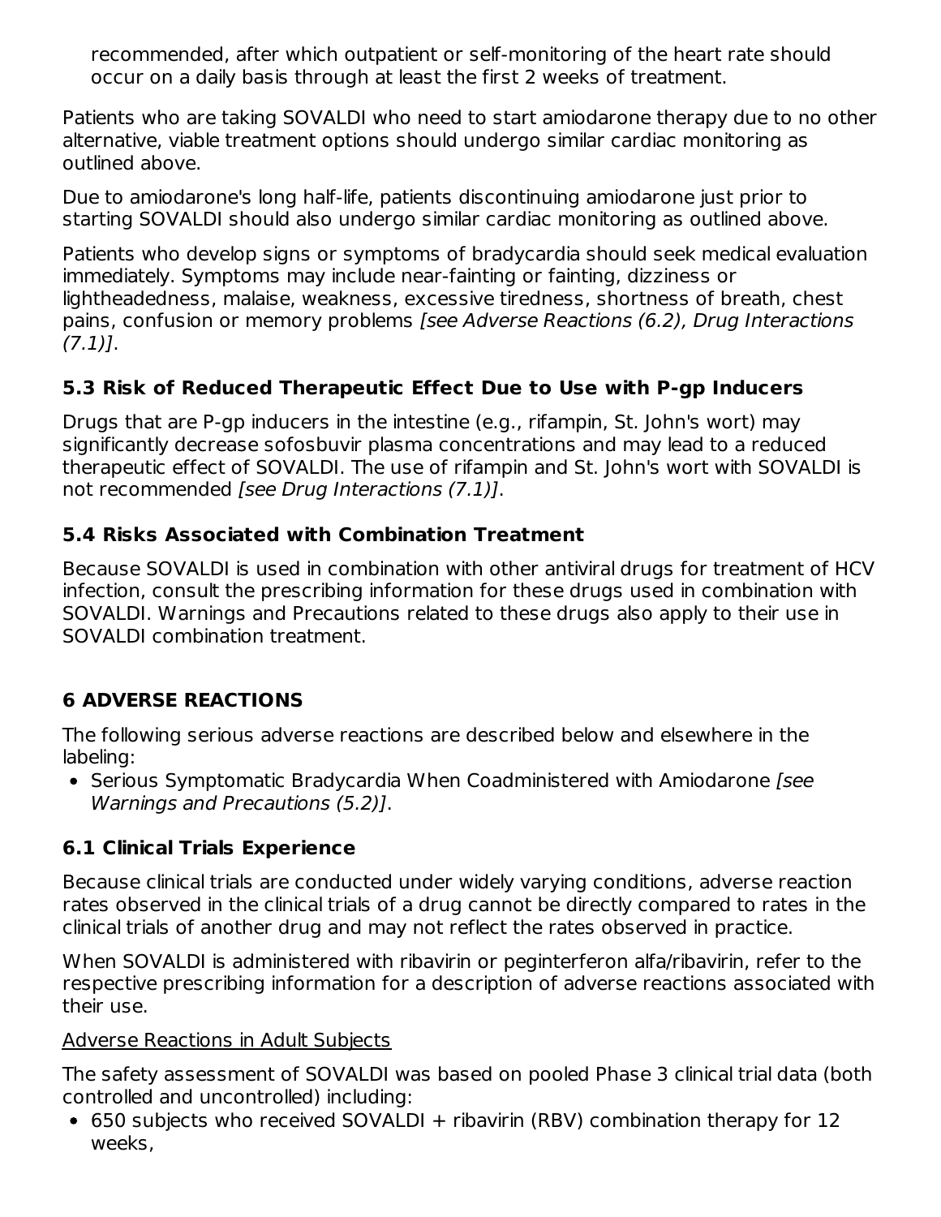recommended, after which outpatient or self-monitoring of the heart rate should occur on a daily basis through at least the first 2 weeks of treatment.

Patients who are taking SOVALDI who need to start amiodarone therapy due to no other alternative, viable treatment options should undergo similar cardiac monitoring as outlined above.

Due to amiodarone's long half-life, patients discontinuing amiodarone just prior to starting SOVALDI should also undergo similar cardiac monitoring as outlined above.

Patients who develop signs or symptoms of bradycardia should seek medical evaluation immediately. Symptoms may include near-fainting or fainting, dizziness or lightheadedness, malaise, weakness, excessive tiredness, shortness of breath, chest pains, confusion or memory problems *[see Adverse Reactions (6.2), Drug Interactions (7.1)]*.

### 5.3 Risk of Reduced Therapeutic Effect Due to Use with P-gp Inducers

Drugs that are P-gp inducers in the intestine (e.g., rifampin, St. John's wort) may significantly decrease sofosbuvir plasma concentrations and may lead to a reduced therapeutic effect of SOVALDI. The use of rifampin and St. John's wort with SOVALDI is not recommended *[see Drug Interactions (7.1)]*.

### 5.4 Risks Associated with Combination Treatment

Because SOVALDI is used in combination with other antiviral drugs for treatment of HCV infection, consult the prescribing information for these drugs used in combination with SOVALDI. Warnings and Precautions related to these drugs also apply to their use in SOVALDI combination treatment.

## 6 ADVERSE REACTIONS

The following serious adverse reactions are described below and elsewhere in the labeling:

- Serious Symptomatic Bradycardia When Coadministered with Amiodarone *[see Warnings and Precautions (5.2)]*.

### 6.1 Clinical Trials Experience

Because clinical trials are conducted under widely varying conditions, adverse reaction rates observed in the clinical trials of a drug cannot be directly compared to rates in the clinical trials of another drug and may not reflect the rates observed in practice.

When SOVALDI is administered with ribavirin or peginterferon alfa/ribavirin, refer to the respective prescribing information for a description of adverse reactions associated with their use.

<u>Adverse Reactions in Adult Subjects</u>

The safety assessment of SOVALDI was based on pooled Phase 3 clinical trial data (both controlled and uncontrolled) including:

- 650 subjects who received SOVALDI + ribavirin (RBV) combination therapy for 12 weeks,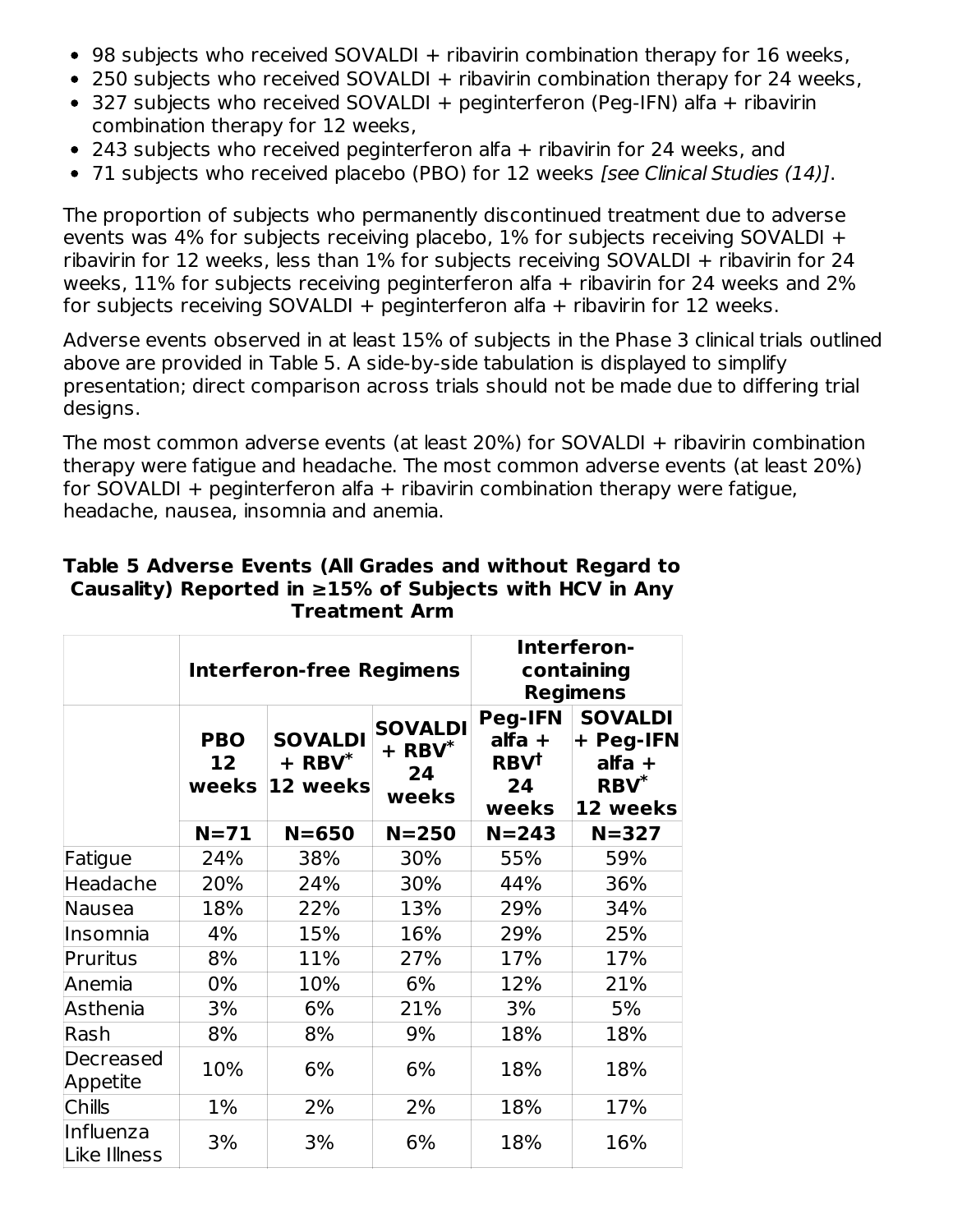- 98 subjects who received SOVALDI + ribavirin combination therapy for 16 weeks,
- 250 subjects who received SOVALDI + ribavirin combination therapy for 24 weeks,
- 327 subjects who received SOVALDI + peginterferon (Peg-IFN) alfa + ribavirin combination therapy for 12 weeks,
- 243 subjects who received peginterferon alfa + ribavirin for 24 weeks, and
- 71 subjects who received placebo (PBO) for 12 weeks *[see Clinical Studies (14)]*.

The proportion of subjects who permanently discontinued treatment due to adverse events was 4% for subjects receiving placebo, 1% for subjects receiving SOVALDI + ribavirin for 12 weeks, less than 1% for subjects receiving SOVALDI + ribavirin for 24 weeks, 11% for subjects receiving peginterferon alfa + ribavirin for 24 weeks and 2% for subjects receiving SOVALDI + peginterferon alfa + ribavirin for 12 weeks.

Adverse events observed in at least 15% of subjects in the Phase 3 clinical trials outlined above are provided in Table 5. A side-by-side tabulation is displayed to simplify presentation; direct comparison across trials should not be made due to differing trial designs.

The most common adverse events (at least 20%) for SOVALDI + ribavirin combination therapy were fatigue and headache. The most common adverse events (at least 20%) for SOVALDI + peginterferon alfa + ribavirin combination therapy were fatigue, headache, nausea, insomnia and anemia.

**Table 5 Adverse Events (All Grades and without Regard to Causality) Reported in ≥15% of Subjects with HCV in Any Treatment Arm**

| | **Interferon-free Regimens** | | | **Interferon-containing Regimens** | |
|---|---|---|---|---|---|
| | **PBO 12 weeks** | **SOVALDI + RBV* 12 weeks** | **SOVALDI + RBV* 24 weeks** | **Peg-IFN alfa + RBV† 24 weeks** | **SOVALDI + Peg-IFN alfa + RBV* 12 weeks** |
| | **N=71** | **N=650** | **N=250** | **N=243** | **N=327** |
| Fatigue | 24% | 38% | 30% | 55% | 59% |
| Headache | 20% | 24% | 30% | 44% | 36% |
| Nausea | 18% | 22% | 13% | 29% | 34% |
| Insomnia | 4% | 15% | 16% | 29% | 25% |
| Pruritus | 8% | 11% | 27% | 17% | 17% |
| Anemia | 0% | 10% | 6% | 12% | 21% |
| Asthenia | 3% | 6% | 21% | 3% | 5% |
| Rash | 8% | 8% | 9% | 18% | 18% |
| Decreased Appetite | 10% | 6% | 6% | 18% | 18% |
| Chills | 1% | 2% | 2% | 18% | 17% |
| Influenza Like Illness | 3% | 3% | 6% | 18% | 16% |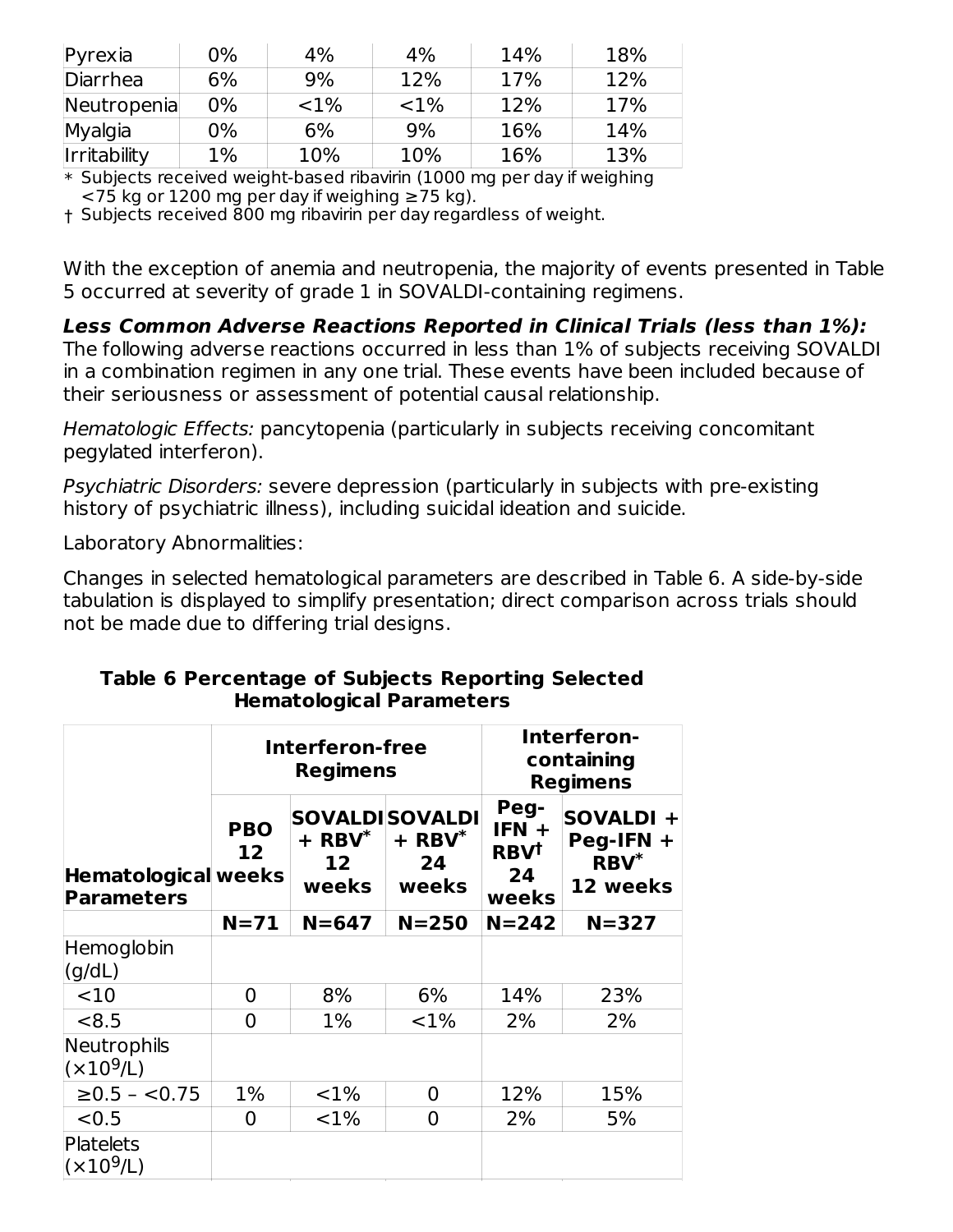| Pyrexia | 0% | 4% | 4% | 14% | 18% |
|---|---|---|---|---|---|
| Diarrhea | 6% | 9% | 12% | 17% | 12% |
| Neutropenia | 0% | <1% | <1% | 12% | 17% |
| Myalgia | 0% | 6% | 9% | 16% | 14% |
| Irritability | 1% | 10% | 10% | 16% | 13% |

\* Subjects received weight-based ribavirin (1000 mg per day if weighing <75 kg or 1200 mg per day if weighing ≥75 kg).

† Subjects received 800 mg ribavirin per day regardless of weight.

With the exception of anemia and neutropenia, the majority of events presented in Table 5 occurred at severity of grade 1 in SOVALDI-containing regimens.

***Less Common Adverse Reactions Reported in Clinical Trials (less than 1%):*** The following adverse reactions occurred in less than 1% of subjects receiving SOVALDI in a combination regimen in any one trial. These events have been included because of their seriousness or assessment of potential causal relationship.

*Hematologic Effects:* pancytopenia (particularly in subjects receiving concomitant pegylated interferon).

*Psychiatric Disorders:* severe depression (particularly in subjects with pre-existing history of psychiatric illness), including suicidal ideation and suicide.

Laboratory Abnormalities:

Changes in selected hematological parameters are described in Table 6. A side-by-side tabulation is displayed to simplify presentation; direct comparison across trials should not be made due to differing trial designs.

**Table 6 Percentage of Subjects Reporting Selected Hematological Parameters**

| | **Interferon-free Regimens** | | | **Interferon-containing Regimens** | |
|---|---|---|---|---|---|
| **Hematological Parameters** | **PBO 12 weeks** | **SOVALDI + RBV\* 12 weeks** | **SOVALDI + RBV\* 24 weeks** | **Peg-IFN + RBV† 24 weeks** | **SOVALDI + Peg-IFN + RBV\* 12 weeks** |
| | **N=71** | **N=647** | **N=250** | **N=242** | **N=327** |
| Hemoglobin (g/dL) | | | | | |
| <10 | 0 | 8% | 6% | 14% | 23% |
| <8.5 | 0 | 1% | <1% | 2% | 2% |
| Neutrophils ($\times 10^9$/L) | | | | | |
| ≥0.5 – <0.75 | 1% | <1% | 0 | 12% | 15% |
| <0.5 | 0 | <1% | 0 | 2% | 5% |
| Platelets ($\times 10^9$/L) | | | | | |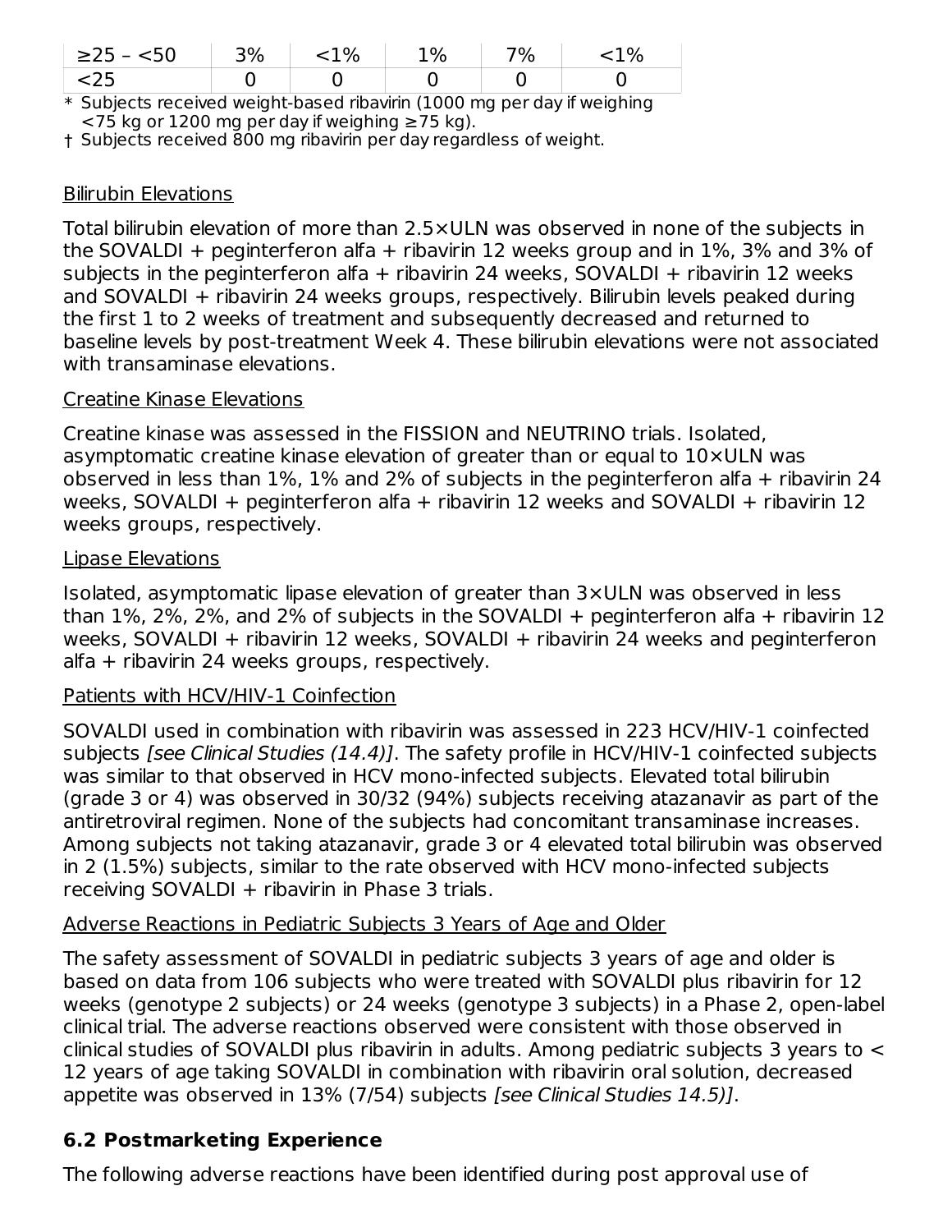| | | | | | |
|---|---|---|---|---|---|
| ≥25 – <50 | 3% | <1% | 1% | 7% | <1% |
| <25 | 0 | 0 | 0 | 0 | 0 |

\* Subjects received weight-based ribavirin (1000 mg per day if weighing <75 kg or 1200 mg per day if weighing ≥75 kg).

† Subjects received 800 mg ribavirin per day regardless of weight.

Bilirubin Elevations

Total bilirubin elevation of more than 2.5×ULN was observed in none of the subjects in the SOVALDI + peginterferon alfa + ribavirin 12 weeks group and in 1%, 3% and 3% of subjects in the peginterferon alfa + ribavirin 24 weeks, SOVALDI + ribavirin 12 weeks and SOVALDI + ribavirin 24 weeks groups, respectively. Bilirubin levels peaked during the first 1 to 2 weeks of treatment and subsequently decreased and returned to baseline levels by post-treatment Week 4. These bilirubin elevations were not associated with transaminase elevations.

Creatine Kinase Elevations

Creatine kinase was assessed in the FISSION and NEUTRINO trials. Isolated, asymptomatic creatine kinase elevation of greater than or equal to 10×ULN was observed in less than 1%, 1% and 2% of subjects in the peginterferon alfa + ribavirin 24 weeks, SOVALDI + peginterferon alfa + ribavirin 12 weeks and SOVALDI + ribavirin 12 weeks groups, respectively.

Lipase Elevations

Isolated, asymptomatic lipase elevation of greater than 3×ULN was observed in less than 1%, 2%, 2%, and 2% of subjects in the SOVALDI + peginterferon alfa + ribavirin 12 weeks, SOVALDI + ribavirin 12 weeks, SOVALDI + ribavirin 24 weeks and peginterferon alfa + ribavirin 24 weeks groups, respectively.

Patients with HCV/HIV-1 Coinfection

SOVALDI used in combination with ribavirin was assessed in 223 HCV/HIV-1 coinfected subjects *[see Clinical Studies (14.4)]*. The safety profile in HCV/HIV-1 coinfected subjects was similar to that observed in HCV mono-infected subjects. Elevated total bilirubin (grade 3 or 4) was observed in 30/32 (94%) subjects receiving atazanavir as part of the antiretroviral regimen. None of the subjects had concomitant transaminase increases. Among subjects not taking atazanavir, grade 3 or 4 elevated total bilirubin was observed in 2 (1.5%) subjects, similar to the rate observed with HCV mono-infected subjects receiving SOVALDI + ribavirin in Phase 3 trials.

Adverse Reactions in Pediatric Subjects 3 Years of Age and Older

The safety assessment of SOVALDI in pediatric subjects 3 years of age and older is based on data from 106 subjects who were treated with SOVALDI plus ribavirin for 12 weeks (genotype 2 subjects) or 24 weeks (genotype 3 subjects) in a Phase 2, open-label clinical trial. The adverse reactions observed were consistent with those observed in clinical studies of SOVALDI plus ribavirin in adults. Among pediatric subjects 3 years to < 12 years of age taking SOVALDI in combination with ribavirin oral solution, decreased appetite was observed in 13% (7/54) subjects *[see Clinical Studies 14.5)]*.

## 6.2 Postmarketing Experience

The following adverse reactions have been identified during post approval use of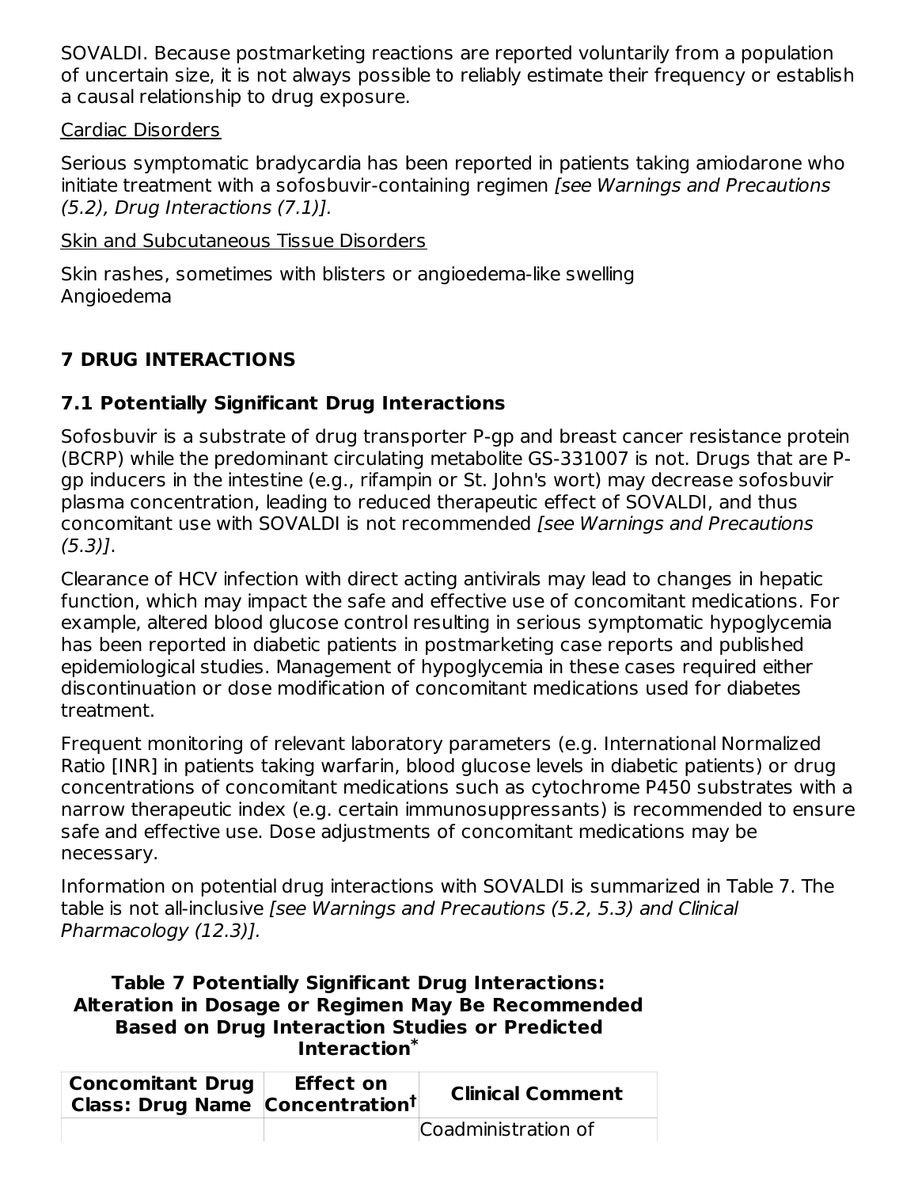SOVALDI. Because postmarketing reactions are reported voluntarily from a population of uncertain size, it is not always possible to reliably estimate their frequency or establish a causal relationship to drug exposure.

Cardiac Disorders

Serious symptomatic bradycardia has been reported in patients taking amiodarone who initiate treatment with a sofosbuvir-containing regimen *[see Warnings and Precautions (5.2), Drug Interactions (7.1)].*

Skin and Subcutaneous Tissue Disorders

Skin rashes, sometimes with blisters or angioedema-like swelling
Angioedema

## 7 DRUG INTERACTIONS

### 7.1 Potentially Significant Drug Interactions

Sofosbuvir is a substrate of drug transporter P-gp and breast cancer resistance protein (BCRP) while the predominant circulating metabolite GS-331007 is not. Drugs that are P-gp inducers in the intestine (e.g., rifampin or St. John's wort) may decrease sofosbuvir plasma concentration, leading to reduced therapeutic effect of SOVALDI, and thus concomitant use with SOVALDI is not recommended *[see Warnings and Precautions (5.3)]*.

Clearance of HCV infection with direct acting antivirals may lead to changes in hepatic function, which may impact the safe and effective use of concomitant medications. For example, altered blood glucose control resulting in serious symptomatic hypoglycemia has been reported in diabetic patients in postmarketing case reports and published epidemiological studies. Management of hypoglycemia in these cases required either discontinuation or dose modification of concomitant medications used for diabetes treatment.

Frequent monitoring of relevant laboratory parameters (e.g. International Normalized Ratio [INR] in patients taking warfarin, blood glucose levels in diabetic patients) or drug concentrations of concomitant medications such as cytochrome P450 substrates with a narrow therapeutic index (e.g. certain immunosuppressants) is recommended to ensure safe and effective use. Dose adjustments of concomitant medications may be necessary.

Information on potential drug interactions with SOVALDI is summarized in Table 7. The table is not all-inclusive *[see Warnings and Precautions (5.2, 5.3) and Clinical Pharmacology (12.3)].*

**Table 7 Potentially Significant Drug Interactions: Alteration in Dosage or Regimen May Be Recommended Based on Drug Interaction Studies or Predicted Interaction***

| Concomitant Drug Class: Drug Name | Effect on Concentration† | Clinical Comment |
|---|---|---|
| | | Coadministration of |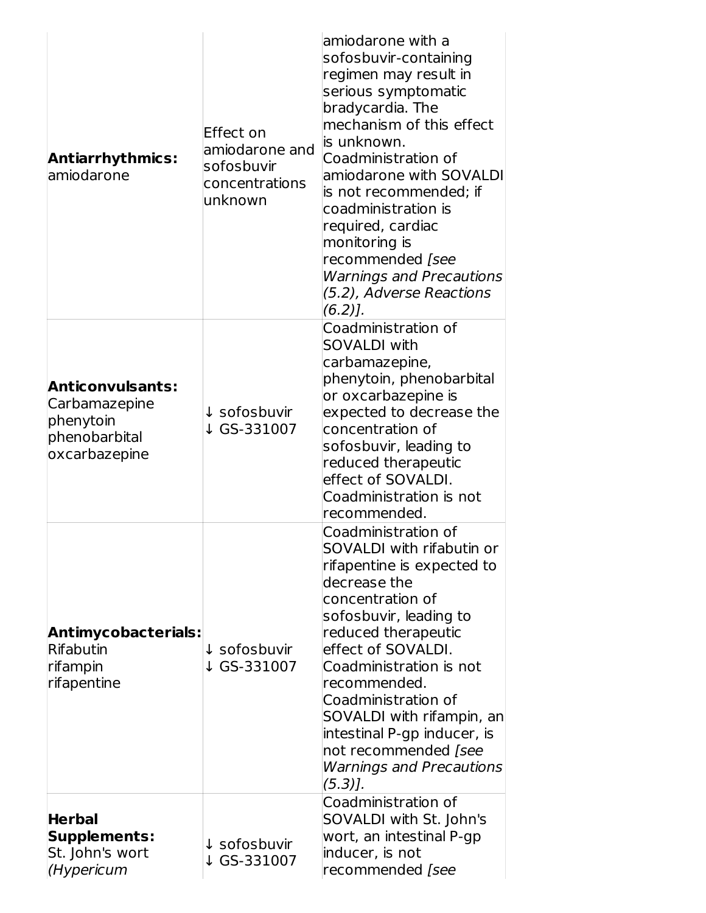| | | |
|---|---|---|
| **Antiarrhythmics:** amiodarone | Effect on amiodarone and sofosbuvir concentrations unknown | amiodarone with a sofosbuvir-containing regimen may result in serious symptomatic bradycardia. The mechanism of this effect is unknown. Coadministration of amiodarone with SOVALDI is not recommended; if coadministration is required, cardiac monitoring is recommended *[see Warnings and Precautions (5.2), Adverse Reactions (6.2)]*. |
| **Anticonvulsants:** Carbamazepine phenytoin phenobarbital oxcarbazepine | ↓ sofosbuvir ↓ GS-331007 | Coadministration of SOVALDI with carbamazepine, phenytoin, phenobarbital or oxcarbazepine is expected to decrease the concentration of sofosbuvir, leading to reduced therapeutic effect of SOVALDI. Coadministration is not recommended. |
| **Antimycobacterials:** Rifabutin rifampin rifapentine | ↓ sofosbuvir ↓ GS-331007 | Coadministration of SOVALDI with rifabutin or rifapentine is expected to decrease the concentration of sofosbuvir, leading to reduced therapeutic effect of SOVALDI. Coadministration is not recommended. Coadministration of SOVALDI with rifampin, an intestinal P-gp inducer, is not recommended *[see Warnings and Precautions (5.3)]*. |
| **Herbal Supplements:** St. John's wort *(Hypericum* | ↓ sofosbuvir ↓ GS-331007 | Coadministration of SOVALDI with St. John's wort, an intestinal P-gp inducer, is not recommended *[see* |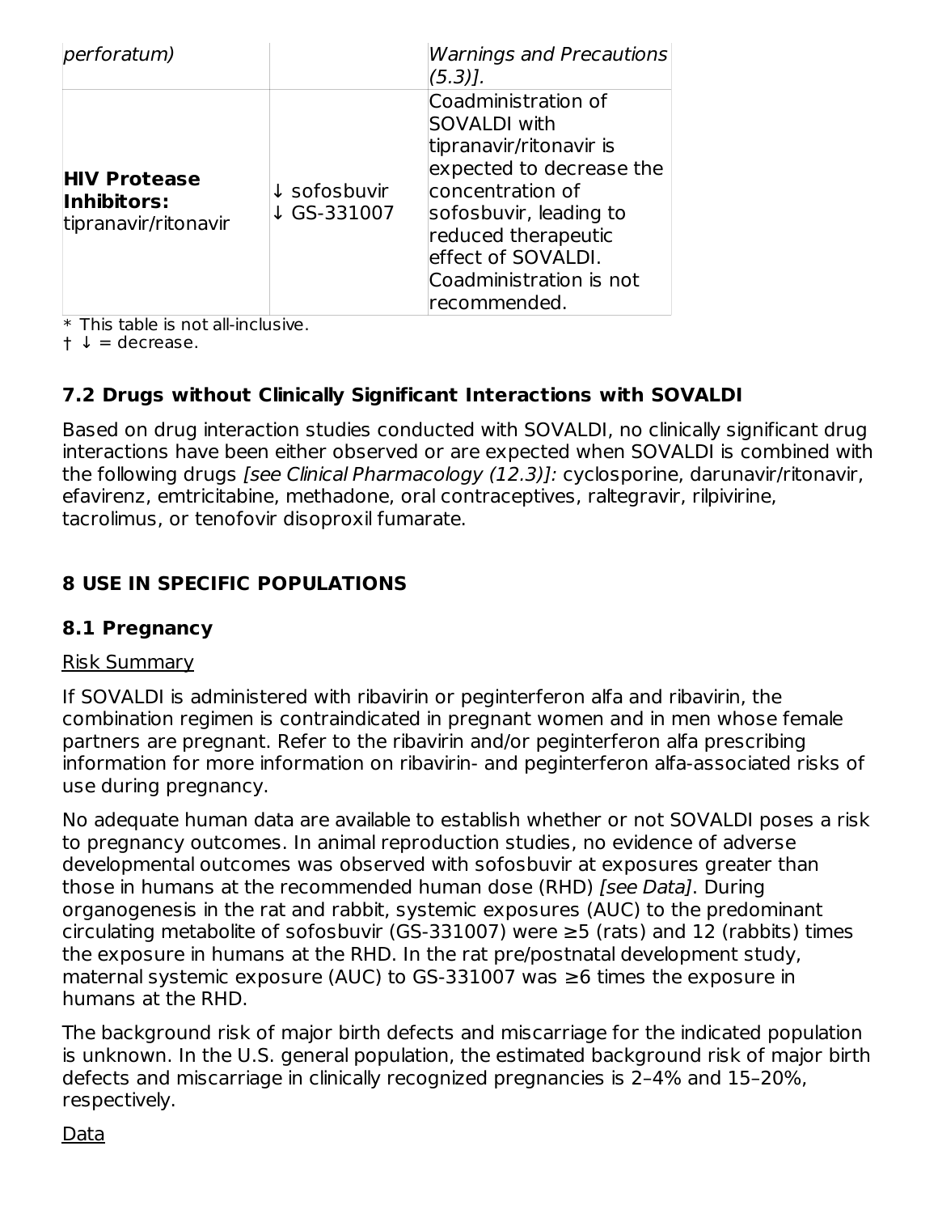| | | |
|---|---|---|
| perforatum) | | Warnings and Precautions (5.3)]. |
| **HIV Protease Inhibitors:** tipranavir/ritonavir | ↓ sofosbuvir ↓ GS-331007 | Coadministration of SOVALDI with tipranavir/ritonavir is expected to decrease the concentration of sofosbuvir, leading to reduced therapeutic effect of SOVALDI. Coadministration is not recommended. |

* This table is not all-inclusive.
† ↓ = decrease.

### 7.2 Drugs without Clinically Significant Interactions with SOVALDI

Based on drug interaction studies conducted with SOVALDI, no clinically significant drug interactions have been either observed or are expected when SOVALDI is combined with the following drugs *[see Clinical Pharmacology (12.3)]:* cyclosporine, darunavir/ritonavir, efavirenz, emtricitabine, methadone, oral contraceptives, raltegravir, rilpivirine, tacrolimus, or tenofovir disoproxil fumarate.

## 8 USE IN SPECIFIC POPULATIONS

### 8.1 Pregnancy

Risk Summary

If SOVALDI is administered with ribavirin or peginterferon alfa and ribavirin, the combination regimen is contraindicated in pregnant women and in men whose female partners are pregnant. Refer to the ribavirin and/or peginterferon alfa prescribing information for more information on ribavirin- and peginterferon alfa-associated risks of use during pregnancy.

No adequate human data are available to establish whether or not SOVALDI poses a risk to pregnancy outcomes. In animal reproduction studies, no evidence of adverse developmental outcomes was observed with sofosbuvir at exposures greater than those in humans at the recommended human dose (RHD) *[see Data]*. During organogenesis in the rat and rabbit, systemic exposures (AUC) to the predominant circulating metabolite of sofosbuvir (GS-331007) were ≥5 (rats) and 12 (rabbits) times the exposure in humans at the RHD. In the rat pre/postnatal development study, maternal systemic exposure (AUC) to GS-331007 was ≥6 times the exposure in humans at the RHD.

The background risk of major birth defects and miscarriage for the indicated population is unknown. In the U.S. general population, the estimated background risk of major birth defects and miscarriage in clinically recognized pregnancies is 2–4% and 15–20%, respectively.

Data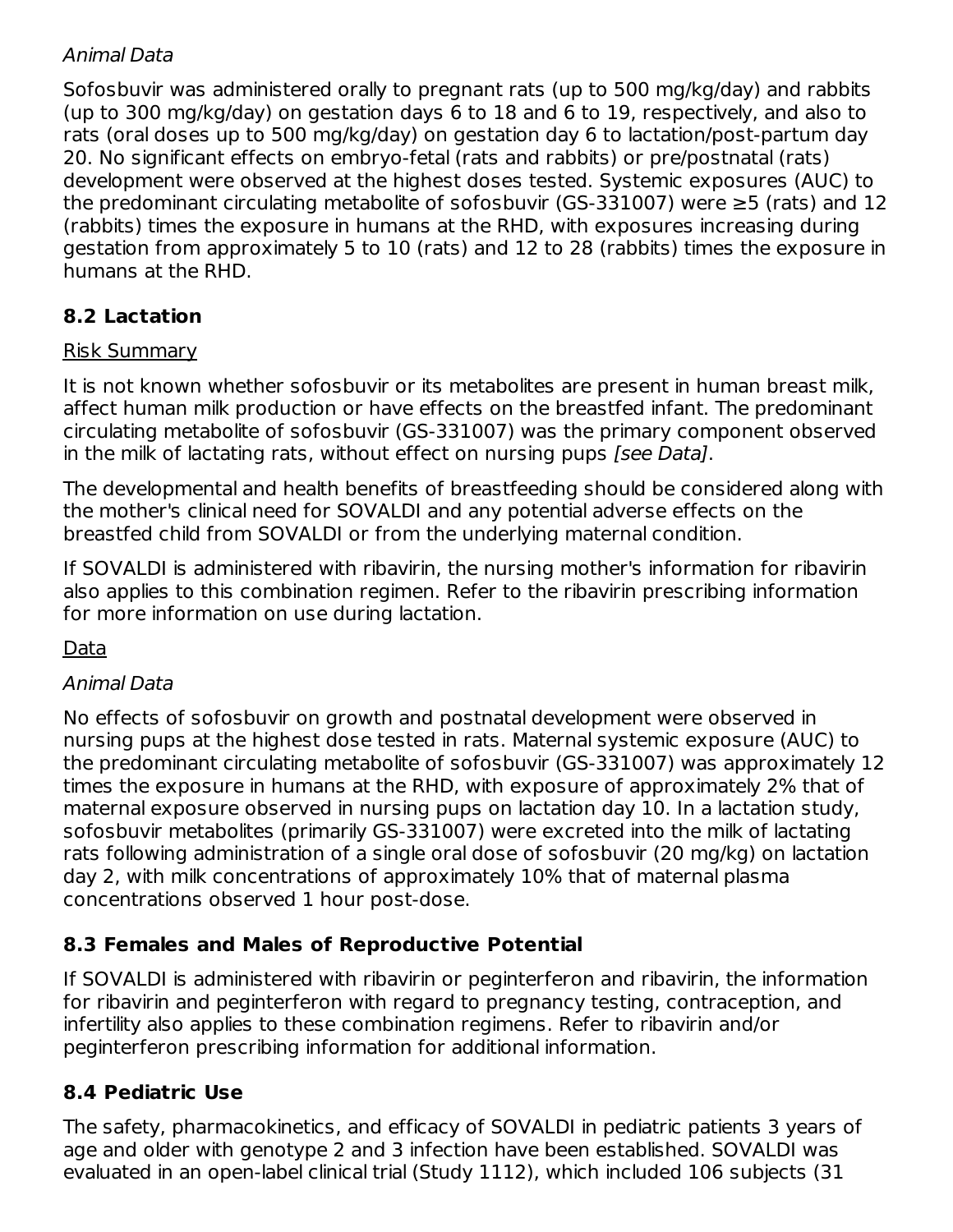*Animal Data*

Sofosbuvir was administered orally to pregnant rats (up to 500 mg/kg/day) and rabbits (up to 300 mg/kg/day) on gestation days 6 to 18 and 6 to 19, respectively, and also to rats (oral doses up to 500 mg/kg/day) on gestation day 6 to lactation/post-partum day 20. No significant effects on embryo-fetal (rats and rabbits) or pre/postnatal (rats) development were observed at the highest doses tested. Systemic exposures (AUC) to the predominant circulating metabolite of sofosbuvir (GS-331007) were ≥5 (rats) and 12 (rabbits) times the exposure in humans at the RHD, with exposures increasing during gestation from approximately 5 to 10 (rats) and 12 to 28 (rabbits) times the exposure in humans at the RHD.

## 8.2 Lactation

Risk Summary

It is not known whether sofosbuvir or its metabolites are present in human breast milk, affect human milk production or have effects on the breastfed infant. The predominant circulating metabolite of sofosbuvir (GS-331007) was the primary component observed in the milk of lactating rats, without effect on nursing pups *[see Data]*.

The developmental and health benefits of breastfeeding should be considered along with the mother's clinical need for SOVALDI and any potential adverse effects on the breastfed child from SOVALDI or from the underlying maternal condition.

If SOVALDI is administered with ribavirin, the nursing mother's information for ribavirin also applies to this combination regimen. Refer to the ribavirin prescribing information for more information on use during lactation.

Data

*Animal Data*

No effects of sofosbuvir on growth and postnatal development were observed in nursing pups at the highest dose tested in rats. Maternal systemic exposure (AUC) to the predominant circulating metabolite of sofosbuvir (GS-331007) was approximately 12 times the exposure in humans at the RHD, with exposure of approximately 2% that of maternal exposure observed in nursing pups on lactation day 10. In a lactation study, sofosbuvir metabolites (primarily GS-331007) were excreted into the milk of lactating rats following administration of a single oral dose of sofosbuvir (20 mg/kg) on lactation day 2, with milk concentrations of approximately 10% that of maternal plasma concentrations observed 1 hour post-dose.

## 8.3 Females and Males of Reproductive Potential

If SOVALDI is administered with ribavirin or peginterferon and ribavirin, the information for ribavirin and peginterferon with regard to pregnancy testing, contraception, and infertility also applies to these combination regimens. Refer to ribavirin and/or peginterferon prescribing information for additional information.

## 8.4 Pediatric Use

The safety, pharmacokinetics, and efficacy of SOVALDI in pediatric patients 3 years of age and older with genotype 2 and 3 infection have been established. SOVALDI was evaluated in an open-label clinical trial (Study 1112), which included 106 subjects (31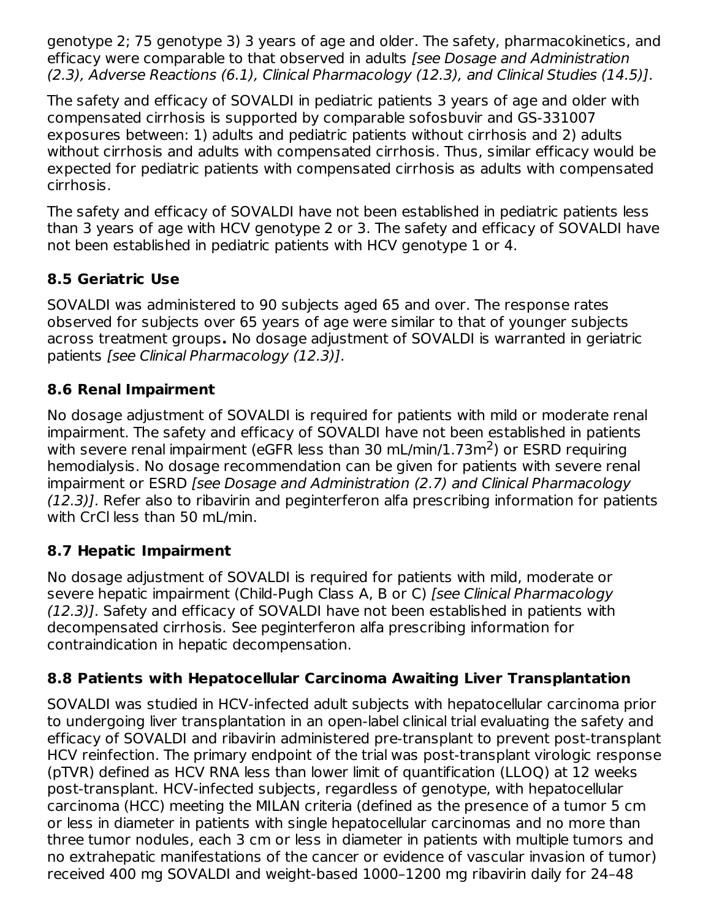genotype 2; 75 genotype 3) 3 years of age and older. The safety, pharmacokinetics, and efficacy were comparable to that observed in adults *[see Dosage and Administration (2.3), Adverse Reactions (6.1), Clinical Pharmacology (12.3), and Clinical Studies (14.5)]*.

The safety and efficacy of SOVALDI in pediatric patients 3 years of age and older with compensated cirrhosis is supported by comparable sofosbuvir and GS-331007 exposures between: 1) adults and pediatric patients without cirrhosis and 2) adults without cirrhosis and adults with compensated cirrhosis. Thus, similar efficacy would be expected for pediatric patients with compensated cirrhosis as adults with compensated cirrhosis.

The safety and efficacy of SOVALDI have not been established in pediatric patients less than 3 years of age with HCV genotype 2 or 3. The safety and efficacy of SOVALDI have not been established in pediatric patients with HCV genotype 1 or 4.

### 8.5 Geriatric Use

SOVALDI was administered to 90 subjects aged 65 and over. The response rates observed for subjects over 65 years of age were similar to that of younger subjects across treatment groups**.** No dosage adjustment of SOVALDI is warranted in geriatric patients *[see Clinical Pharmacology (12.3)]*.

### 8.6 Renal Impairment

No dosage adjustment of SOVALDI is required for patients with mild or moderate renal impairment. The safety and efficacy of SOVALDI have not been established in patients with severe renal impairment (eGFR less than 30 mL/min/1.73m$^2$) or ESRD requiring hemodialysis. No dosage recommendation can be given for patients with severe renal impairment or ESRD *[see Dosage and Administration (2.7) and Clinical Pharmacology (12.3)]*. Refer also to ribavirin and peginterferon alfa prescribing information for patients with CrCl less than 50 mL/min.

### 8.7 Hepatic Impairment

No dosage adjustment of SOVALDI is required for patients with mild, moderate or severe hepatic impairment (Child-Pugh Class A, B or C) *[see Clinical Pharmacology (12.3)]*. Safety and efficacy of SOVALDI have not been established in patients with decompensated cirrhosis. See peginterferon alfa prescribing information for contraindication in hepatic decompensation.

### 8.8 Patients with Hepatocellular Carcinoma Awaiting Liver Transplantation

SOVALDI was studied in HCV-infected adult subjects with hepatocellular carcinoma prior to undergoing liver transplantation in an open-label clinical trial evaluating the safety and efficacy of SOVALDI and ribavirin administered pre-transplant to prevent post-transplant HCV reinfection. The primary endpoint of the trial was post-transplant virologic response (pTVR) defined as HCV RNA less than lower limit of quantification (LLOQ) at 12 weeks post-transplant. HCV-infected subjects, regardless of genotype, with hepatocellular carcinoma (HCC) meeting the MILAN criteria (defined as the presence of a tumor 5 cm or less in diameter in patients with single hepatocellular carcinomas and no more than three tumor nodules, each 3 cm or less in diameter in patients with multiple tumors and no extrahepatic manifestations of the cancer or evidence of vascular invasion of tumor) received 400 mg SOVALDI and weight-based 1000–1200 mg ribavirin daily for 24–48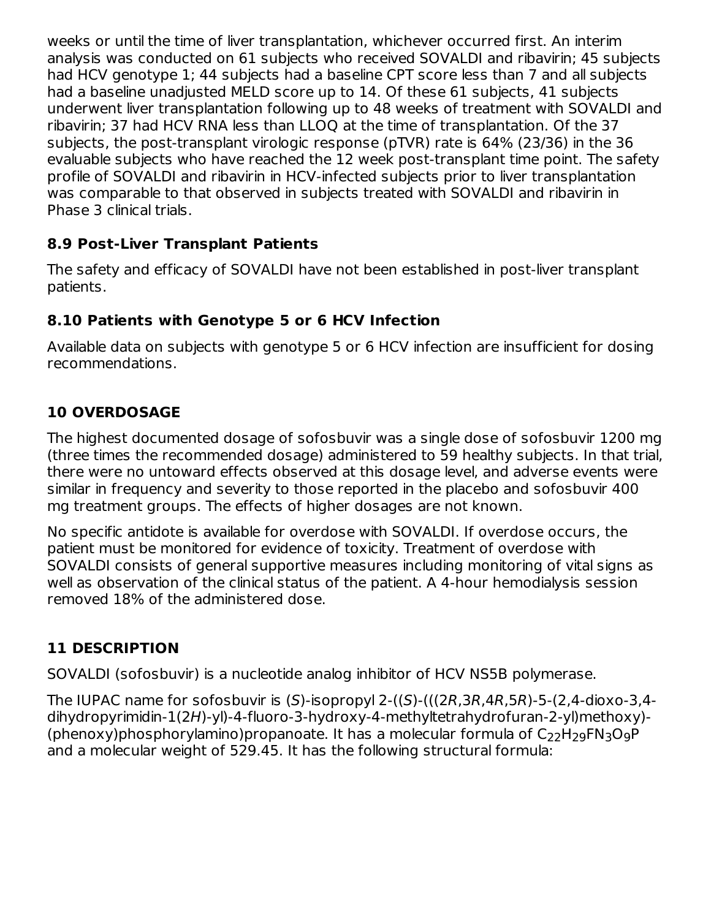weeks or until the time of liver transplantation, whichever occurred first. An interim analysis was conducted on 61 subjects who received SOVALDI and ribavirin; 45 subjects had HCV genotype 1; 44 subjects had a baseline CPT score less than 7 and all subjects had a baseline unadjusted MELD score up to 14. Of these 61 subjects, 41 subjects underwent liver transplantation following up to 48 weeks of treatment with SOVALDI and ribavirin; 37 had HCV RNA less than LLOQ at the time of transplantation. Of the 37 subjects, the post-transplant virologic response (pTVR) rate is 64% (23/36) in the 36 evaluable subjects who have reached the 12 week post-transplant time point. The safety profile of SOVALDI and ribavirin in HCV-infected subjects prior to liver transplantation was comparable to that observed in subjects treated with SOVALDI and ribavirin in Phase 3 clinical trials.

### 8.9 Post-Liver Transplant Patients

The safety and efficacy of SOVALDI have not been established in post-liver transplant patients.

### 8.10 Patients with Genotype 5 or 6 HCV Infection

Available data on subjects with genotype 5 or 6 HCV infection are insufficient for dosing recommendations.

## 10 OVERDOSAGE

The highest documented dosage of sofosbuvir was a single dose of sofosbuvir 1200 mg (three times the recommended dosage) administered to 59 healthy subjects. In that trial, there were no untoward effects observed at this dosage level, and adverse events were similar in frequency and severity to those reported in the placebo and sofosbuvir 400 mg treatment groups. The effects of higher dosages are not known.

No specific antidote is available for overdose with SOVALDI. If overdose occurs, the patient must be monitored for evidence of toxicity. Treatment of overdose with SOVALDI consists of general supportive measures including monitoring of vital signs as well as observation of the clinical status of the patient. A 4-hour hemodialysis session removed 18% of the administered dose.

## 11 DESCRIPTION

SOVALDI (sofosbuvir) is a nucleotide analog inhibitor of HCV NS5B polymerase.

The IUPAC name for sofosbuvir is (*S*)-isopropyl 2-((*S*)-(((2*R*,3*R*,4*R*,5*R*)-5-(2,4-dioxo-3,4-dihydropyrimidin-1(2*H*)-yl)-4-fluoro-3-hydroxy-4-methyltetrahydrofuran-2-yl)methoxy)-(phenoxy)phosphorylamino)propanoate. It has a molecular formula of $C_{22}H_{29}FN_3O_9P$ and a molecular weight of 529.45. It has the following structural formula: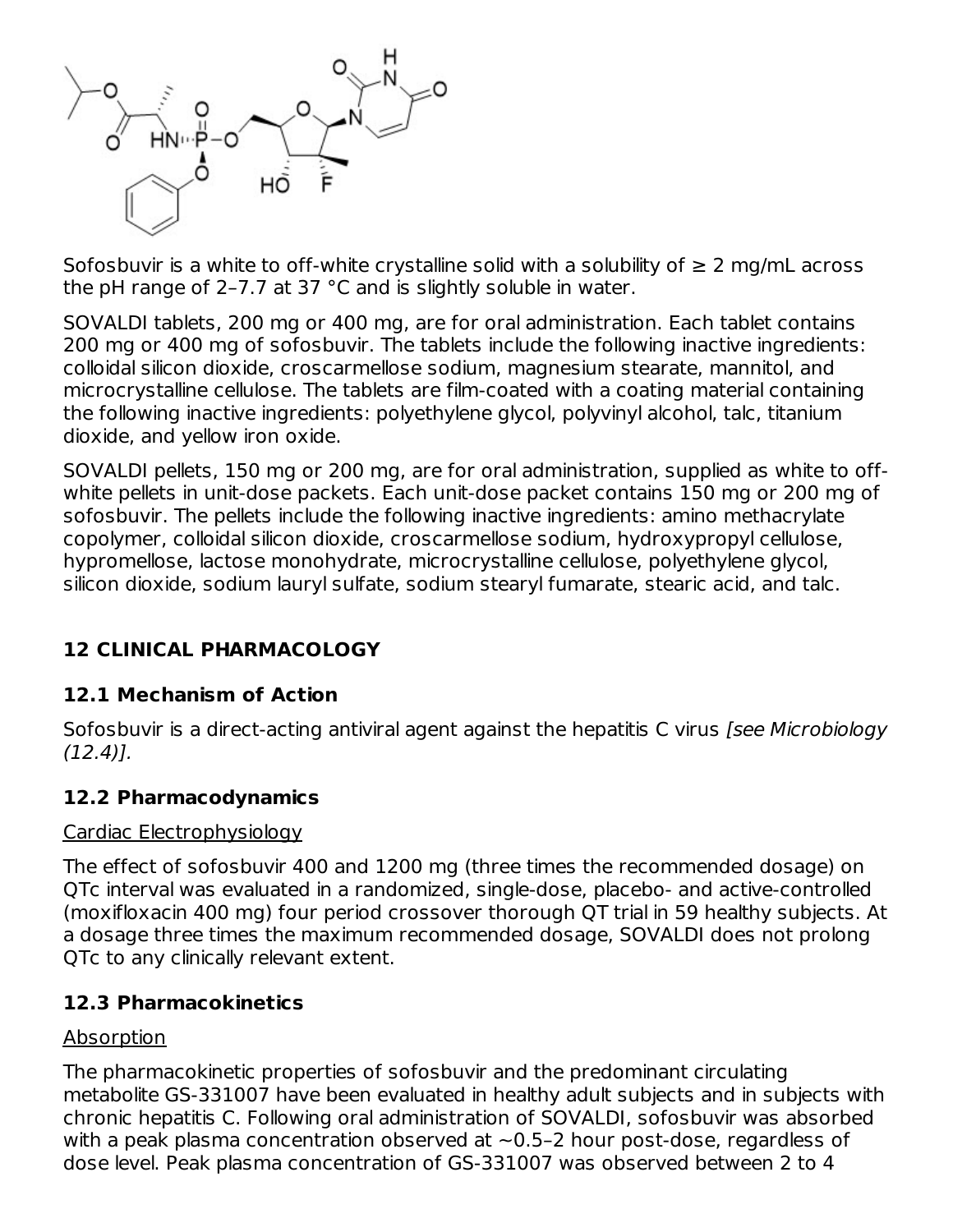Sofosbuvir is a white to off-white crystalline solid with a solubility of ≥ 2 mg/mL across the pH range of 2–7.7 at 37 °C and is slightly soluble in water.

SOVALDI tablets, 200 mg or 400 mg, are for oral administration. Each tablet contains 200 mg or 400 mg of sofosbuvir. The tablets include the following inactive ingredients: colloidal silicon dioxide, croscarmellose sodium, magnesium stearate, mannitol, and microcrystalline cellulose. The tablets are film-coated with a coating material containing the following inactive ingredients: polyethylene glycol, polyvinyl alcohol, talc, titanium dioxide, and yellow iron oxide.

SOVALDI pellets, 150 mg or 200 mg, are for oral administration, supplied as white to off-white pellets in unit-dose packets. Each unit-dose packet contains 150 mg or 200 mg of sofosbuvir. The pellets include the following inactive ingredients: amino methacrylate copolymer, colloidal silicon dioxide, croscarmellose sodium, hydroxypropyl cellulose, hypromellose, lactose monohydrate, microcrystalline cellulose, polyethylene glycol, silicon dioxide, sodium lauryl sulfate, sodium stearyl fumarate, stearic acid, and talc.

## 12 CLINICAL PHARMACOLOGY

### 12.1 Mechanism of Action

Sofosbuvir is a direct-acting antiviral agent against the hepatitis C virus *[see Microbiology (12.4)]*.

### 12.2 Pharmacodynamics

Cardiac Electrophysiology

The effect of sofosbuvir 400 and 1200 mg (three times the recommended dosage) on QTc interval was evaluated in a randomized, single-dose, placebo- and active-controlled (moxifloxacin 400 mg) four period crossover thorough QT trial in 59 healthy subjects. At a dosage three times the maximum recommended dosage, SOVALDI does not prolong QTc to any clinically relevant extent.

### 12.3 Pharmacokinetics

Absorption

The pharmacokinetic properties of sofosbuvir and the predominant circulating metabolite GS-331007 have been evaluated in healthy adult subjects and in subjects with chronic hepatitis C. Following oral administration of SOVALDI, sofosbuvir was absorbed with a peak plasma concentration observed at ~0.5–2 hour post-dose, regardless of dose level. Peak plasma concentration of GS-331007 was observed between 2 to 4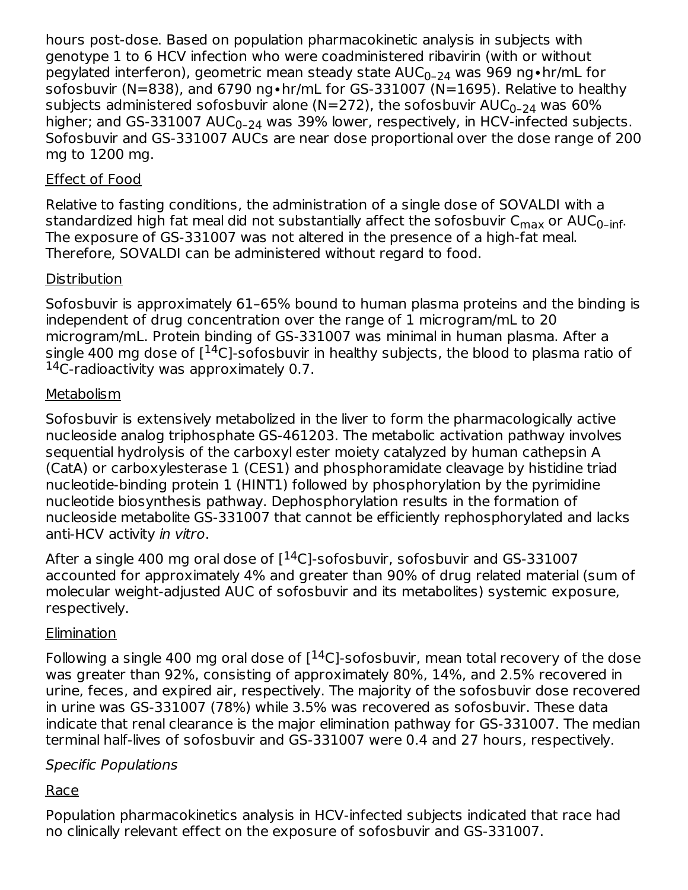hours post-dose. Based on population pharmacokinetic analysis in subjects with genotype 1 to 6 HCV infection who were coadministered ribavirin (with or without pegylated interferon), geometric mean steady state $AUC_{0–24}$ was 969 ng∙hr/mL for sofosbuvir (N=838), and 6790 ng∙hr/mL for GS-331007 (N=1695). Relative to healthy subjects administered sofosbuvir alone (N=272), the sofosbuvir $AUC_{0–24}$ was 60% higher; and GS-331007 $AUC_{0–24}$ was 39% lower, respectively, in HCV-infected subjects. Sofosbuvir and GS-331007 AUCs are near dose proportional over the dose range of 200 mg to 1200 mg.

Effect of Food

Relative to fasting conditions, the administration of a single dose of SOVALDI with a standardized high fat meal did not substantially affect the sofosbuvir $C_{max}$ or $AUC_{0–inf}$. The exposure of GS-331007 was not altered in the presence of a high-fat meal. Therefore, SOVALDI can be administered without regard to food.

Distribution

Sofosbuvir is approximately 61–65% bound to human plasma proteins and the binding is independent of drug concentration over the range of 1 microgram/mL to 20 microgram/mL. Protein binding of GS-331007 was minimal in human plasma. After a single 400 mg dose of [$^{14}$C]-sofosbuvir in healthy subjects, the blood to plasma ratio of $^{14}$C-radioactivity was approximately 0.7.

Metabolism

Sofosbuvir is extensively metabolized in the liver to form the pharmacologically active nucleoside analog triphosphate GS-461203. The metabolic activation pathway involves sequential hydrolysis of the carboxyl ester moiety catalyzed by human cathepsin A (CatA) or carboxylesterase 1 (CES1) and phosphoramidate cleavage by histidine triad nucleotide-binding protein 1 (HINT1) followed by phosphorylation by the pyrimidine nucleotide biosynthesis pathway. Dephosphorylation results in the formation of nucleoside metabolite GS-331007 that cannot be efficiently rephosphorylated and lacks anti-HCV activity *in vitro*.

After a single 400 mg oral dose of [$^{14}$C]-sofosbuvir, sofosbuvir and GS-331007 accounted for approximately 4% and greater than 90% of drug related material (sum of molecular weight-adjusted AUC of sofosbuvir and its metabolites) systemic exposure, respectively.

Elimination

Following a single 400 mg oral dose of [$^{14}$C]-sofosbuvir, mean total recovery of the dose was greater than 92%, consisting of approximately 80%, 14%, and 2.5% recovered in urine, feces, and expired air, respectively. The majority of the sofosbuvir dose recovered in urine was GS-331007 (78%) while 3.5% was recovered as sofosbuvir. These data indicate that renal clearance is the major elimination pathway for GS-331007. The median terminal half-lives of sofosbuvir and GS-331007 were 0.4 and 27 hours, respectively.

*Specific Populations*

Race

Population pharmacokinetics analysis in HCV-infected subjects indicated that race had no clinically relevant effect on the exposure of sofosbuvir and GS-331007.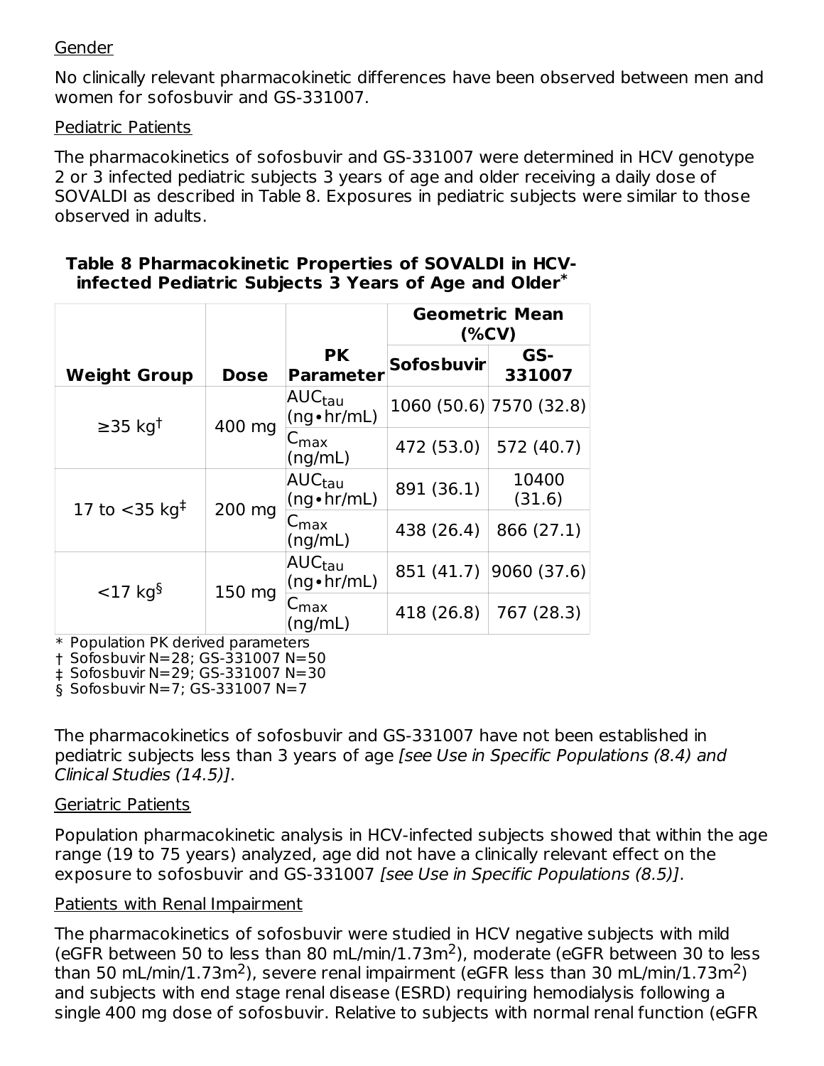Gender

No clinically relevant pharmacokinetic differences have been observed between men and women for sofosbuvir and GS-331007.

Pediatric Patients

The pharmacokinetics of sofosbuvir and GS-331007 were determined in HCV genotype 2 or 3 infected pediatric subjects 3 years of age and older receiving a daily dose of SOVALDI as described in Table 8. Exposures in pediatric subjects were similar to those observed in adults.

**Table 8 Pharmacokinetic Properties of SOVALDI in HCV-infected Pediatric Subjects 3 Years of Age and Older***

| Weight Group | Dose | PK Parameter | Geometric Mean (%CV) | |
|---|---|---|---|---|
| | | | **Sofosbuvir** | **GS-331007** |
| ≥35 kg† | 400 mg | $AUC_{tau}$ (ng•hr/mL) | 1060 (50.6) | 7570 (32.8) |
| | | $C_{max}$ (ng/mL) | 472 (53.0) | 572 (40.7) |
| 17 to <35 kg‡ | 200 mg | $AUC_{tau}$ (ng•hr/mL) | 891 (36.1) | 10400 (31.6) |
| | | $C_{max}$ (ng/mL) | 438 (26.4) | 866 (27.1) |
| <17 kg§ | 150 mg | $AUC_{tau}$ (ng•hr/mL) | 851 (41.7) | 9060 (37.6) |
| | | $C_{max}$ (ng/mL) | 418 (26.8) | 767 (28.3) |

\* Population PK derived parameters
† Sofosbuvir N=28; GS-331007 N=50
‡ Sofosbuvir N=29; GS-331007 N=30
§ Sofosbuvir N=7; GS-331007 N=7

The pharmacokinetics of sofosbuvir and GS-331007 have not been established in pediatric subjects less than 3 years of age *[see Use in Specific Populations (8.4) and Clinical Studies (14.5)]*.

Geriatric Patients

Population pharmacokinetic analysis in HCV-infected subjects showed that within the age range (19 to 75 years) analyzed, age did not have a clinically relevant effect on the exposure to sofosbuvir and GS-331007 *[see Use in Specific Populations (8.5)]*.

Patients with Renal Impairment

The pharmacokinetics of sofosbuvir were studied in HCV negative subjects with mild (eGFR between 50 to less than 80 mL/min/1.73m$^2$), moderate (eGFR between 30 to less than 50 mL/min/1.73m$^2$), severe renal impairment (eGFR less than 30 mL/min/1.73m$^2$) and subjects with end stage renal disease (ESRD) requiring hemodialysis following a single 400 mg dose of sofosbuvir. Relative to subjects with normal renal function (eGFR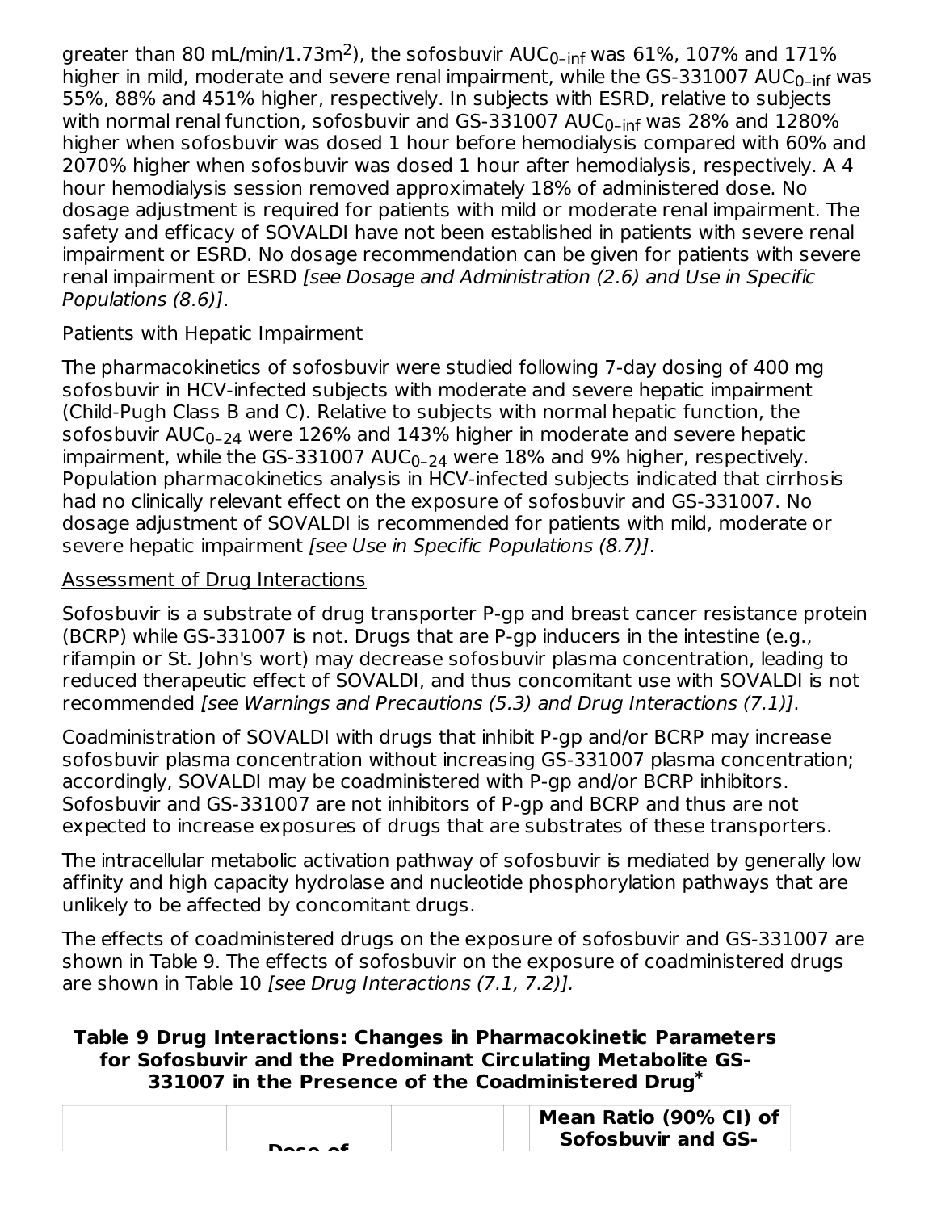greater than 80 mL/min/1.73m$^2$), the sofosbuvir $AUC_{0-inf}$ was 61%, 107% and 171% higher in mild, moderate and severe renal impairment, while the GS-331007 $AUC_{0-inf}$ was 55%, 88% and 451% higher, respectively. In subjects with ESRD, relative to subjects with normal renal function, sofosbuvir and GS-331007 $AUC_{0-inf}$ was 28% and 1280% higher when sofosbuvir was dosed 1 hour before hemodialysis compared with 60% and 2070% higher when sofosbuvir was dosed 1 hour after hemodialysis, respectively. A 4 hour hemodialysis session removed approximately 18% of administered dose. No dosage adjustment is required for patients with mild or moderate renal impairment. The safety and efficacy of SOVALDI have not been established in patients with severe renal impairment or ESRD. No dosage recommendation can be given for patients with severe renal impairment or ESRD *[see Dosage and Administration (2.6) and Use in Specific Populations (8.6)]*.

Patients with Hepatic Impairment

The pharmacokinetics of sofosbuvir were studied following 7-day dosing of 400 mg sofosbuvir in HCV-infected subjects with moderate and severe hepatic impairment (Child-Pugh Class B and C). Relative to subjects with normal hepatic function, the sofosbuvir $AUC_{0-24}$ were 126% and 143% higher in moderate and severe hepatic impairment, while the GS-331007 $AUC_{0-24}$ were 18% and 9% higher, respectively. Population pharmacokinetics analysis in HCV-infected subjects indicated that cirrhosis had no clinically relevant effect on the exposure of sofosbuvir and GS-331007. No dosage adjustment of SOVALDI is recommended for patients with mild, moderate or severe hepatic impairment *[see Use in Specific Populations (8.7)]*.

Assessment of Drug Interactions

Sofosbuvir is a substrate of drug transporter P-gp and breast cancer resistance protein (BCRP) while GS-331007 is not. Drugs that are P-gp inducers in the intestine (e.g., rifampin or St. John's wort) may decrease sofosbuvir plasma concentration, leading to reduced therapeutic effect of SOVALDI, and thus concomitant use with SOVALDI is not recommended *[see Warnings and Precautions (5.3) and Drug Interactions (7.1)]*.

Coadministration of SOVALDI with drugs that inhibit P-gp and/or BCRP may increase sofosbuvir plasma concentration without increasing GS-331007 plasma concentration; accordingly, SOVALDI may be coadministered with P-gp and/or BCRP inhibitors. Sofosbuvir and GS-331007 are not inhibitors of P-gp and BCRP and thus are not expected to increase exposures of drugs that are substrates of these transporters.

The intracellular metabolic activation pathway of sofosbuvir is mediated by generally low affinity and high capacity hydrolase and nucleotide phosphorylation pathways that are unlikely to be affected by concomitant drugs.

The effects of coadministered drugs on the exposure of sofosbuvir and GS-331007 are shown in Table 9. The effects of sofosbuvir on the exposure of coadministered drugs are shown in Table 10 *[see Drug Interactions (7.1, 7.2)]*.

**Table 9 Drug Interactions: Changes in Pharmacokinetic Parameters for Sofosbuvir and the Predominant Circulating Metabolite GS-331007 in the Presence of the Coadministered Drug***

| | Dose of | | | Mean Ratio (90% CI) of Sofosbuvir and GS- |
|---|---|---|---|---|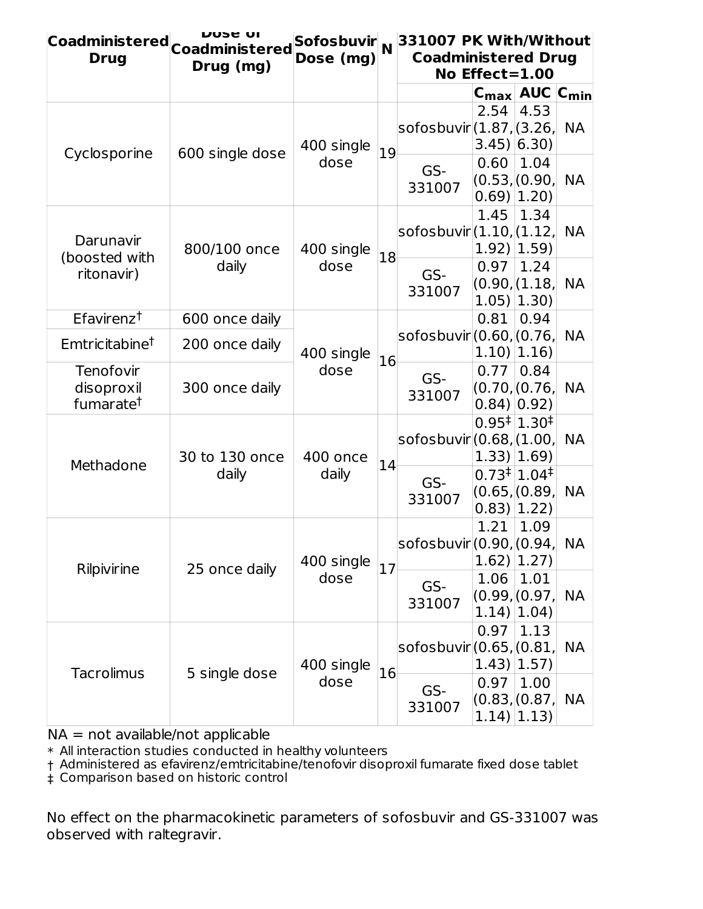| Coadministered Drug | Dose of Coadministered Drug (mg) | Sofosbuvir Dose (mg) | N | 331007 PK With/Without Coadministered Drug No Effect=1.00 | | | |
|---|---|---|---|---|---|---|---|
| | | | | | $C_{max}$ | AUC | $C_{min}$ |
| Cyclosporine | 600 single dose | 400 single dose | 19 | sofosbuvir | 2.54 (1.87, 3.45) | 4.53 (3.26, 6.30) | NA |
| | | | | GS-331007 | 0.60 (0.53, 0.69) | 1.04 (0.90, 1.20) | NA |
| Darunavir (boosted with ritonavir) | 800/100 once daily | 400 single dose | 18 | sofosbuvir | 1.45 (1.10, 1.92) | 1.34 (1.12, 1.59) | NA |
| | | | | GS-331007 | 0.97 (0.90, 1.05) | 1.24 (1.18, 1.30) | NA |
| Efavirenz† | 600 once daily | 400 single dose | 16 | sofosbuvir | 0.81 (0.60, 1.10) | 0.94 (0.76, 1.16) | NA |
| Emtricitabine† | 200 once daily | | | | | | |
| Tenofovir disoproxil fumarate† | 300 once daily | | | GS-331007 | 0.77 (0.70, 0.84) | 0.84 (0.76, 0.92) | NA |
| Methadone | 30 to 130 once daily | 400 once daily | 14 | sofosbuvir | 0.95‡ (0.68, 1.33) | 1.30‡ (1.00, 1.69) | NA |
| | | | | GS-331007 | 0.73‡ (0.65, 0.83) | 1.04‡ (0.89, 1.22) | NA |
| Rilpivirine | 25 once daily | 400 single dose | 17 | sofosbuvir | 1.21 (0.90, 1.62) | 1.09 (0.94, 1.27) | NA |
| | | | | GS-331007 | 1.06 (0.99, 1.14) | 1.01 (0.97, 1.04) | NA |
| Tacrolimus | 5 single dose | 400 single dose | 16 | sofosbuvir | 0.97 (0.65, 1.43) | 1.13 (0.81, 1.57) | NA |
| | | | | GS-331007 | 0.97 (0.83, 1.14) | 1.00 (0.87, 1.13) | NA |

NA = not available/not applicable

\* All interaction studies conducted in healthy volunteers

† Administered as efavirenz/emtricitabine/tenofovir disoproxil fumarate fixed dose tablet

‡ Comparison based on historic control

No effect on the pharmacokinetic parameters of sofosbuvir and GS-331007 was observed with raltegravir.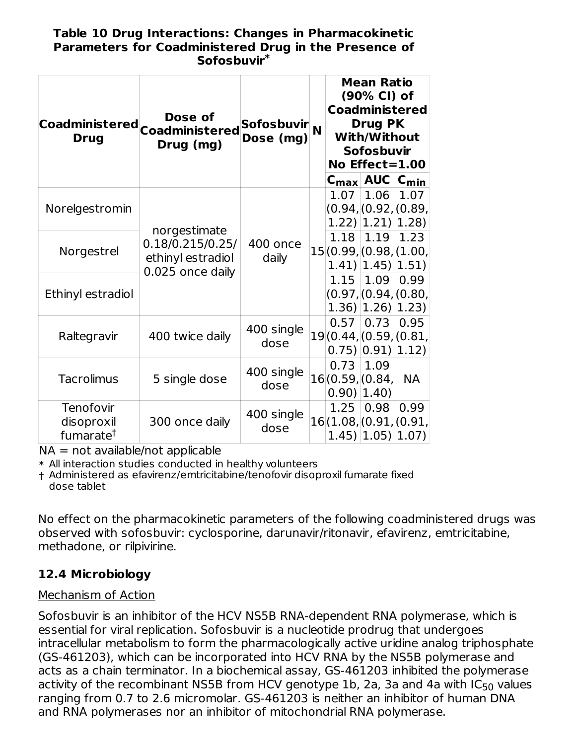**Table 10 Drug Interactions: Changes in Pharmacokinetic Parameters for Coadministered Drug in the Presence of Sofosbuvir***

| Coadministered Drug | Dose of Coadministered Drug (mg) | Sofosbuvir Dose (mg) | N | Mean Ratio (90% CI) of Coadministered Drug PK With/Without Sofosbuvir No Effect=1.00 | | |
|---|---|---|---|---|---|---|
| | | | | $C_{max}$ | AUC | $C_{min}$ |
| Norelgestromin | norgestimate 0.18/0.215/0.25/ ethinyl estradiol 0.025 once daily | 400 once daily | 15 | 1.07 (0.94, 1.22) | 1.06 (0.92, 1.21) | 1.07 (0.89, 1.28) |
| Norgestrel | | | | 1.18 (0.99, 1.41) | 1.19 (0.98, 1.45) | 1.23 (1.00, 1.51) |
| Ethinyl estradiol | | | | 1.15 (0.97, 1.36) | 1.09 (0.94, 1.26) | 0.99 (0.80, 1.23) |
| Raltegravir | 400 twice daily | 400 single dose | 19 | 0.57 (0.44, 0.75) | 0.73 (0.59, 0.91) | 0.95 (0.81, 1.12) |
| Tacrolimus | 5 single dose | 400 single dose | 16 | 0.73 (0.59, 0.90) | 1.09 (0.84, 1.40) | NA |
| Tenofovir disoproxil fumarate† | 300 once daily | 400 single dose | 16 | 1.25 (1.08, 1.45) | 0.98 (0.91, 1.05) | 0.99 (0.91, 1.07) |

NA = not available/not applicable

\* All interaction studies conducted in healthy volunteers

† Administered as efavirenz/emtricitabine/tenofovir disoproxil fumarate fixed dose tablet

No effect on the pharmacokinetic parameters of the following coadministered drugs was observed with sofosbuvir: cyclosporine, darunavir/ritonavir, efavirenz, emtricitabine, methadone, or rilpivirine.

## 12.4 Microbiology

Mechanism of Action

Sofosbuvir is an inhibitor of the HCV NS5B RNA-dependent RNA polymerase, which is essential for viral replication. Sofosbuvir is a nucleotide prodrug that undergoes intracellular metabolism to form the pharmacologically active uridine analog triphosphate (GS-461203), which can be incorporated into HCV RNA by the NS5B polymerase and acts as a chain terminator. In a biochemical assay, GS-461203 inhibited the polymerase activity of the recombinant NS5B from HCV genotype 1b, 2a, 3a and 4a with $IC_{50}$ values ranging from 0.7 to 2.6 micromolar. GS-461203 is neither an inhibitor of human DNA and RNA polymerases nor an inhibitor of mitochondrial RNA polymerase.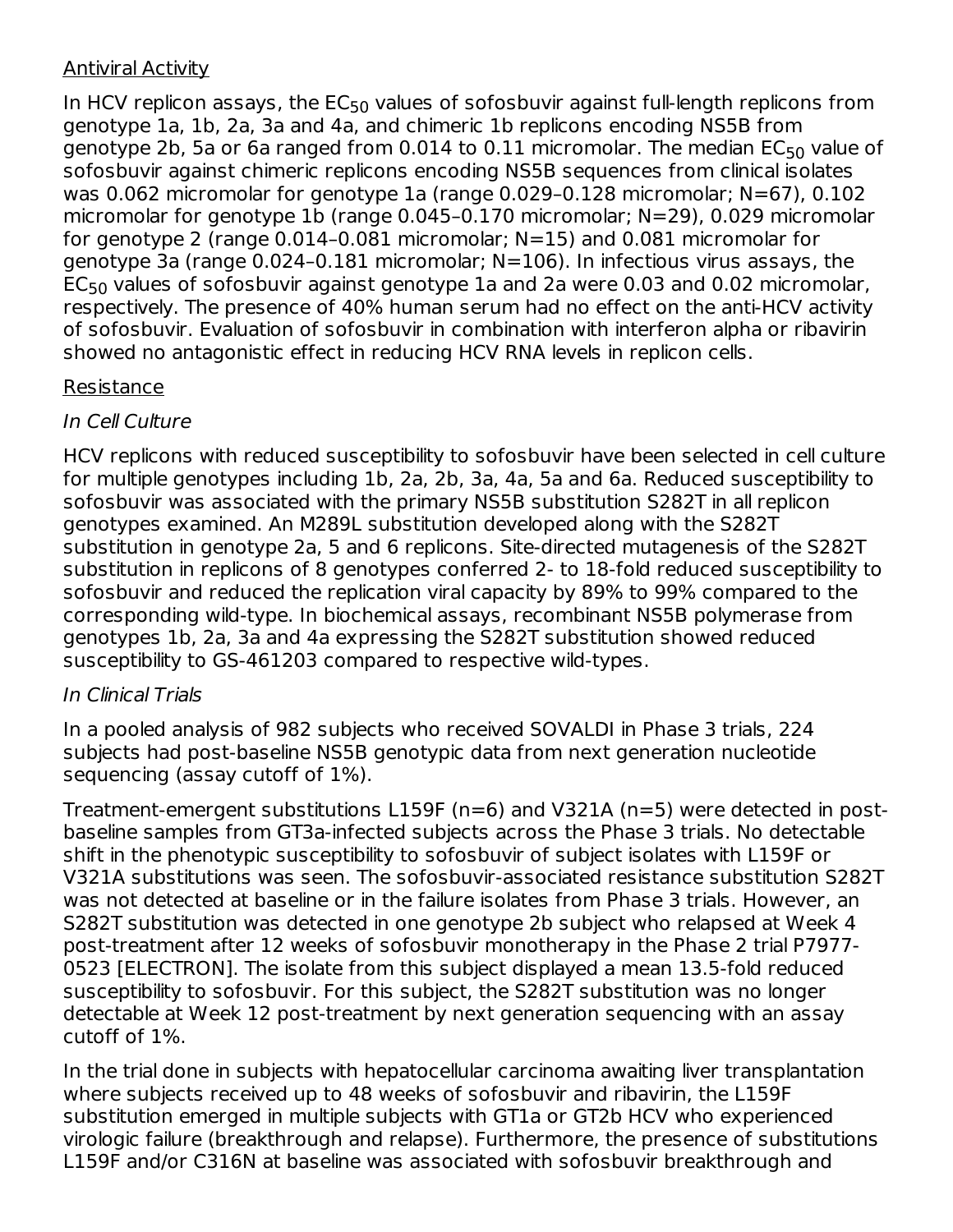<u>Antiviral Activity</u>

In HCV replicon assays, the $EC_{50}$ values of sofosbuvir against full-length replicons from genotype 1a, 1b, 2a, 3a and 4a, and chimeric 1b replicons encoding NS5B from genotype 2b, 5a or 6a ranged from 0.014 to 0.11 micromolar. The median $EC_{50}$ value of sofosbuvir against chimeric replicons encoding NS5B sequences from clinical isolates was 0.062 micromolar for genotype 1a (range 0.029–0.128 micromolar; N=67), 0.102 micromolar for genotype 1b (range 0.045–0.170 micromolar; N=29), 0.029 micromolar for genotype 2 (range 0.014–0.081 micromolar; N=15) and 0.081 micromolar for genotype 3a (range 0.024–0.181 micromolar; N=106). In infectious virus assays, the $EC_{50}$ values of sofosbuvir against genotype 1a and 2a were 0.03 and 0.02 micromolar, respectively. The presence of 40% human serum had no effect on the anti-HCV activity of sofosbuvir. Evaluation of sofosbuvir in combination with interferon alpha or ribavirin showed no antagonistic effect in reducing HCV RNA levels in replicon cells.

<u>Resistance</u>

*In Cell Culture*

HCV replicons with reduced susceptibility to sofosbuvir have been selected in cell culture for multiple genotypes including 1b, 2a, 2b, 3a, 4a, 5a and 6a. Reduced susceptibility to sofosbuvir was associated with the primary NS5B substitution S282T in all replicon genotypes examined. An M289L substitution developed along with the S282T substitution in genotype 2a, 5 and 6 replicons. Site-directed mutagenesis of the S282T substitution in replicons of 8 genotypes conferred 2- to 18-fold reduced susceptibility to sofosbuvir and reduced the replication viral capacity by 89% to 99% compared to the corresponding wild-type. In biochemical assays, recombinant NS5B polymerase from genotypes 1b, 2a, 3a and 4a expressing the S282T substitution showed reduced susceptibility to GS-461203 compared to respective wild-types.

*In Clinical Trials*

In a pooled analysis of 982 subjects who received SOVALDI in Phase 3 trials, 224 subjects had post-baseline NS5B genotypic data from next generation nucleotide sequencing (assay cutoff of 1%).

Treatment-emergent substitutions L159F (n=6) and V321A (n=5) were detected in post-baseline samples from GT3a-infected subjects across the Phase 3 trials. No detectable shift in the phenotypic susceptibility to sofosbuvir of subject isolates with L159F or V321A substitutions was seen. The sofosbuvir-associated resistance substitution S282T was not detected at baseline or in the failure isolates from Phase 3 trials. However, an S282T substitution was detected in one genotype 2b subject who relapsed at Week 4 post-treatment after 12 weeks of sofosbuvir monotherapy in the Phase 2 trial P7977-0523 [ELECTRON]. The isolate from this subject displayed a mean 13.5-fold reduced susceptibility to sofosbuvir. For this subject, the S282T substitution was no longer detectable at Week 12 post-treatment by next generation sequencing with an assay cutoff of 1%.

In the trial done in subjects with hepatocellular carcinoma awaiting liver transplantation where subjects received up to 48 weeks of sofosbuvir and ribavirin, the L159F substitution emerged in multiple subjects with GT1a or GT2b HCV who experienced virologic failure (breakthrough and relapse). Furthermore, the presence of substitutions L159F and/or C316N at baseline was associated with sofosbuvir breakthrough and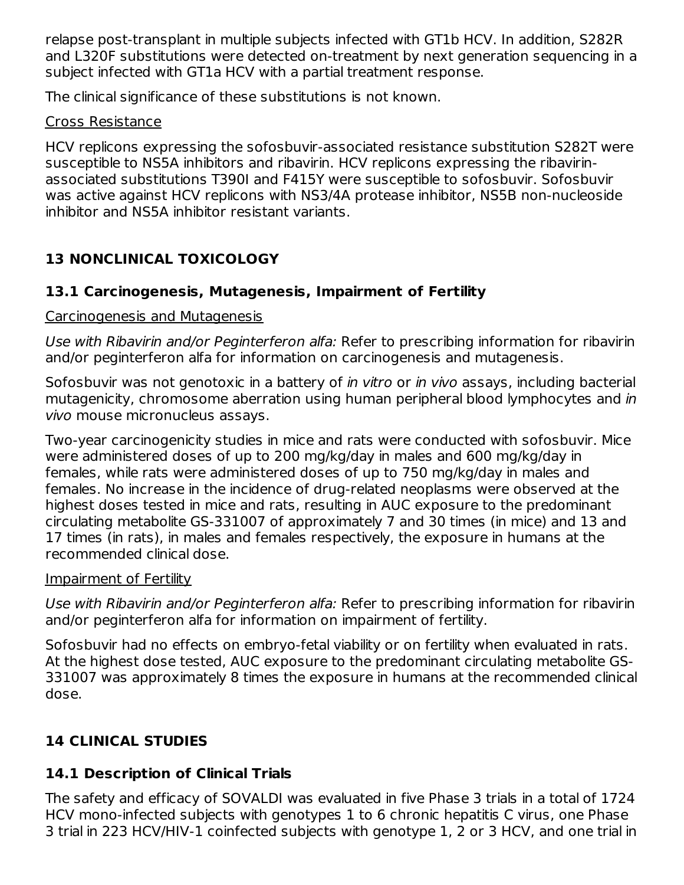relapse post-transplant in multiple subjects infected with GT1b HCV. In addition, S282R and L320F substitutions were detected on-treatment by next generation sequencing in a subject infected with GT1a HCV with a partial treatment response.

The clinical significance of these substitutions is not known.

Cross Resistance

HCV replicons expressing the sofosbuvir-associated resistance substitution S282T were susceptible to NS5A inhibitors and ribavirin. HCV replicons expressing the ribavirin-associated substitutions T390I and F415Y were susceptible to sofosbuvir. Sofosbuvir was active against HCV replicons with NS3/4A protease inhibitor, NS5B non-nucleoside inhibitor and NS5A inhibitor resistant variants.

## 13 NONCLINICAL TOXICOLOGY

### 13.1 Carcinogenesis, Mutagenesis, Impairment of Fertility

Carcinogenesis and Mutagenesis

*Use with Ribavirin and/or Peginterferon alfa:* Refer to prescribing information for ribavirin and/or peginterferon alfa for information on carcinogenesis and mutagenesis.

Sofosbuvir was not genotoxic in a battery of *in vitro* or *in vivo* assays, including bacterial mutagenicity, chromosome aberration using human peripheral blood lymphocytes and *in vivo* mouse micronucleus assays.

Two-year carcinogenicity studies in mice and rats were conducted with sofosbuvir. Mice were administered doses of up to 200 mg/kg/day in males and 600 mg/kg/day in females, while rats were administered doses of up to 750 mg/kg/day in males and females. No increase in the incidence of drug-related neoplasms were observed at the highest doses tested in mice and rats, resulting in AUC exposure to the predominant circulating metabolite GS-331007 of approximately 7 and 30 times (in mice) and 13 and 17 times (in rats), in males and females respectively, the exposure in humans at the recommended clinical dose.

Impairment of Fertility

*Use with Ribavirin and/or Peginterferon alfa:* Refer to prescribing information for ribavirin and/or peginterferon alfa for information on impairment of fertility.

Sofosbuvir had no effects on embryo-fetal viability or on fertility when evaluated in rats. At the highest dose tested, AUC exposure to the predominant circulating metabolite GS-331007 was approximately 8 times the exposure in humans at the recommended clinical dose.

## 14 CLINICAL STUDIES

### 14.1 Description of Clinical Trials

The safety and efficacy of SOVALDI was evaluated in five Phase 3 trials in a total of 1724 HCV mono-infected subjects with genotypes 1 to 6 chronic hepatitis C virus, one Phase 3 trial in 223 HCV/HIV-1 coinfected subjects with genotype 1, 2 or 3 HCV, and one trial in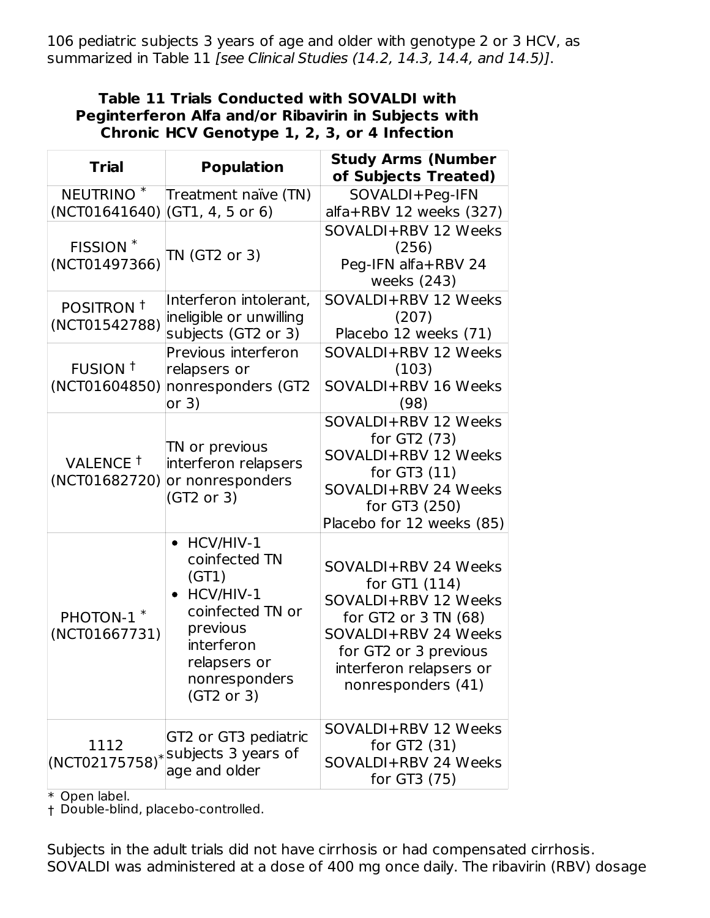106 pediatric subjects 3 years of age and older with genotype 2 or 3 HCV, as summarized in Table 11 *[see Clinical Studies (14.2, 14.3, 14.4, and 14.5)]*.

**Table 11 Trials Conducted with SOVALDI with Peginterferon Alfa and/or Ribavirin in Subjects with Chronic HCV Genotype 1, 2, 3, or 4 Infection**

| Trial | Population | Study Arms (Number of Subjects Treated) |
|---|---|---|
| NEUTRINO * (NCT01641640) | Treatment naïve (TN) (GT1, 4, 5 or 6) | SOVALDI+Peg-IFN alfa+RBV 12 weeks (327) |
| FISSION * (NCT01497366) | TN (GT2 or 3) | SOVALDI+RBV 12 Weeks (256)<br>Peg-IFN alfa+RBV 24 weeks (243) |
| POSITRON † (NCT01542788) | Interferon intolerant, ineligible or unwilling subjects (GT2 or 3) | SOVALDI+RBV 12 Weeks (207)<br>Placebo 12 weeks (71) |
| FUSION † (NCT01604850) | Previous interferon relapsers or nonresponders (GT2 or 3) | SOVALDI+RBV 12 Weeks (103)<br>SOVALDI+RBV 16 Weeks (98) |
| VALENCE † (NCT01682720) | TN or previous interferon relapsers or nonresponders (GT2 or 3) | SOVALDI+RBV 12 Weeks for GT2 (73)<br>SOVALDI+RBV 12 Weeks for GT3 (11)<br>SOVALDI+RBV 24 Weeks for GT3 (250)<br>Placebo for 12 weeks (85) |
| PHOTON-1 * (NCT01667731) | • HCV/HIV-1 coinfected TN (GT1)<br>• HCV/HIV-1 coinfected TN or previous interferon relapsers or nonresponders (GT2 or 3) | SOVALDI+RBV 24 Weeks for GT1 (114)<br>SOVALDI+RBV 12 Weeks for GT2 or 3 TN (68)<br>SOVALDI+RBV 24 Weeks for GT2 or 3 previous interferon relapsers or nonresponders (41) |
| 1112 (NCT02175758)* | GT2 or GT3 pediatric subjects 3 years of age and older | SOVALDI+RBV 12 Weeks for GT2 (31)<br>SOVALDI+RBV 24 Weeks for GT3 (75) |

\* Open label.
† Double-blind, placebo-controlled.

Subjects in the adult trials did not have cirrhosis or had compensated cirrhosis. SOVALDI was administered at a dose of 400 mg once daily. The ribavirin (RBV) dosage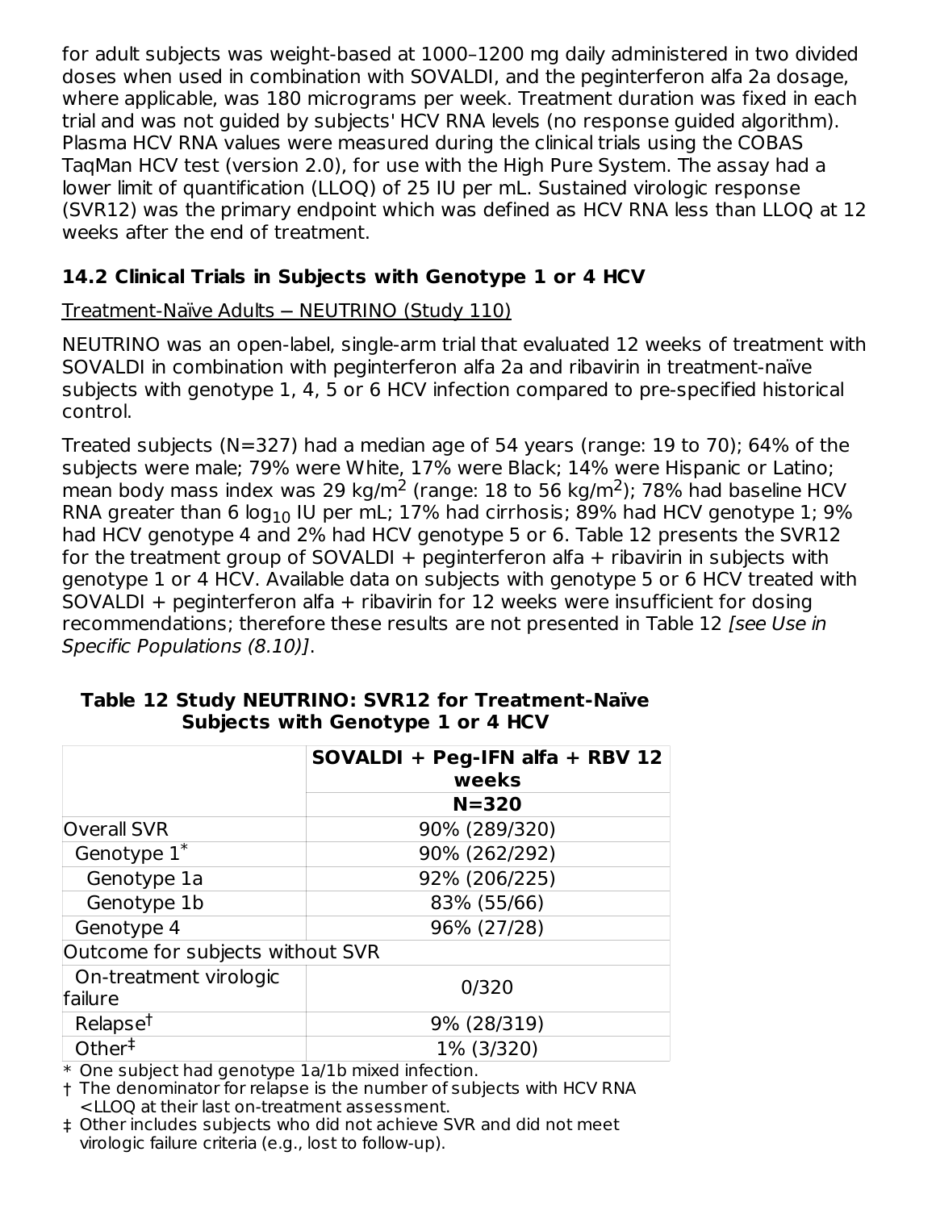for adult subjects was weight-based at 1000–1200 mg daily administered in two divided doses when used in combination with SOVALDI, and the peginterferon alfa 2a dosage, where applicable, was 180 micrograms per week. Treatment duration was fixed in each trial and was not guided by subjects' HCV RNA levels (no response guided algorithm). Plasma HCV RNA values were measured during the clinical trials using the COBAS TaqMan HCV test (version 2.0), for use with the High Pure System. The assay had a lower limit of quantification (LLOQ) of 25 IU per mL. Sustained virologic response (SVR12) was the primary endpoint which was defined as HCV RNA less than LLOQ at 12 weeks after the end of treatment.

## 14.2 Clinical Trials in Subjects with Genotype 1 or 4 HCV

Treatment-Naïve Adults – NEUTRINO (Study 110)

NEUTRINO was an open-label, single-arm trial that evaluated 12 weeks of treatment with SOVALDI in combination with peginterferon alfa 2a and ribavirin in treatment-naïve subjects with genotype 1, 4, 5 or 6 HCV infection compared to pre-specified historical control.

Treated subjects (N=327) had a median age of 54 years (range: 19 to 70); 64% of the subjects were male; 79% were White, 17% were Black; 14% were Hispanic or Latino; mean body mass index was 29 kg/m$^2$ (range: 18 to 56 kg/m$^2$); 78% had baseline HCV RNA greater than 6 $\log_{10}$ IU per mL; 17% had cirrhosis; 89% had HCV genotype 1; 9% had HCV genotype 4 and 2% had HCV genotype 5 or 6. Table 12 presents the SVR12 for the treatment group of SOVALDI + peginterferon alfa + ribavirin in subjects with genotype 1 or 4 HCV. Available data on subjects with genotype 5 or 6 HCV treated with SOVALDI + peginterferon alfa + ribavirin for 12 weeks were insufficient for dosing recommendations; therefore these results are not presented in Table 12 *[see Use in Specific Populations (8.10)]*.

**Table 12 Study NEUTRINO: SVR12 for Treatment-Naïve Subjects with Genotype 1 or 4 HCV**

| | SOVALDI + Peg-IFN alfa + RBV 12 weeks |
|---|---|
| | N=320 |
| Overall SVR | 90% (289/320) |
| Genotype 1* | 90% (262/292) |
| Genotype 1a | 92% (206/225) |
| Genotype 1b | 83% (55/66) |
| Genotype 4 | 96% (27/28) |
| Outcome for subjects without SVR | |
| On-treatment virologic failure | 0/320 |
| Relapse† | 9% (28/319) |
| Other‡ | 1% (3/320) |

\* One subject had genotype 1a/1b mixed infection.

† The denominator for relapse is the number of subjects with HCV RNA <LLOQ at their last on-treatment assessment.

‡ Other includes subjects who did not achieve SVR and did not meet virologic failure criteria (e.g., lost to follow-up).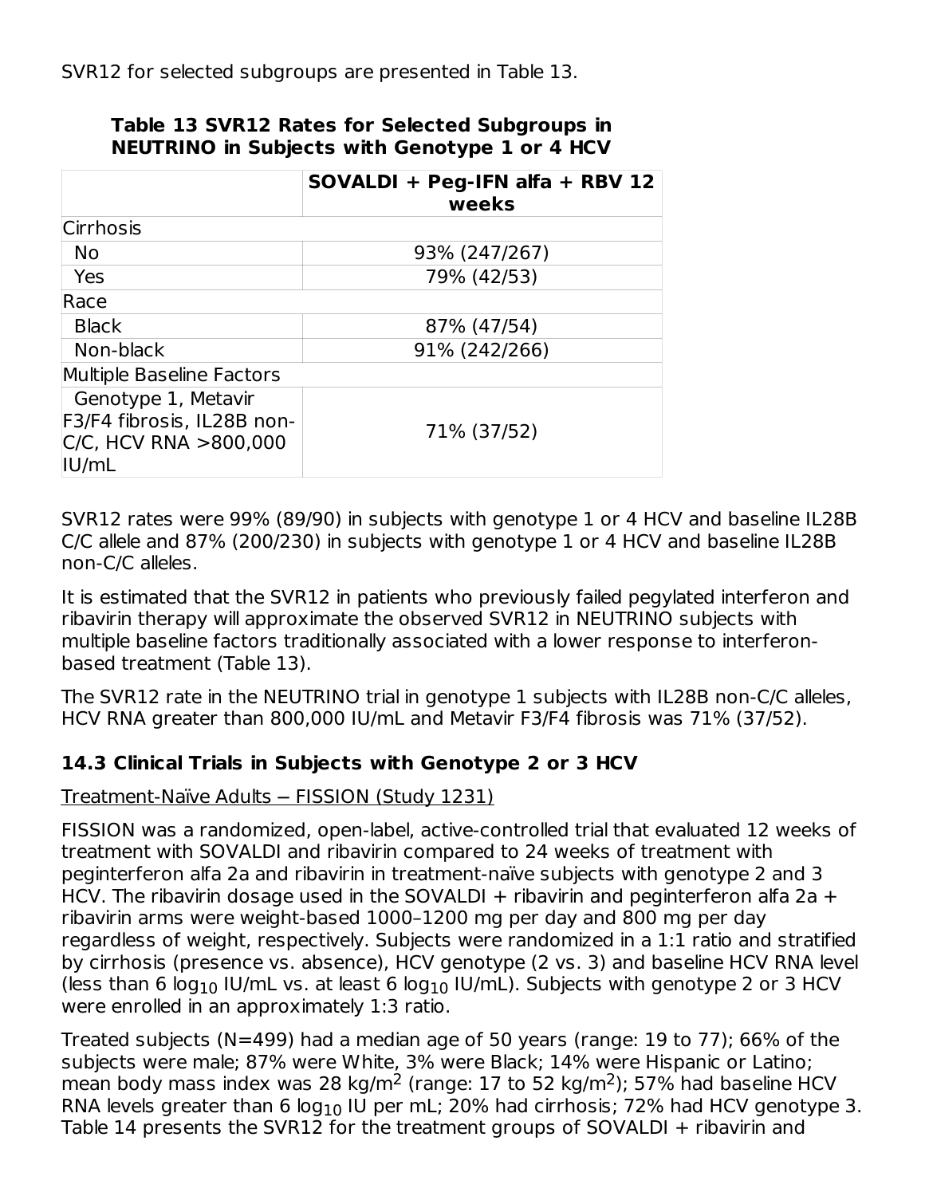SVR12 for selected subgroups are presented in Table 13.

**Table 13 SVR12 Rates for Selected Subgroups in NEUTRINO in Subjects with Genotype 1 or 4 HCV**

| | SOVALDI + Peg-IFN alfa + RBV 12 weeks |
|---|---|
| Cirrhosis | |
| No | 93% (247/267) |
| Yes | 79% (42/53) |
| Race | |
| Black | 87% (47/54) |
| Non-black | 91% (242/266) |
| Multiple Baseline Factors | |
| Genotype 1, Metavir F3/F4 fibrosis, IL28B non-C/C, HCV RNA >800,000 IU/mL | 71% (37/52) |

SVR12 rates were 99% (89/90) in subjects with genotype 1 or 4 HCV and baseline IL28B C/C allele and 87% (200/230) in subjects with genotype 1 or 4 HCV and baseline IL28B non-C/C alleles.

It is estimated that the SVR12 in patients who previously failed pegylated interferon and ribavirin therapy will approximate the observed SVR12 in NEUTRINO subjects with multiple baseline factors traditionally associated with a lower response to interferon-based treatment (Table 13).

The SVR12 rate in the NEUTRINO trial in genotype 1 subjects with IL28B non-C/C alleles, HCV RNA greater than 800,000 IU/mL and Metavir F3/F4 fibrosis was 71% (37/52).

### 14.3 Clinical Trials in Subjects with Genotype 2 or 3 HCV

Treatment-Naïve Adults – FISSION (Study 1231)

FISSION was a randomized, open-label, active-controlled trial that evaluated 12 weeks of treatment with SOVALDI and ribavirin compared to 24 weeks of treatment with peginterferon alfa 2a and ribavirin in treatment-naïve subjects with genotype 2 and 3 HCV. The ribavirin dosage used in the SOVALDI + ribavirin and peginterferon alfa 2a + ribavirin arms were weight-based 1000–1200 mg per day and 800 mg per day regardless of weight, respectively. Subjects were randomized in a 1:1 ratio and stratified by cirrhosis (presence vs. absence), HCV genotype (2 vs. 3) and baseline HCV RNA level (less than 6 $\log_{10}$ IU/mL vs. at least 6 $\log_{10}$ IU/mL). Subjects with genotype 2 or 3 HCV were enrolled in an approximately 1:3 ratio.

Treated subjects (N=499) had a median age of 50 years (range: 19 to 77); 66% of the subjects were male; 87% were White, 3% were Black; 14% were Hispanic or Latino; mean body mass index was 28 $kg/m^2$ (range: 17 to 52 $kg/m^2$); 57% had baseline HCV RNA levels greater than 6 $\log_{10}$ IU per mL; 20% had cirrhosis; 72% had HCV genotype 3. Table 14 presents the SVR12 for the treatment groups of SOVALDI + ribavirin and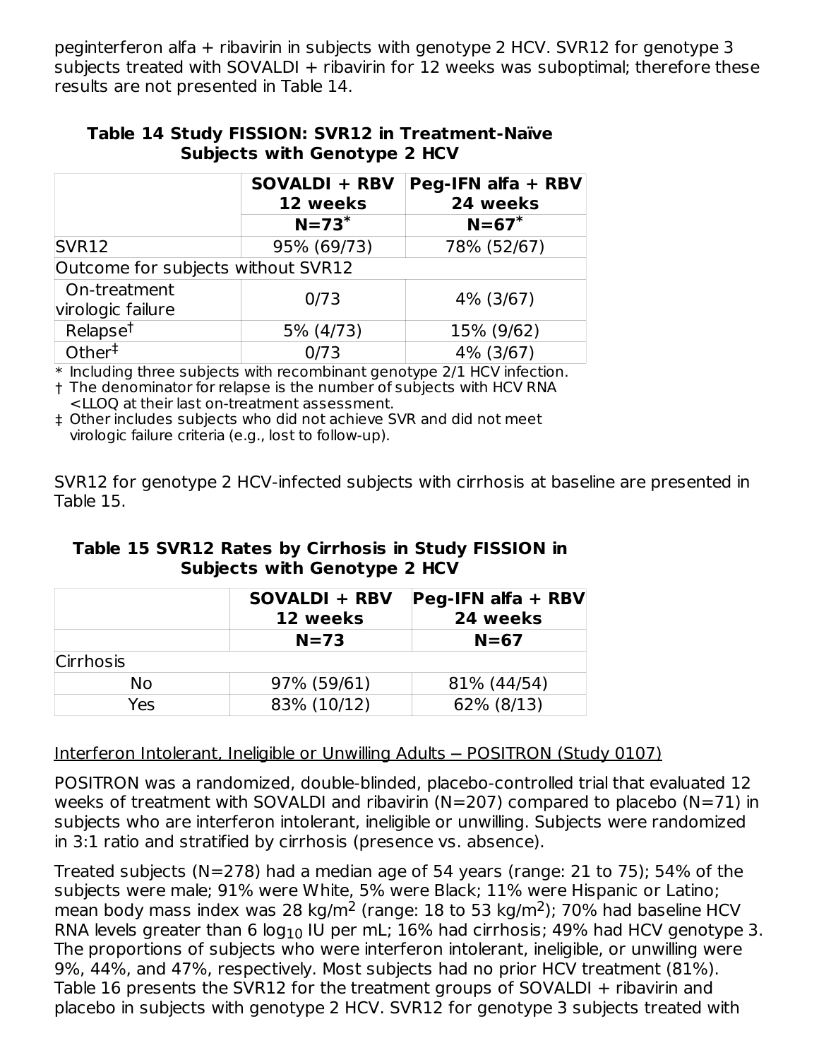peginterferon alfa + ribavirin in subjects with genotype 2 HCV. SVR12 for genotype 3 subjects treated with SOVALDI + ribavirin for 12 weeks was suboptimal; therefore these results are not presented in Table 14.

**Table 14 Study FISSION: SVR12 in Treatment-Naïve Subjects with Genotype 2 HCV**

| | SOVALDI + RBV 12 weeks | Peg-IFN alfa + RBV 24 weeks |
|---|---|---|
| | N=73* | N=67* |
| SVR12 | 95% (69/73) | 78% (52/67) |
| Outcome for subjects without SVR12 | | |
| On-treatment virologic failure | 0/73 | 4% (3/67) |
| Relapse† | 5% (4/73) | 15% (9/62) |
| Other‡ | 0/73 | 4% (3/67) |

* Including three subjects with recombinant genotype 2/1 HCV infection.
† The denominator for relapse is the number of subjects with HCV RNA <LLOQ at their last on-treatment assessment.
‡ Other includes subjects who did not achieve SVR and did not meet virologic failure criteria (e.g., lost to follow-up).

SVR12 for genotype 2 HCV-infected subjects with cirrhosis at baseline are presented in Table 15.

**Table 15 SVR12 Rates by Cirrhosis in Study FISSION in Subjects with Genotype 2 HCV**

| | SOVALDI + RBV 12 weeks | Peg-IFN alfa + RBV 24 weeks |
|---|---|---|
| | N=73 | N=67 |
| Cirrhosis | | |
| No | 97% (59/61) | 81% (44/54) |
| Yes | 83% (10/12) | 62% (8/13) |

Interferon Intolerant, Ineligible or Unwilling Adults – POSITRON (Study 0107)

POSITRON was a randomized, double-blinded, placebo-controlled trial that evaluated 12 weeks of treatment with SOVALDI and ribavirin (N=207) compared to placebo (N=71) in subjects who are interferon intolerant, ineligible or unwilling. Subjects were randomized in 3:1 ratio and stratified by cirrhosis (presence vs. absence).

Treated subjects (N=278) had a median age of 54 years (range: 21 to 75); 54% of the subjects were male; 91% were White, 5% were Black; 11% were Hispanic or Latino; mean body mass index was 28 kg/m$^2$ (range: 18 to 53 kg/m$^2$); 70% had baseline HCV RNA levels greater than 6 $\log_{10}$ IU per mL; 16% had cirrhosis; 49% had HCV genotype 3. The proportions of subjects who were interferon intolerant, ineligible, or unwilling were 9%, 44%, and 47%, respectively. Most subjects had no prior HCV treatment (81%). Table 16 presents the SVR12 for the treatment groups of SOVALDI + ribavirin and placebo in subjects with genotype 2 HCV. SVR12 for genotype 3 subjects treated with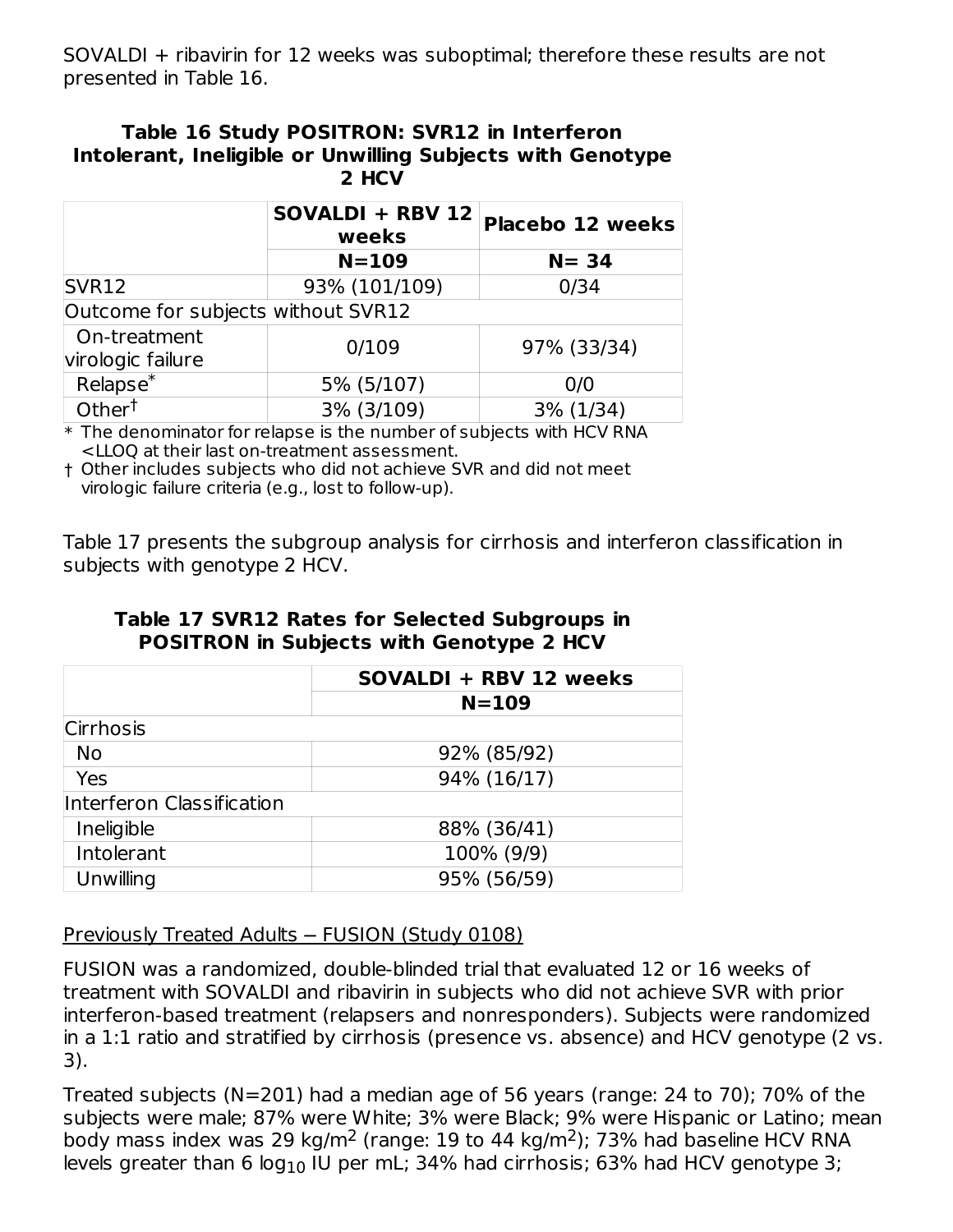SOVALDI + ribavirin for 12 weeks was suboptimal; therefore these results are not presented in Table 16.

**Table 16 Study POSITRON: SVR12 in Interferon Intolerant, Ineligible or Unwilling Subjects with Genotype 2 HCV**

| | SOVALDI + RBV 12 weeks | Placebo 12 weeks |
|---|---|---|
| | N=109 | N= 34 |
| SVR12 | 93% (101/109) | 0/34 |
| Outcome for subjects without SVR12 | | |
| On-treatment virologic failure | 0/109 | 97% (33/34) |
| Relapse* | 5% (5/107) | 0/0 |
| Other† | 3% (3/109) | 3% (1/34) |

\* The denominator for relapse is the number of subjects with HCV RNA <LLOQ at their last on-treatment assessment.

† Other includes subjects who did not achieve SVR and did not meet virologic failure criteria (e.g., lost to follow-up).

Table 17 presents the subgroup analysis for cirrhosis and interferon classification in subjects with genotype 2 HCV.

**Table 17 SVR12 Rates for Selected Subgroups in POSITRON in Subjects with Genotype 2 HCV**

| | SOVALDI + RBV 12 weeks |
|---|---|
| | N=109 |
| Cirrhosis | |
| No | 92% (85/92) |
| Yes | 94% (16/17) |
| Interferon Classification | |
| Ineligible | 88% (36/41) |
| Intolerant | 100% (9/9) |
| Unwilling | 95% (56/59) |

Previously Treated Adults – FUSION (Study 0108)

FUSION was a randomized, double-blinded trial that evaluated 12 or 16 weeks of treatment with SOVALDI and ribavirin in subjects who did not achieve SVR with prior interferon-based treatment (relapsers and nonresponders). Subjects were randomized in a 1:1 ratio and stratified by cirrhosis (presence vs. absence) and HCV genotype (2 vs. 3).

Treated subjects (N=201) had a median age of 56 years (range: 24 to 70); 70% of the subjects were male; 87% were White; 3% were Black; 9% were Hispanic or Latino; mean body mass index was 29 kg/m$^2$ (range: 19 to 44 kg/m$^2$); 73% had baseline HCV RNA levels greater than 6 $\log_{10}$ IU per mL; 34% had cirrhosis; 63% had HCV genotype 3;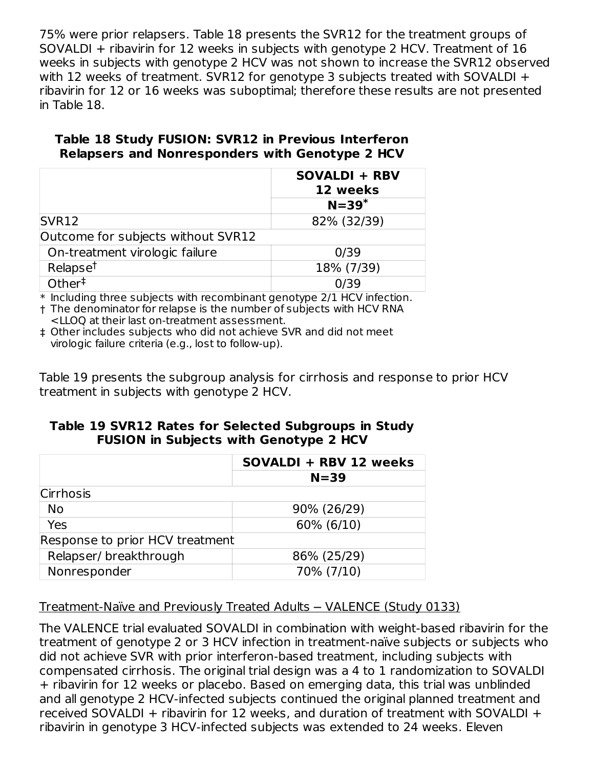75% were prior relapsers. Table 18 presents the SVR12 for the treatment groups of SOVALDI + ribavirin for 12 weeks in subjects with genotype 2 HCV. Treatment of 16 weeks in subjects with genotype 2 HCV was not shown to increase the SVR12 observed with 12 weeks of treatment. SVR12 for genotype 3 subjects treated with SOVALDI + ribavirin for 12 or 16 weeks was suboptimal; therefore these results are not presented in Table 18.

**Table 18 Study FUSION: SVR12 in Previous Interferon Relapsers and Nonresponders with Genotype 2 HCV**

| | SOVALDI + RBV 12 weeks N=39* |
|---|---|
| SVR12 | 82% (32/39) |
| Outcome for subjects without SVR12 | |
| On-treatment virologic failure | 0/39 |
| Relapse† | 18% (7/39) |
| Other‡ | 0/39 |

\* Including three subjects with recombinant genotype 2/1 HCV infection.
† The denominator for relapse is the number of subjects with HCV RNA <LLOQ at their last on-treatment assessment.
‡ Other includes subjects who did not achieve SVR and did not meet virologic failure criteria (e.g., lost to follow-up).

Table 19 presents the subgroup analysis for cirrhosis and response to prior HCV treatment in subjects with genotype 2 HCV.

**Table 19 SVR12 Rates for Selected Subgroups in Study FUSION in Subjects with Genotype 2 HCV**

| | SOVALDI + RBV 12 weeks N=39 |
|---|---|
| Cirrhosis | |
| No | 90% (26/29) |
| Yes | 60% (6/10) |
| Response to prior HCV treatment | |
| Relapser/ breakthrough | 86% (25/29) |
| Nonresponder | 70% (7/10) |

Treatment-Naïve and Previously Treated Adults – VALENCE (Study 0133)

The VALENCE trial evaluated SOVALDI in combination with weight-based ribavirin for the treatment of genotype 2 or 3 HCV infection in treatment-naïve subjects or subjects who did not achieve SVR with prior interferon-based treatment, including subjects with compensated cirrhosis. The original trial design was a 4 to 1 randomization to SOVALDI + ribavirin for 12 weeks or placebo. Based on emerging data, this trial was unblinded and all genotype 2 HCV-infected subjects continued the original planned treatment and received SOVALDI + ribavirin for 12 weeks, and duration of treatment with SOVALDI + ribavirin in genotype 3 HCV-infected subjects was extended to 24 weeks. Eleven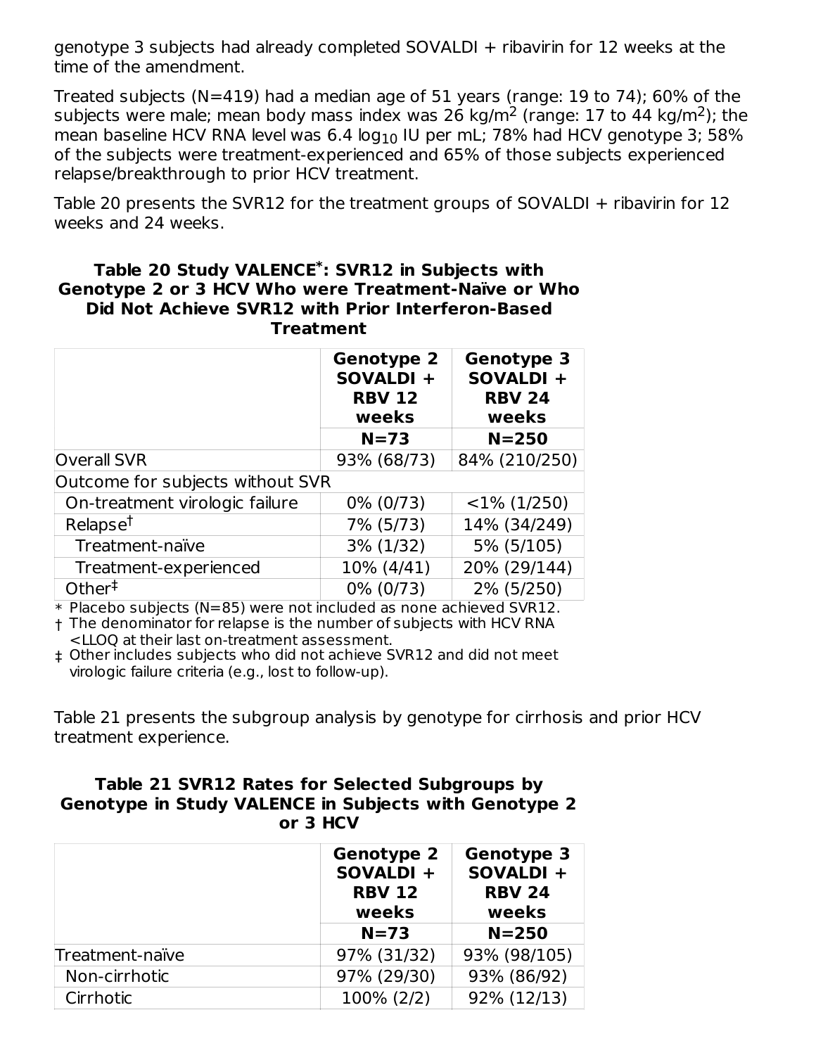genotype 3 subjects had already completed SOVALDI + ribavirin for 12 weeks at the time of the amendment.

Treated subjects (N=419) had a median age of 51 years (range: 19 to 74); 60% of the subjects were male; mean body mass index was 26 kg/m$^2$ (range: 17 to 44 kg/m$^2$); the mean baseline HCV RNA level was 6.4 $\log_{10}$ IU per mL; 78% had HCV genotype 3; 58% of the subjects were treatment-experienced and 65% of those subjects experienced relapse/breakthrough to prior HCV treatment.

Table 20 presents the SVR12 for the treatment groups of SOVALDI + ribavirin for 12 weeks and 24 weeks.

**Table 20 Study VALENCE*: SVR12 in Subjects with Genotype 2 or 3 HCV Who were Treatment-Naïve or Who Did Not Achieve SVR12 with Prior Interferon-Based Treatment**

| | Genotype 2 SOVALDI + RBV 12 weeks | Genotype 3 SOVALDI + RBV 24 weeks |
|---|---|---|
| | N=73 | N=250 |
| Overall SVR | 93% (68/73) | 84% (210/250) |
| Outcome for subjects without SVR | | |
| On-treatment virologic failure | 0% (0/73) | <1% (1/250) |
| Relapse† | 7% (5/73) | 14% (34/249) |
| Treatment-naïve | 3% (1/32) | 5% (5/105) |
| Treatment-experienced | 10% (4/41) | 20% (29/144) |
| Other‡ | 0% (0/73) | 2% (5/250) |

\* Placebo subjects (N=85) were not included as none achieved SVR12.

† The denominator for relapse is the number of subjects with HCV RNA <LLOQ at their last on-treatment assessment.

‡ Other includes subjects who did not achieve SVR12 and did not meet virologic failure criteria (e.g., lost to follow-up).

Table 21 presents the subgroup analysis by genotype for cirrhosis and prior HCV treatment experience.

**Table 21 SVR12 Rates for Selected Subgroups by Genotype in Study VALENCE in Subjects with Genotype 2 or 3 HCV**

| | Genotype 2 SOVALDI + RBV 12 weeks | Genotype 3 SOVALDI + RBV 24 weeks |
|---|---|---|
| | N=73 | N=250 |
| Treatment-naïve | 97% (31/32) | 93% (98/105) |
| Non-cirrhotic | 97% (29/30) | 93% (86/92) |
| Cirrhotic | 100% (2/2) | 92% (12/13) |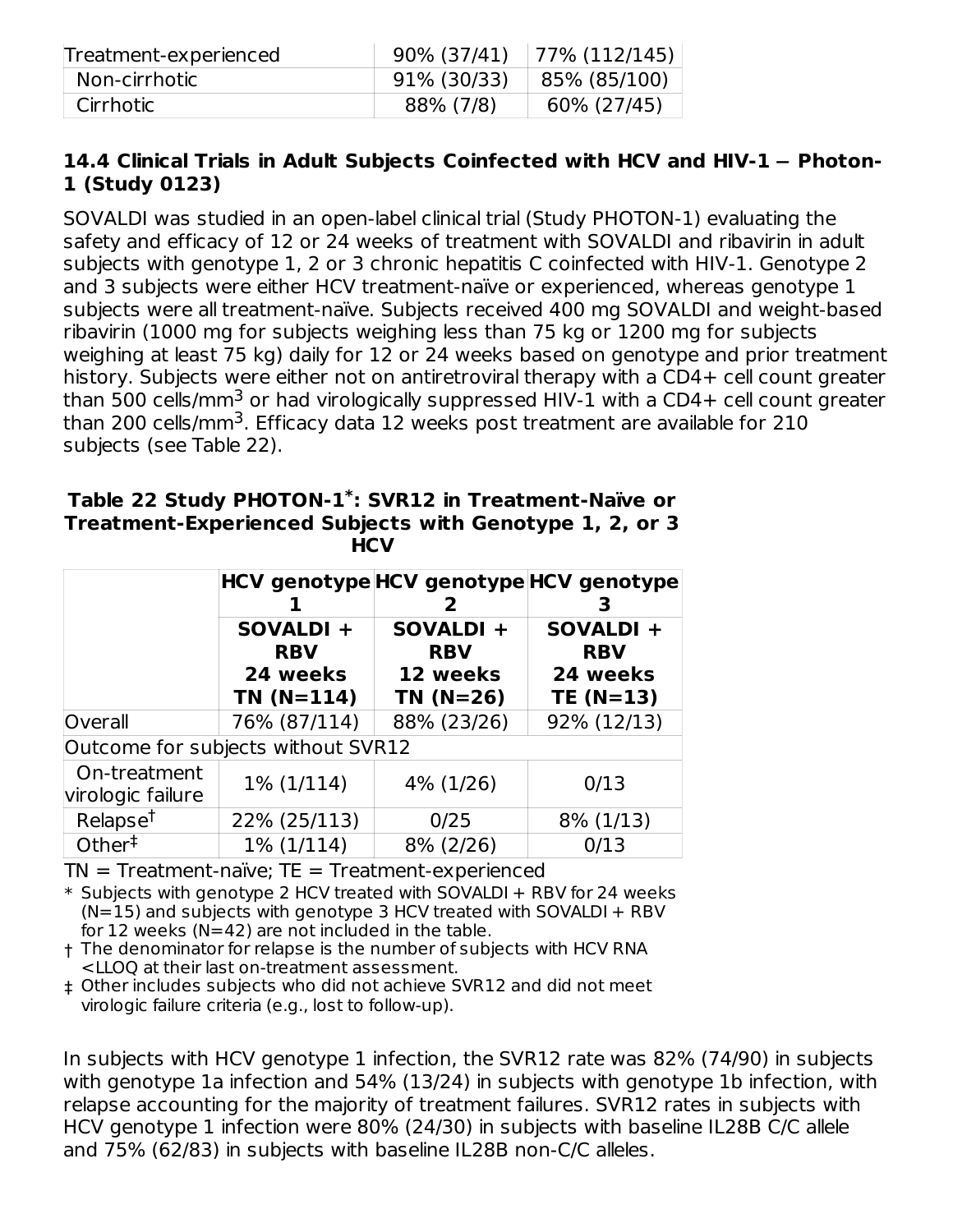| Treatment-experienced | 90% (37/41) | 77% (112/145) |
|---|---|---|
| Non-cirrhotic | 91% (30/33) | 85% (85/100) |
| Cirrhotic | 88% (7/8) | 60% (27/45) |

### 14.4 Clinical Trials in Adult Subjects Coinfected with HCV and HIV-1 – Photon-1 (Study 0123)

SOVALDI was studied in an open-label clinical trial (Study PHOTON-1) evaluating the safety and efficacy of 12 or 24 weeks of treatment with SOVALDI and ribavirin in adult subjects with genotype 1, 2 or 3 chronic hepatitis C coinfected with HIV-1. Genotype 2 and 3 subjects were either HCV treatment-naïve or experienced, whereas genotype 1 subjects were all treatment-naïve. Subjects received 400 mg SOVALDI and weight-based ribavirin (1000 mg for subjects weighing less than 75 kg or 1200 mg for subjects weighing at least 75 kg) daily for 12 or 24 weeks based on genotype and prior treatment history. Subjects were either not on antiretroviral therapy with a CD4+ cell count greater than 500 cells/mm$^3$ or had virologically suppressed HIV-1 with a CD4+ cell count greater than 200 cells/mm$^3$. Efficacy data 12 weeks post treatment are available for 210 subjects (see Table 22).

**Table 22 Study PHOTON-1*: SVR12 in Treatment-Naïve or Treatment-Experienced Subjects with Genotype 1, 2, or 3 HCV**

| | HCV genotype 1 | HCV genotype 2 | HCV genotype 3 |
|---|---|---|---|
| | SOVALDI + RBV 24 weeks TN (N=114) | SOVALDI + RBV 12 weeks TN (N=26) | SOVALDI + RBV 24 weeks TE (N=13) |
| Overall | 76% (87/114) | 88% (23/26) | 92% (12/13) |
| Outcome for subjects without SVR12 | | | |
| On-treatment virologic failure | 1% (1/114) | 4% (1/26) | 0/13 |
| Relapse† | 22% (25/113) | 0/25 | 8% (1/13) |
| Other‡ | 1% (1/114) | 8% (2/26) | 0/13 |

TN = Treatment-naïve; TE = Treatment-experienced

\* Subjects with genotype 2 HCV treated with SOVALDI + RBV for 24 weeks (N=15) and subjects with genotype 3 HCV treated with SOVALDI + RBV for 12 weeks (N=42) are not included in the table.

† The denominator for relapse is the number of subjects with HCV RNA <LLOQ at their last on-treatment assessment.

‡ Other includes subjects who did not achieve SVR12 and did not meet virologic failure criteria (e.g., lost to follow-up).

In subjects with HCV genotype 1 infection, the SVR12 rate was 82% (74/90) in subjects with genotype 1a infection and 54% (13/24) in subjects with genotype 1b infection, with relapse accounting for the majority of treatment failures. SVR12 rates in subjects with HCV genotype 1 infection were 80% (24/30) in subjects with baseline IL28B C/C allele and 75% (62/83) in subjects with baseline IL28B non-C/C alleles.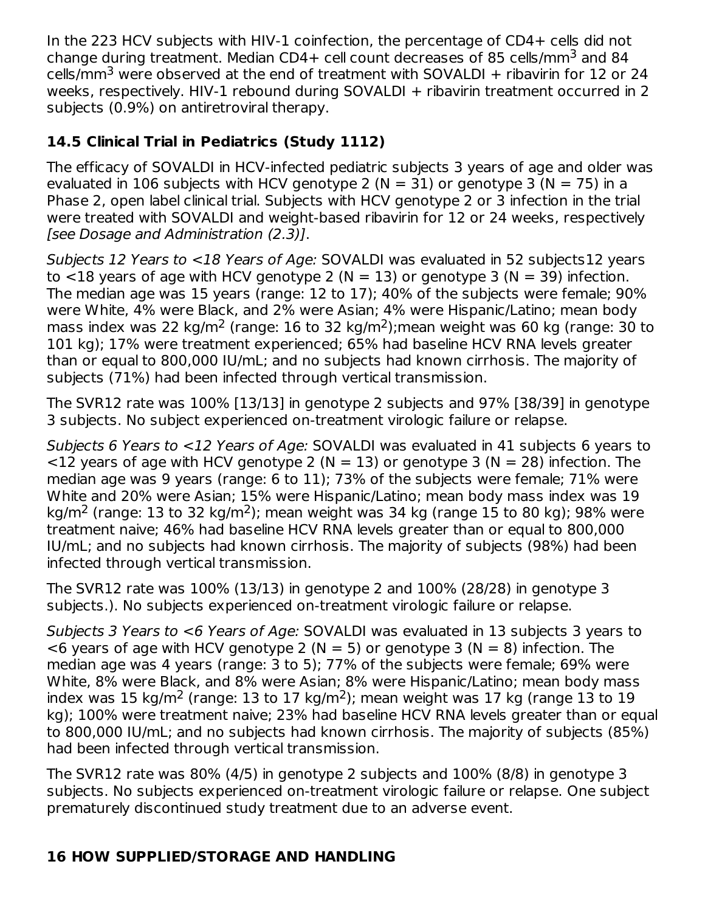In the 223 HCV subjects with HIV-1 coinfection, the percentage of CD4+ cells did not change during treatment. Median CD4+ cell count decreases of 85 cells/mm$^3$ and 84 cells/mm$^3$ were observed at the end of treatment with SOVALDI + ribavirin for 12 or 24 weeks, respectively. HIV-1 rebound during SOVALDI + ribavirin treatment occurred in 2 subjects (0.9%) on antiretroviral therapy.

## 14.5 Clinical Trial in Pediatrics (Study 1112)

The efficacy of SOVALDI in HCV-infected pediatric subjects 3 years of age and older was evaluated in 106 subjects with HCV genotype 2 (N = 31) or genotype 3 (N = 75) in a Phase 2, open label clinical trial. Subjects with HCV genotype 2 or 3 infection in the trial were treated with SOVALDI and weight-based ribavirin for 12 or 24 weeks, respectively *[see Dosage and Administration (2.3)]*.

*Subjects 12 Years to <18 Years of Age:* SOVALDI was evaluated in 52 subjects12 years to <18 years of age with HCV genotype 2 (N = 13) or genotype 3 (N = 39) infection. The median age was 15 years (range: 12 to 17); 40% of the subjects were female; 90% were White, 4% were Black, and 2% were Asian; 4% were Hispanic/Latino; mean body mass index was 22 kg/m$^2$ (range: 16 to 32 kg/m$^2$);mean weight was 60 kg (range: 30 to 101 kg); 17% were treatment experienced; 65% had baseline HCV RNA levels greater than or equal to 800,000 IU/mL; and no subjects had known cirrhosis. The majority of subjects (71%) had been infected through vertical transmission.

The SVR12 rate was 100% [13/13] in genotype 2 subjects and 97% [38/39] in genotype 3 subjects. No subject experienced on-treatment virologic failure or relapse.

*Subjects 6 Years to <12 Years of Age:* SOVALDI was evaluated in 41 subjects 6 years to <12 years of age with HCV genotype 2 (N = 13) or genotype 3 (N = 28) infection. The median age was 9 years (range: 6 to 11); 73% of the subjects were female; 71% were White and 20% were Asian; 15% were Hispanic/Latino; mean body mass index was 19 kg/m$^2$ (range: 13 to 32 kg/m$^2$); mean weight was 34 kg (range 15 to 80 kg); 98% were treatment naive; 46% had baseline HCV RNA levels greater than or equal to 800,000 IU/mL; and no subjects had known cirrhosis. The majority of subjects (98%) had been infected through vertical transmission.

The SVR12 rate was 100% (13/13) in genotype 2 and 100% (28/28) in genotype 3 subjects.). No subjects experienced on-treatment virologic failure or relapse.

*Subjects 3 Years to <6 Years of Age:* SOVALDI was evaluated in 13 subjects 3 years to <6 years of age with HCV genotype 2 (N = 5) or genotype 3 (N = 8) infection. The median age was 4 years (range: 3 to 5); 77% of the subjects were female; 69% were White, 8% were Black, and 8% were Asian; 8% were Hispanic/Latino; mean body mass index was 15 kg/m$^2$ (range: 13 to 17 kg/m$^2$); mean weight was 17 kg (range 13 to 19 kg); 100% were treatment naive; 23% had baseline HCV RNA levels greater than or equal to 800,000 IU/mL; and no subjects had known cirrhosis. The majority of subjects (85%) had been infected through vertical transmission.

The SVR12 rate was 80% (4/5) in genotype 2 subjects and 100% (8/8) in genotype 3 subjects. No subjects experienced on-treatment virologic failure or relapse. One subject prematurely discontinued study treatment due to an adverse event.

# 16 HOW SUPPLIED/STORAGE AND HANDLING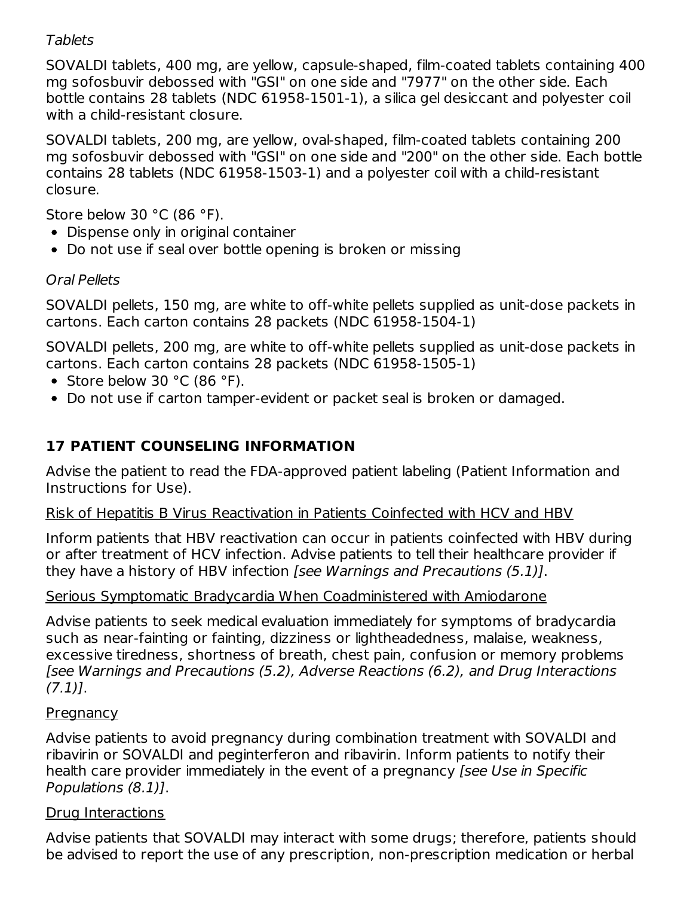*Tablets*

SOVALDI tablets, 400 mg, are yellow, capsule-shaped, film-coated tablets containing 400 mg sofosbuvir debossed with "GSI" on one side and "7977" on the other side. Each bottle contains 28 tablets (NDC 61958-1501-1), a silica gel desiccant and polyester coil with a child-resistant closure.

SOVALDI tablets, 200 mg, are yellow, oval-shaped, film-coated tablets containing 200 mg sofosbuvir debossed with "GSI" on one side and "200" on the other side. Each bottle contains 28 tablets (NDC 61958-1503-1) and a polyester coil with a child-resistant closure.

Store below 30 °C (86 °F).

- Dispense only in original container
- Do not use if seal over bottle opening is broken or missing

*Oral Pellets*

SOVALDI pellets, 150 mg, are white to off-white pellets supplied as unit-dose packets in cartons. Each carton contains 28 packets (NDC 61958-1504-1)

SOVALDI pellets, 200 mg, are white to off-white pellets supplied as unit-dose packets in cartons. Each carton contains 28 packets (NDC 61958-1505-1)

- Store below 30 °C (86 °F).
- Do not use if carton tamper-evident or packet seal is broken or damaged.

## 17 PATIENT COUNSELING INFORMATION

Advise the patient to read the FDA-approved patient labeling (Patient Information and Instructions for Use).

Risk of Hepatitis B Virus Reactivation in Patients Coinfected with HCV and HBV

Inform patients that HBV reactivation can occur in patients coinfected with HBV during or after treatment of HCV infection. Advise patients to tell their healthcare provider if they have a history of HBV infection *[see Warnings and Precautions (5.1)]*.

Serious Symptomatic Bradycardia When Coadministered with Amiodarone

Advise patients to seek medical evaluation immediately for symptoms of bradycardia such as near-fainting or fainting, dizziness or lightheadedness, malaise, weakness, excessive tiredness, shortness of breath, chest pain, confusion or memory problems *[see Warnings and Precautions (5.2), Adverse Reactions (6.2), and Drug Interactions (7.1)]*.

Pregnancy

Advise patients to avoid pregnancy during combination treatment with SOVALDI and ribavirin or SOVALDI and peginterferon and ribavirin. Inform patients to notify their health care provider immediately in the event of a pregnancy *[see Use in Specific Populations (8.1)]*.

Drug Interactions

Advise patients that SOVALDI may interact with some drugs; therefore, patients should be advised to report the use of any prescription, non-prescription medication or herbal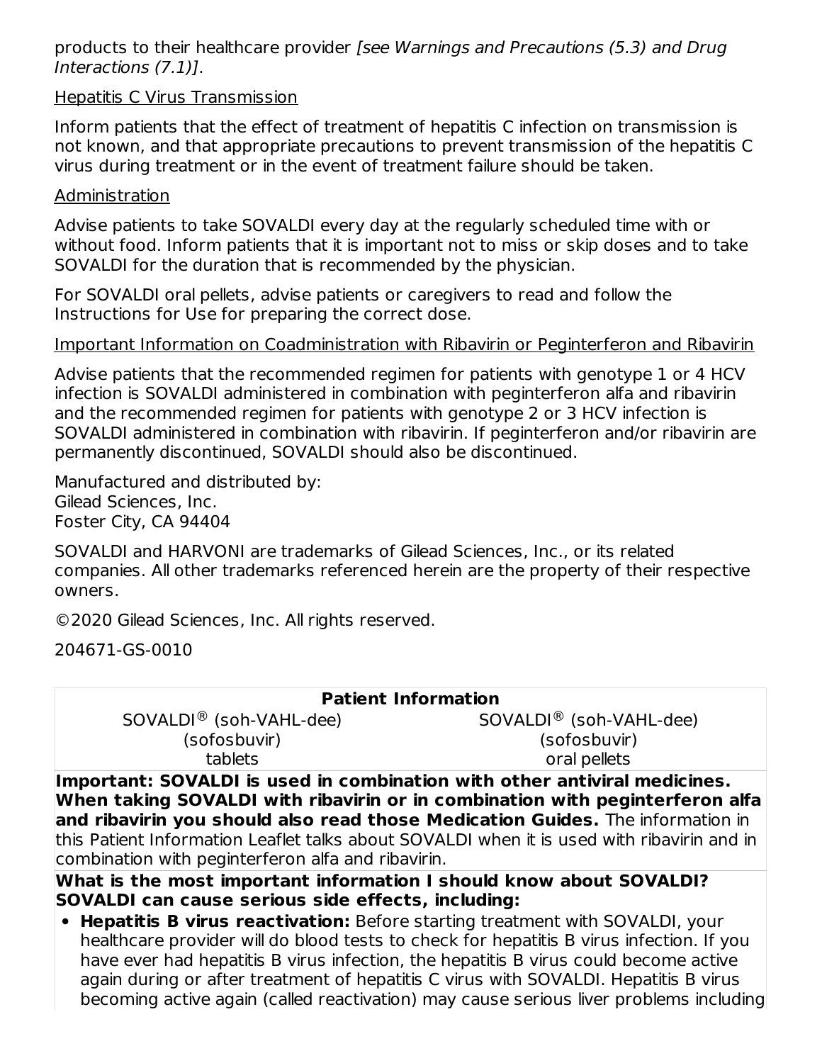products to their healthcare provider *[see Warnings and Precautions (5.3) and Drug Interactions (7.1)]*.

Hepatitis C Virus Transmission

Inform patients that the effect of treatment of hepatitis C infection on transmission is not known, and that appropriate precautions to prevent transmission of the hepatitis C virus during treatment or in the event of treatment failure should be taken.

Administration

Advise patients to take SOVALDI every day at the regularly scheduled time with or without food. Inform patients that it is important not to miss or skip doses and to take SOVALDI for the duration that is recommended by the physician.

For SOVALDI oral pellets, advise patients or caregivers to read and follow the Instructions for Use for preparing the correct dose.

Important Information on Coadministration with Ribavirin or Peginterferon and Ribavirin

Advise patients that the recommended regimen for patients with genotype 1 or 4 HCV infection is SOVALDI administered in combination with peginterferon alfa and ribavirin and the recommended regimen for patients with genotype 2 or 3 HCV infection is SOVALDI administered in combination with ribavirin. If peginterferon and/or ribavirin are permanently discontinued, SOVALDI should also be discontinued.

Manufactured and distributed by:
Gilead Sciences, Inc.
Foster City, CA 94404

SOVALDI and HARVONI are trademarks of Gilead Sciences, Inc., or its related companies. All other trademarks referenced herein are the property of their respective owners.

©2020 Gilead Sciences, Inc. All rights reserved.

204671-GS-0010

**Patient Information**

| SOVALDI® (soh-VAHL-dee) (sofosbuvir) tablets | SOVALDI® (soh-VAHL-dee) (sofosbuvir) oral pellets |
|---|---|

**Important: SOVALDI is used in combination with other antiviral medicines. When taking SOVALDI with ribavirin or in combination with peginterferon alfa and ribavirin you should also read those Medication Guides.** The information in this Patient Information Leaflet talks about SOVALDI when it is used with ribavirin and in combination with peginterferon alfa and ribavirin.

**What is the most important information I should know about SOVALDI?**
**SOVALDI can cause serious side effects, including:**

- **Hepatitis B virus reactivation:** Before starting treatment with SOVALDI, your healthcare provider will do blood tests to check for hepatitis B virus infection. If you have ever had hepatitis B virus infection, the hepatitis B virus could become active again during or after treatment of hepatitis C virus with SOVALDI. Hepatitis B virus becoming active again (called reactivation) may cause serious liver problems including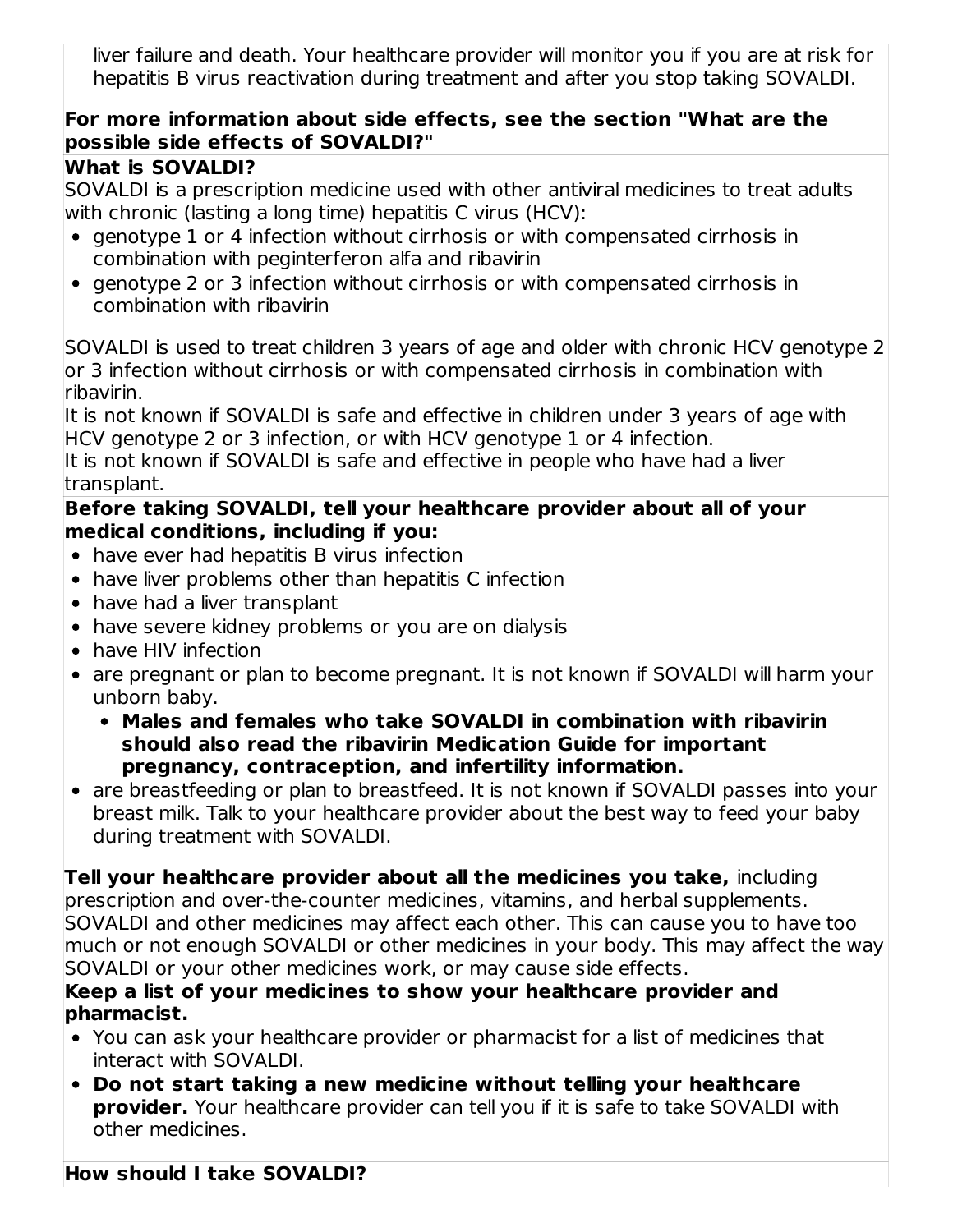liver failure and death. Your healthcare provider will monitor you if you are at risk for hepatitis B virus reactivation during treatment and after you stop taking SOVALDI.

**For more information about side effects, see the section "What are the possible side effects of SOVALDI?"**

**What is SOVALDI?**

SOVALDI is a prescription medicine used with other antiviral medicines to treat adults with chronic (lasting a long time) hepatitis C virus (HCV):

- genotype 1 or 4 infection without cirrhosis or with compensated cirrhosis in combination with peginterferon alfa and ribavirin
- genotype 2 or 3 infection without cirrhosis or with compensated cirrhosis in combination with ribavirin

SOVALDI is used to treat children 3 years of age and older with chronic HCV genotype 2 or 3 infection without cirrhosis or with compensated cirrhosis in combination with ribavirin.

It is not known if SOVALDI is safe and effective in children under 3 years of age with HCV genotype 2 or 3 infection, or with HCV genotype 1 or 4 infection.

It is not known if SOVALDI is safe and effective in people who have had a liver transplant.

**Before taking SOVALDI, tell your healthcare provider about all of your medical conditions, including if you:**

- have ever had hepatitis B virus infection
- have liver problems other than hepatitis C infection
- have had a liver transplant
- have severe kidney problems or you are on dialysis
- have HIV infection
- are pregnant or plan to become pregnant. It is not known if SOVALDI will harm your unborn baby.
  - **Males and females who take SOVALDI in combination with ribavirin should also read the ribavirin Medication Guide for important pregnancy, contraception, and infertility information.**
- are breastfeeding or plan to breastfeed. It is not known if SOVALDI passes into your breast milk. Talk to your healthcare provider about the best way to feed your baby during treatment with SOVALDI.

**Tell your healthcare provider about all the medicines you take,** including prescription and over-the-counter medicines, vitamins, and herbal supplements. SOVALDI and other medicines may affect each other. This can cause you to have too much or not enough SOVALDI or other medicines in your body. This may affect the way SOVALDI or your other medicines work, or may cause side effects.

**Keep a list of your medicines to show your healthcare provider and pharmacist.**

- You can ask your healthcare provider or pharmacist for a list of medicines that interact with SOVALDI.
- **Do not start taking a new medicine without telling your healthcare provider.** Your healthcare provider can tell you if it is safe to take SOVALDI with other medicines.

**How should I take SOVALDI?**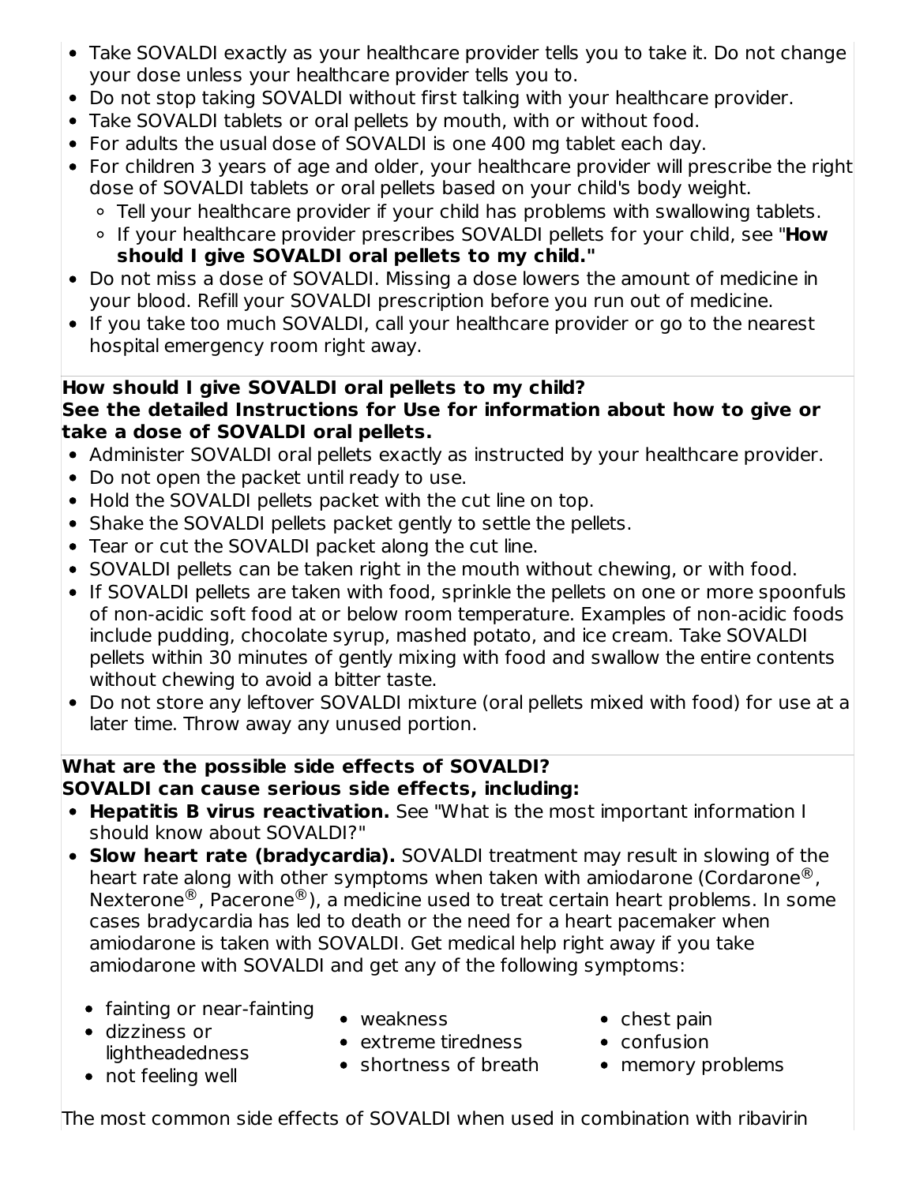- Take SOVALDI exactly as your healthcare provider tells you to take it. Do not change your dose unless your healthcare provider tells you to.
- Do not stop taking SOVALDI without first talking with your healthcare provider.
- Take SOVALDI tablets or oral pellets by mouth, with or without food.
- For adults the usual dose of SOVALDI is one 400 mg tablet each day.
- For children 3 years of age and older, your healthcare provider will prescribe the right dose of SOVALDI tablets or oral pellets based on your child's body weight.
  - Tell your healthcare provider if your child has problems with swallowing tablets.
  - If your healthcare provider prescribes SOVALDI pellets for your child, see "**How should I give SOVALDI oral pellets to my child.**"
- Do not miss a dose of SOVALDI. Missing a dose lowers the amount of medicine in your blood. Refill your SOVALDI prescription before you run out of medicine.
- If you take too much SOVALDI, call your healthcare provider or go to the nearest hospital emergency room right away.

**How should I give SOVALDI oral pellets to my child?**
**See the detailed Instructions for Use for information about how to give or take a dose of SOVALDI oral pellets.**

- Administer SOVALDI oral pellets exactly as instructed by your healthcare provider.
- Do not open the packet until ready to use.
- Hold the SOVALDI pellets packet with the cut line on top.
- Shake the SOVALDI pellets packet gently to settle the pellets.
- Tear or cut the SOVALDI packet along the cut line.
- SOVALDI pellets can be taken right in the mouth without chewing, or with food.
- If SOVALDI pellets are taken with food, sprinkle the pellets on one or more spoonfuls of non-acidic soft food at or below room temperature. Examples of non-acidic foods include pudding, chocolate syrup, mashed potato, and ice cream. Take SOVALDI pellets within 30 minutes of gently mixing with food and swallow the entire contents without chewing to avoid a bitter taste.
- Do not store any leftover SOVALDI mixture (oral pellets mixed with food) for use at a later time. Throw away any unused portion.

**What are the possible side effects of SOVALDI?**
**SOVALDI can cause serious side effects, including:**

- **Hepatitis B virus reactivation.** See "What is the most important information I should know about SOVALDI?"
- **Slow heart rate (bradycardia).** SOVALDI treatment may result in slowing of the heart rate along with other symptoms when taken with amiodarone (Cordarone®, Nexterone®, Pacerone®), a medicine used to treat certain heart problems. In some cases bradycardia has led to death or the need for a heart pacemaker when amiodarone is taken with SOVALDI. Get medical help right away if you take amiodarone with SOVALDI and get any of the following symptoms:
  - fainting or near-fainting
  - dizziness or lightheadedness
  - not feeling well
  - weakness
  - extreme tiredness
  - shortness of breath
  - chest pain
  - confusion
  - memory problems

The most common side effects of SOVALDI when used in combination with ribavirin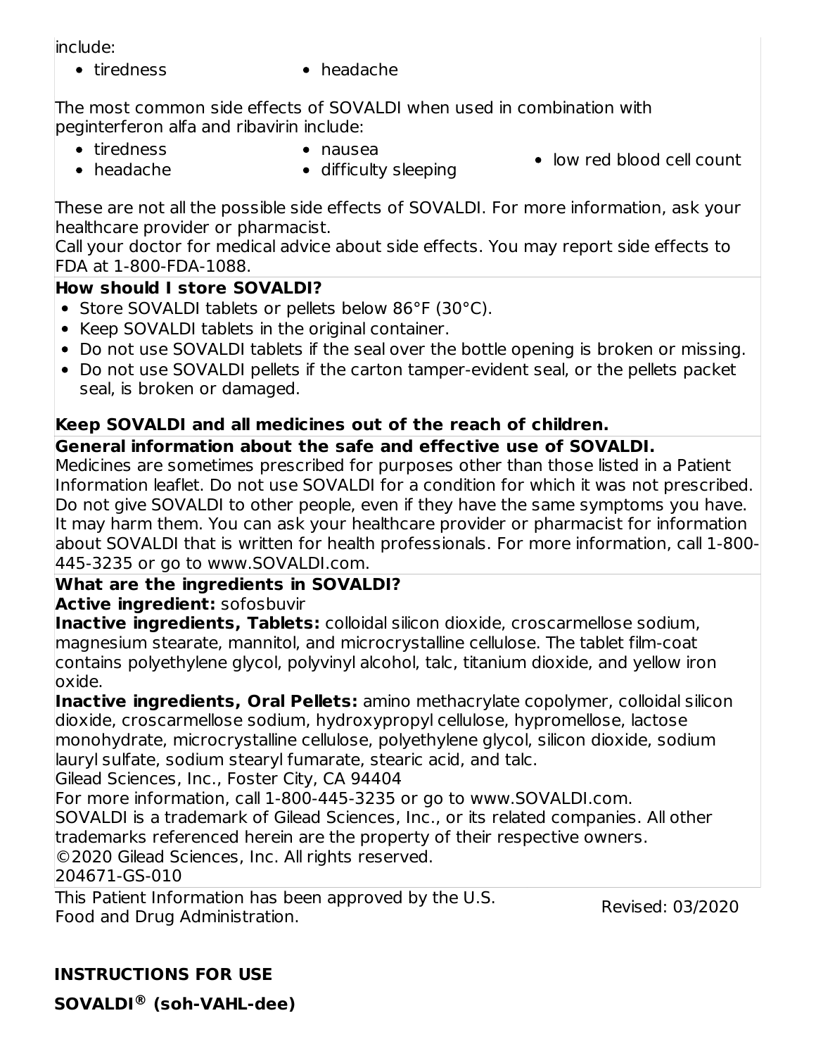include:

- tiredness
- headache

The most common side effects of SOVALDI when used in combination with peginterferon alfa and ribavirin include:

- tiredness
- headache
- nausea
- difficulty sleeping
- low red blood cell count

These are not all the possible side effects of SOVALDI. For more information, ask your healthcare provider or pharmacist.
Call your doctor for medical advice about side effects. You may report side effects to FDA at 1-800-FDA-1088.

**How should I store SOVALDI?**

- Store SOVALDI tablets or pellets below 86°F (30°C).
- Keep SOVALDI tablets in the original container.
- Do not use SOVALDI tablets if the seal over the bottle opening is broken or missing.
- Do not use SOVALDI pellets if the carton tamper-evident seal, or the pellets packet seal, is broken or damaged.

**Keep SOVALDI and all medicines out of the reach of children.**

**General information about the safe and effective use of SOVALDI.**
Medicines are sometimes prescribed for purposes other than those listed in a Patient Information leaflet. Do not use SOVALDI for a condition for which it was not prescribed. Do not give SOVALDI to other people, even if they have the same symptoms you have. It may harm them. You can ask your healthcare provider or pharmacist for information about SOVALDI that is written for health professionals. For more information, call 1-800-445-3235 or go to www.SOVALDI.com.

**What are the ingredients in SOVALDI?**
**Active ingredient:** sofosbuvir
**Inactive ingredients, Tablets:** colloidal silicon dioxide, croscarmellose sodium, magnesium stearate, mannitol, and microcrystalline cellulose. The tablet film-coat contains polyethylene glycol, polyvinyl alcohol, talc, titanium dioxide, and yellow iron oxide.
**Inactive ingredients, Oral Pellets:** amino methacrylate copolymer, colloidal silicon dioxide, croscarmellose sodium, hydroxypropyl cellulose, hypromellose, lactose monohydrate, microcrystalline cellulose, polyethylene glycol, silicon dioxide, sodium lauryl sulfate, sodium stearyl fumarate, stearic acid, and talc.
Gilead Sciences, Inc., Foster City, CA 94404
For more information, call 1-800-445-3235 or go to www.SOVALDI.com.
SOVALDI is a trademark of Gilead Sciences, Inc., or its related companies. All other trademarks referenced herein are the property of their respective owners.
©2020 Gilead Sciences, Inc. All rights reserved.
204671-GS-010

This Patient Information has been approved by the U.S. Food and Drug Administration. Revised: 03/2020

**INSTRUCTIONS FOR USE**

**SOVALDI® (soh-VAHL-dee)**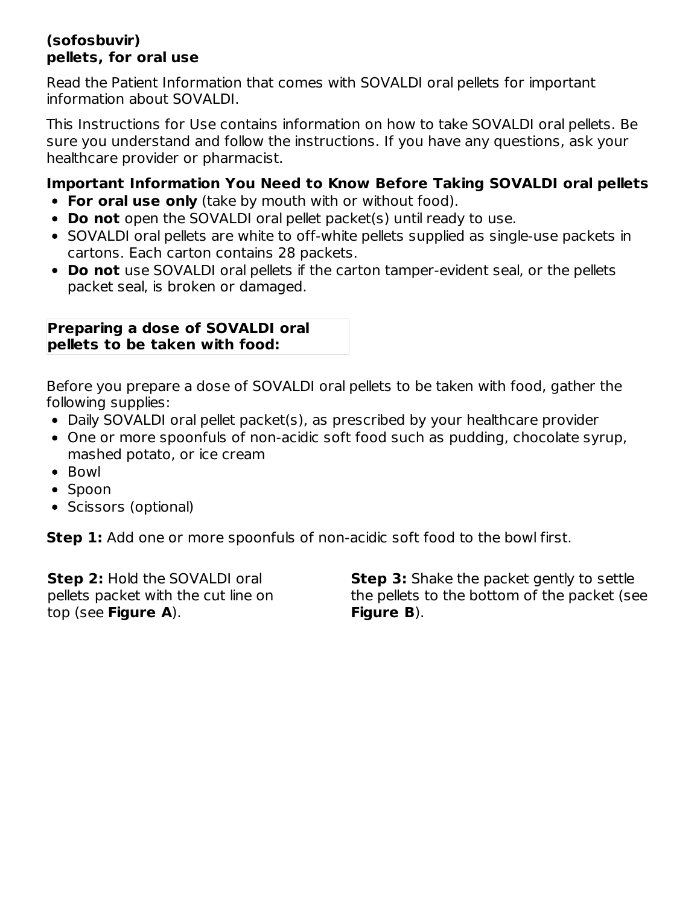**(sofosbuvir)**
**pellets, for oral use**

Read the Patient Information that comes with SOVALDI oral pellets for important information about SOVALDI.

This Instructions for Use contains information on how to take SOVALDI oral pellets. Be sure you understand and follow the instructions. If you have any questions, ask your healthcare provider or pharmacist.

**Important Information You Need to Know Before Taking SOVALDI oral pellets**

- **For oral use only** (take by mouth with or without food).
- **Do not** open the SOVALDI oral pellet packet(s) until ready to use.
- SOVALDI oral pellets are white to off-white pellets supplied as single-use packets in cartons. Each carton contains 28 packets.
- **Do not** use SOVALDI oral pellets if the carton tamper-evident seal, or the pellets packet seal, is broken or damaged.

**Preparing a dose of SOVALDI oral pellets to be taken with food:**

Before you prepare a dose of SOVALDI oral pellets to be taken with food, gather the following supplies:

- Daily SOVALDI oral pellet packet(s), as prescribed by your healthcare provider
- One or more spoonfuls of non-acidic soft food such as pudding, chocolate syrup, mashed potato, or ice cream
- Bowl
- Spoon
- Scissors (optional)

**Step 1:** Add one or more spoonfuls of non-acidic soft food to the bowl first.

**Step 2:** Hold the SOVALDI oral pellets packet with the cut line on top (see **Figure A**).

**Step 3:** Shake the packet gently to settle the pellets to the bottom of the packet (see **Figure B**).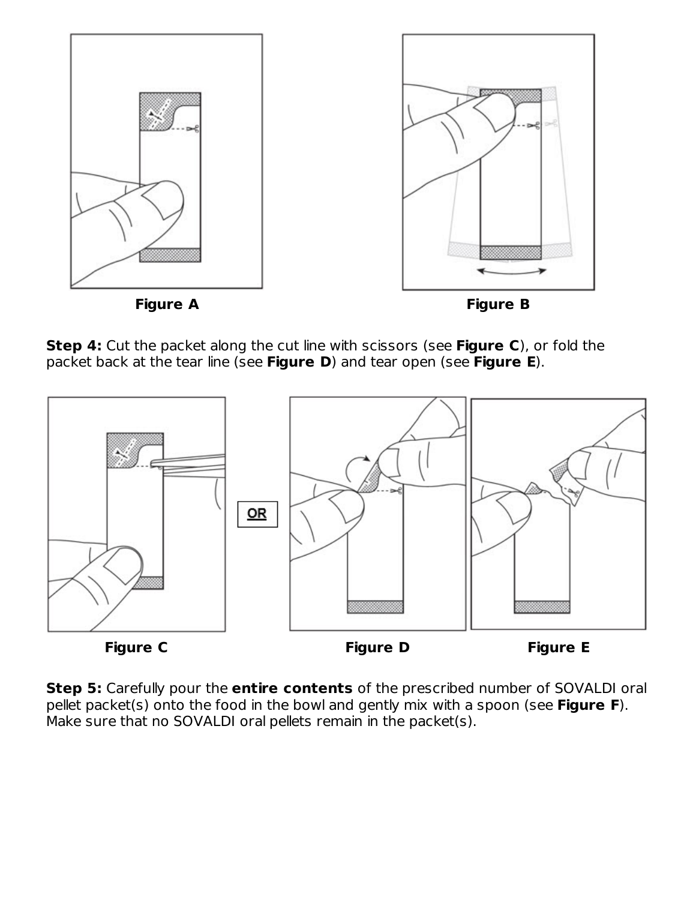Figure A

Figure B

**Step 4:** Cut the packet along the cut line with scissors (see **Figure C**), or fold the packet back at the tear line (see **Figure D**) and tear open (see **Figure E**).

Figure C

OR

Figure D

Figure E

**Step 5:** Carefully pour the **entire contents** of the prescribed number of SOVALDI oral pellet packet(s) onto the food in the bowl and gently mix with a spoon (see **Figure F**). Make sure that no SOVALDI oral pellets remain in the packet(s).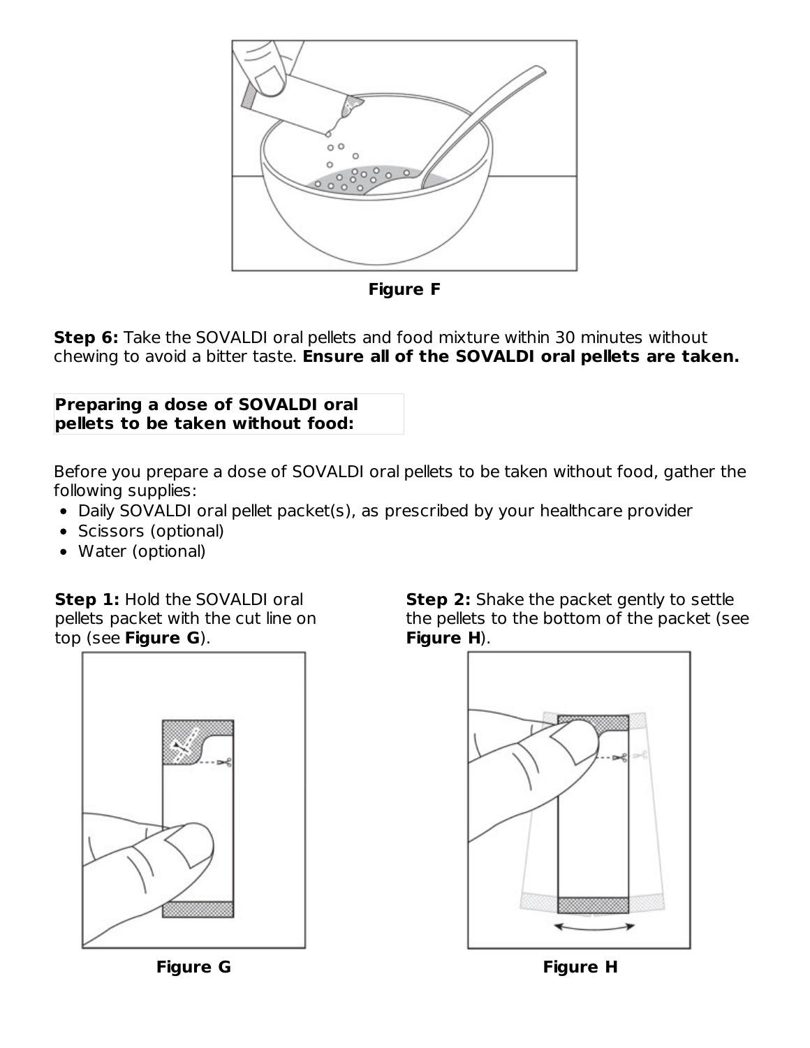Figure F

**Step 6:** Take the SOVALDI oral pellets and food mixture within 30 minutes without chewing to avoid a bitter taste. **Ensure all of the SOVALDI oral pellets are taken.**

**Preparing a dose of SOVALDI oral pellets to be taken without food:**

Before you prepare a dose of SOVALDI oral pellets to be taken without food, gather the following supplies:

- Daily SOVALDI oral pellet packet(s), as prescribed by your healthcare provider
- Scissors (optional)
- Water (optional)

**Step 1:** Hold the SOVALDI oral pellets packet with the cut line on top (see **Figure G**).

Figure G

**Step 2:** Shake the packet gently to settle the pellets to the bottom of the packet (see **Figure H**).

Figure H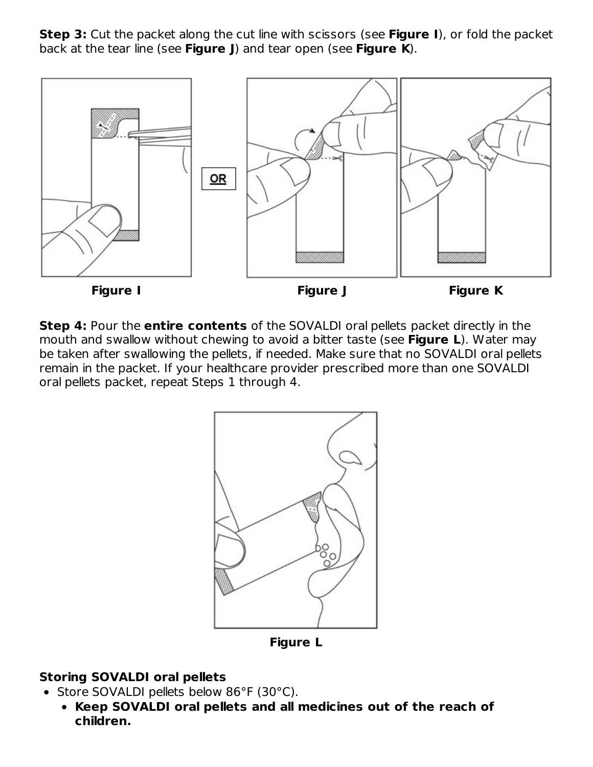**Step 3:** Cut the packet along the cut line with scissors (see **Figure I**), or fold the packet back at the tear line (see **Figure J**) and tear open (see **Figure K**).

**Figure I** **Figure J** **Figure K**

**Step 4:** Pour the **entire contents** of the SOVALDI oral pellets packet directly in the mouth and swallow without chewing to avoid a bitter taste (see **Figure L**). Water may be taken after swallowing the pellets, if needed. Make sure that no SOVALDI oral pellets remain in the packet. If your healthcare provider prescribed more than one SOVALDI oral pellets packet, repeat Steps 1 through 4.

**Figure L**

**Storing SOVALDI oral pellets**

- Store SOVALDI pellets below 86°F (30°C).
  - **Keep SOVALDI oral pellets and all medicines out of the reach of children.**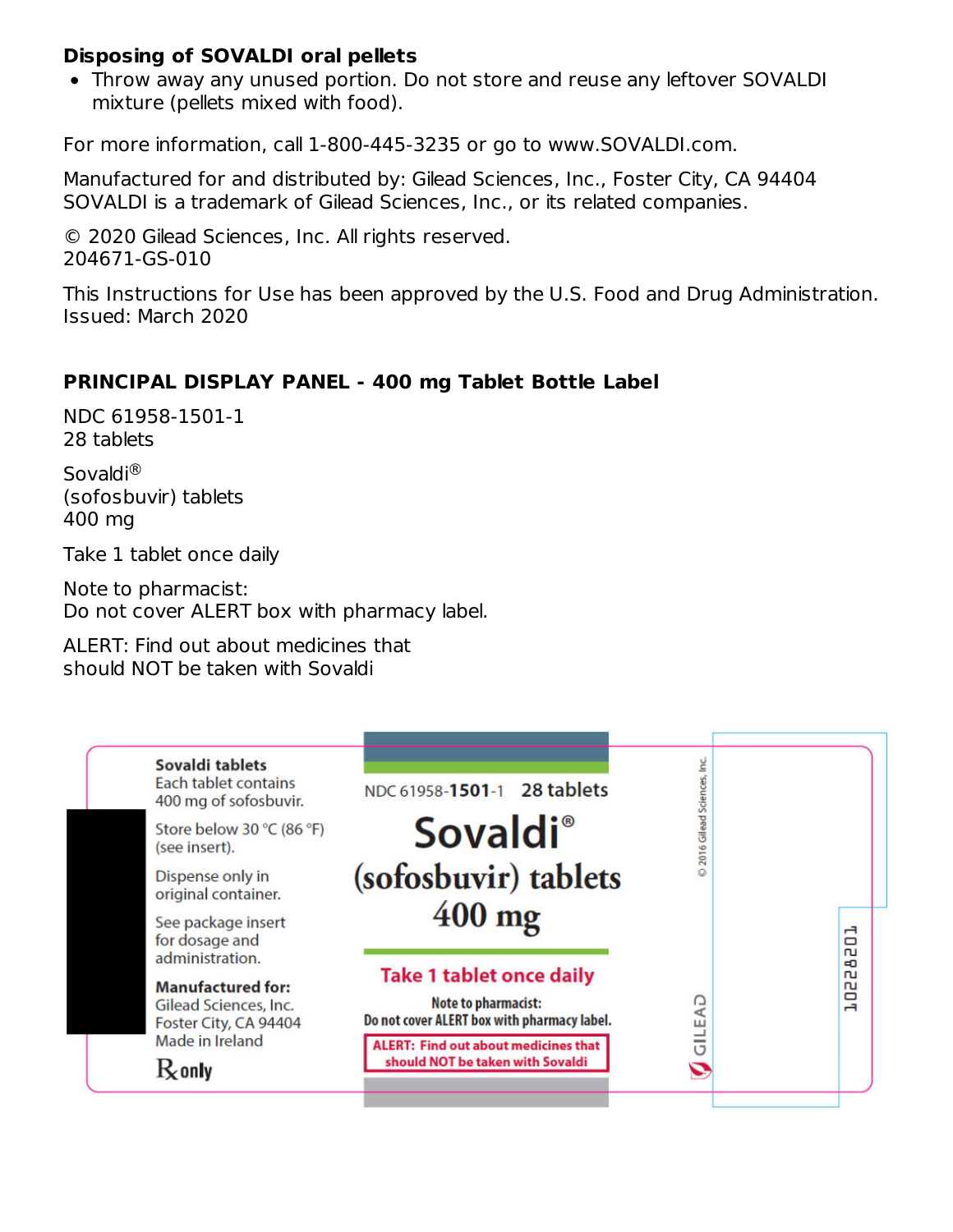**Disposing of SOVALDI oral pellets**

- Throw away any unused portion. Do not store and reuse any leftover SOVALDI mixture (pellets mixed with food).

For more information, call 1-800-445-3235 or go to www.SOVALDI.com.

Manufactured for and distributed by: Gilead Sciences, Inc., Foster City, CA 94404
SOVALDI is a trademark of Gilead Sciences, Inc., or its related companies.

© 2020 Gilead Sciences, Inc. All rights reserved.
204671-GS-010

This Instructions for Use has been approved by the U.S. Food and Drug Administration.
Issued: March 2020

**PRINCIPAL DISPLAY PANEL - 400 mg Tablet Bottle Label**

NDC 61958-1501-1
28 tablets

Sovaldi®
(sofosbuvir) tablets
400 mg

Take 1 tablet once daily

Note to pharmacist:
Do not cover ALERT box with pharmacy label.

ALERT: Find out about medicines that
should NOT be taken with Sovaldi

**Sovaldi tablets**
Each tablet contains 400 mg of sofosbuvir.

Store below 30 °C (86 °F) (see insert).

Dispense only in original container.

See package insert for dosage and administration.

**Manufactured for:**
Gilead Sciences, Inc.
Foster City, CA 94404
Made in Ireland

℞ only

NDC 61958-**1501**-1 28 tablets

Sovaldi®
(sofosbuvir) tablets
400 mg

Take 1 tablet once daily

Note to pharmacist:
Do not cover ALERT box with pharmacy label.

ALERT: Find out about medicines that should NOT be taken with Sovaldi

© 2016 Gilead Sciences, Inc.

GILEAD

10228201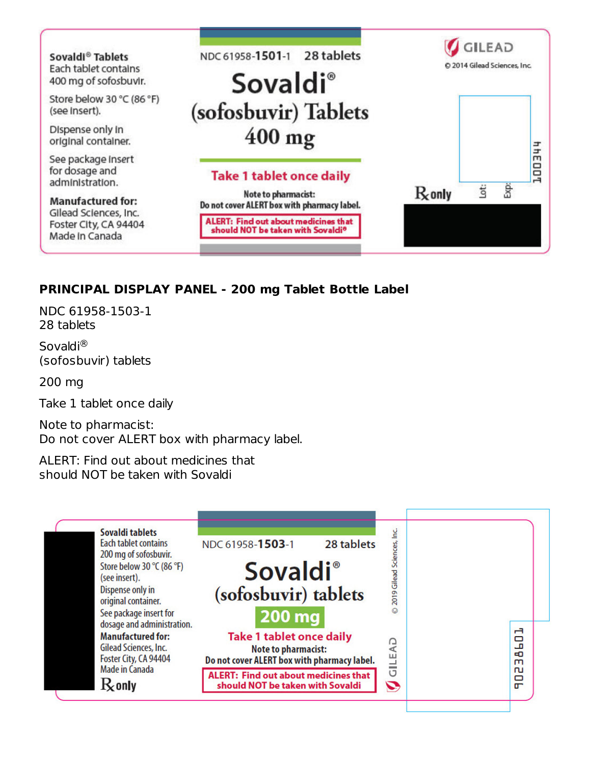Sovaldi® Tablets
Each tablet contains
400 mg of sofosbuvir.

Store below 30 °C (86 °F)
(see insert).

Dispense only in
original container.

See package insert
for dosage and
administration.

**Manufactured for:**
Gilead Sciences, Inc.
Foster City, CA 94404
Made in Canada

NDC 61958-**1501**-1 28 tablets

**Sovaldi®**
**(sofosbuvir) Tablets**
**400 mg**

**Take 1 tablet once daily**

Note to pharmacist:
Do not cover ALERT box with pharmacy label.

**ALERT: Find out about medicines that should NOT be taken with Sovaldi®**

GILEAD
© 2014 Gilead Sciences, Inc.

℞ only Lot: Exp:

100344

**PRINCIPAL DISPLAY PANEL - 200 mg Tablet Bottle Label**

NDC 61958-1503-1
28 tablets

Sovaldi®
(sofosbuvir) tablets

200 mg

Take 1 tablet once daily

Note to pharmacist:
Do not cover ALERT box with pharmacy label.

ALERT: Find out about medicines that
should NOT be taken with Sovaldi

**Sovaldi tablets**
Each tablet contains
200 mg of sofosbuvir.
Store below 30 °C (86 °F)
(see insert).
Dispense only in
original container.
See package insert for
dosage and administration.
**Manufactured for:**
Gilead Sciences, Inc.
Foster City, CA 94404
Made in Canada
℞ only

NDC 61958-**1503**-1 28 tablets

**Sovaldi®**
**(sofosbuvir) tablets**
**200 mg**

**Take 1 tablet once daily**

Note to pharmacist:
Do not cover ALERT box with pharmacy label.

**ALERT: Find out about medicines that should NOT be taken with Sovaldi**

© 2019 Gilead Sciences, Inc.

GILEAD

90238601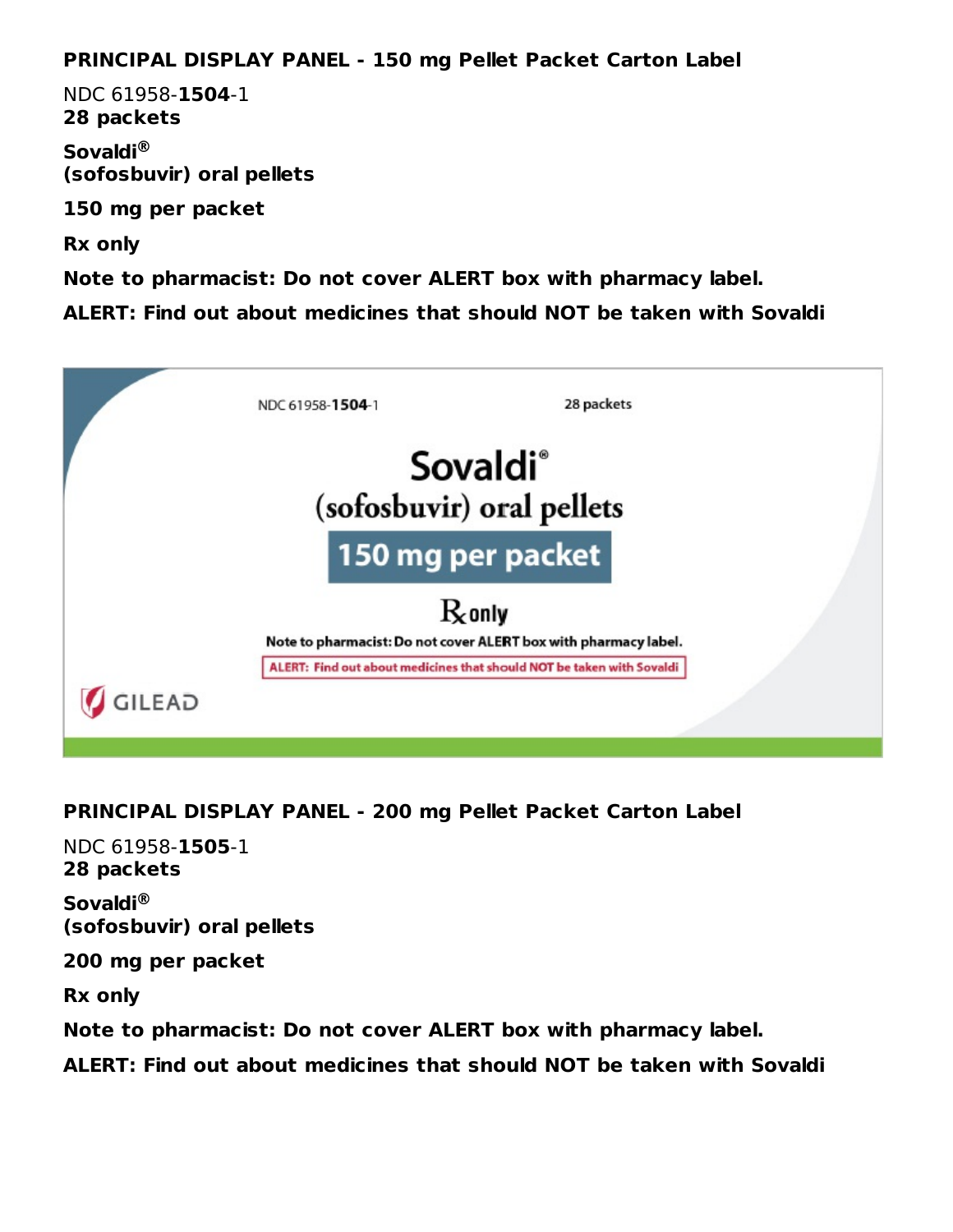**PRINCIPAL DISPLAY PANEL - 150 mg Pellet Packet Carton Label**

NDC 61958-**1504**-1
**28 packets**

**Sovaldi®**
**(sofosbuvir) oral pellets**

**150 mg per packet**

**Rx only**

**Note to pharmacist: Do not cover ALERT box with pharmacy label.**

**ALERT: Find out about medicines that should NOT be taken with Sovaldi**

**PRINCIPAL DISPLAY PANEL - 200 mg Pellet Packet Carton Label**

NDC 61958-**1505**-1
**28 packets**

**Sovaldi®**
**(sofosbuvir) oral pellets**

**200 mg per packet**

**Rx only**

**Note to pharmacist: Do not cover ALERT box with pharmacy label.**

**ALERT: Find out about medicines that should NOT be taken with Sovaldi**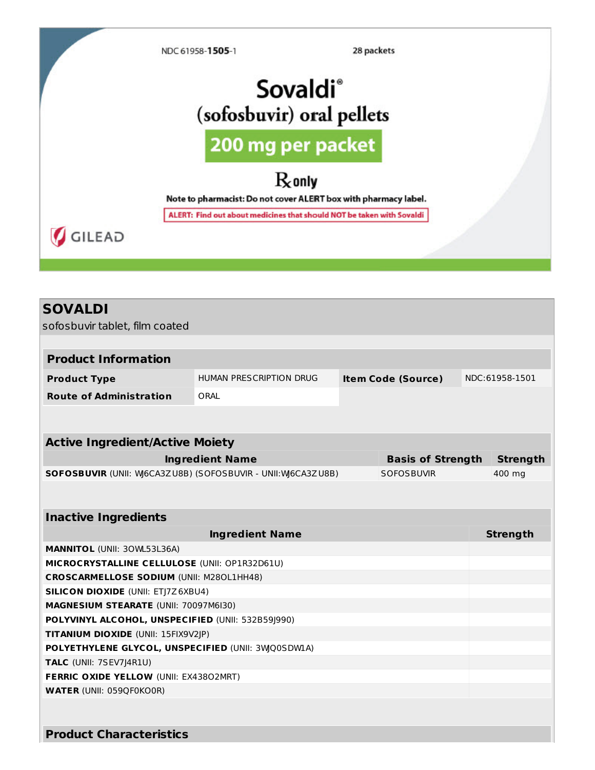NDC 61958-**1505**-1

28 packets

# Sovaldi®

## (sofosbuvir) oral pellets

**200 mg per packet**

℞ only

**Note to pharmacist: Do not cover ALERT box with pharmacy label.**

**ALERT: Find out about medicines that should NOT be taken with Sovaldi**

GILEAD

## SOVALDI

sofosbuvir tablet, film coated

| Product Information | | | |
|---|---|---|---|
| **Product Type** | HUMAN PRESCRIPTION DRUG | **Item Code (Source)** | NDC:61958-1501 |
| **Route of Administration** | ORAL | | |

| Active Ingredient/Active Moiety | | |
|---|---|---|
| **Ingredient Name** | **Basis of Strength** | **Strength** |
| **SOFOSBUVIR** (UNII: WJ6CA3ZU8B) (SOFOSBUVIR - UNII:WJ6CA3ZU8B) | SOFOSBUVIR | 400 mg |

| Inactive Ingredients | |
|---|---|
| **Ingredient Name** | **Strength** |
| **MANNITOL** (UNII: 3OWL53L36A) | |
| **MICROCRYSTALLINE CELLULOSE** (UNII: OP1R32D61U) | |
| **CROSCARMELLOSE SODIUM** (UNII: M28OL1HH48) | |
| **SILICON DIOXIDE** (UNII: ETJ7Z6XBU4) | |
| **MAGNESIUM STEARATE** (UNII: 70097M6I30) | |
| **POLYVINYL ALCOHOL, UNSPECIFIED** (UNII: 532B59J990) | |
| **TITANIUM DIOXIDE** (UNII: 15FIX9V2JP) | |
| **POLYETHYLENE GLYCOL, UNSPECIFIED** (UNII: 3WQ0SDW1A) | |
| **TALC** (UNII: 7SEV7J4R1U) | |
| **FERRIC OXIDE YELLOW** (UNII: EX438O2MRT) | |
| **WATER** (UNII: 059QF0KO0R) | |

### Product Characteristics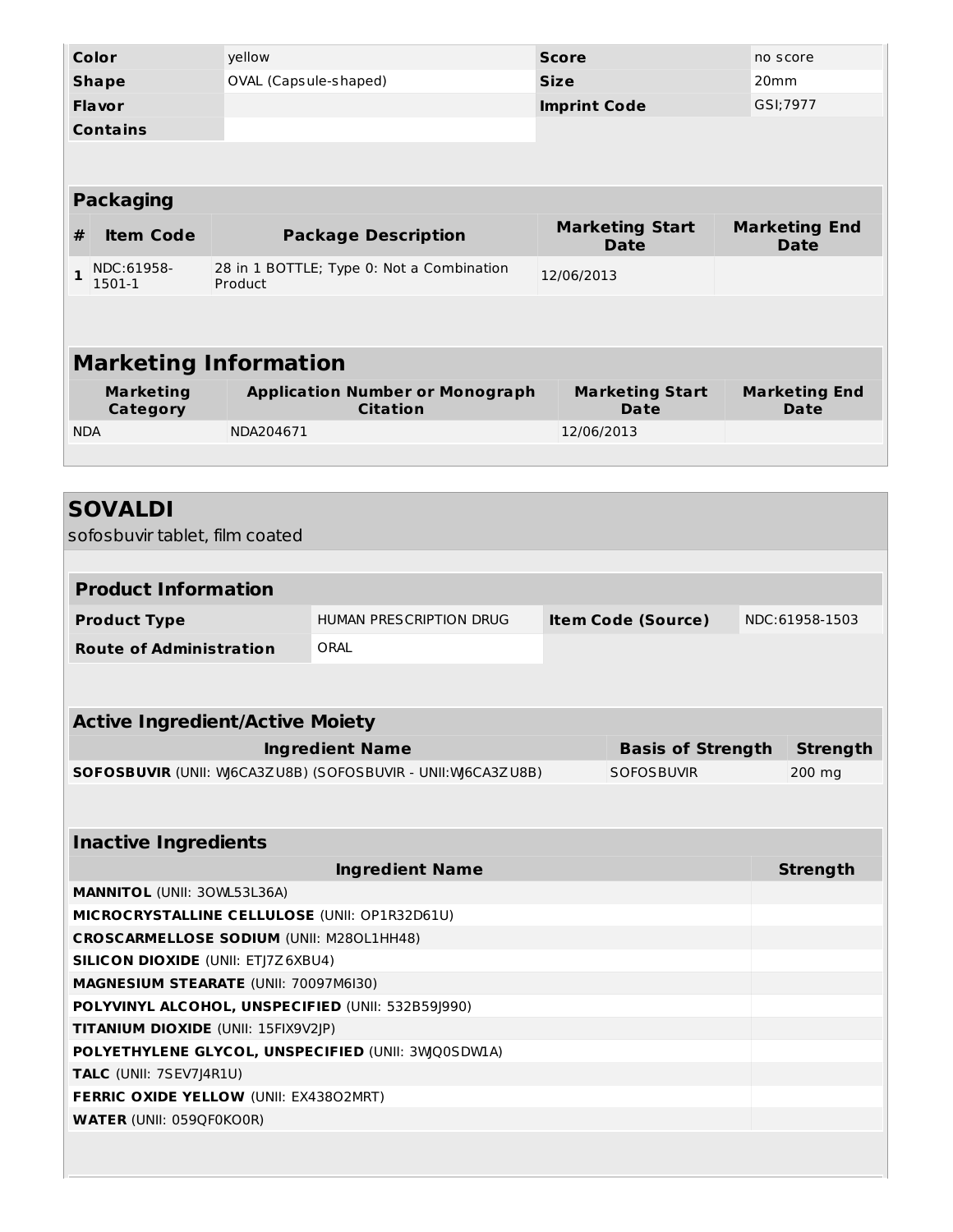| Color | yellow | Score | no score |
| --- | --- | --- | --- |
| Shape | OVAL (Capsule-shaped) | Size | 20mm |
| Flavor | | Imprint Code | GSI;7977 |
| Contains | | | |

## Packaging

| # | Item Code | Package Description | Marketing Start Date | Marketing End Date |
| --- | --- | --- | --- | --- |
| 1 | NDC:61958-1501-1 | 28 in 1 BOTTLE; Type 0: Not a Combination Product | 12/06/2013 | |

## Marketing Information

| Marketing Category | Application Number or Monograph Citation | Marketing Start Date | Marketing End Date |
| --- | --- | --- | --- |
| NDA | NDA204671 | 12/06/2013 | |

# SOVALDI

sofosbuvir tablet, film coated

## Product Information

| Product Type | HUMAN PRESCRIPTION DRUG | Item Code (Source) | NDC:61958-1503 |
| --- | --- | --- | --- |
| Route of Administration | ORAL | | |

## Active Ingredient/Active Moiety

| Ingredient Name | Basis of Strength | Strength |
| --- | --- | --- |
| **SOFOSBUVIR** (UNII: WJ6CA3ZU8B) (SOFOSBUVIR - UNII:WJ6CA3ZU8B) | SOFOSBUVIR | 200 mg |

## Inactive Ingredients

| Ingredient Name | Strength |
| --- | --- |
| **MANNITOL** (UNII: 3OWL53L36A) | |
| **MICROCRYSTALLINE CELLULOSE** (UNII: OP1R32D61U) | |
| **CROSCARMELLOSE SODIUM** (UNII: M28OL1HH48) | |
| **SILICON DIOXIDE** (UNII: ETJ7Z6XBU4) | |
| **MAGNESIUM STEARATE** (UNII: 70097M6I30) | |
| **POLYVINYL ALCOHOL, UNSPECIFIED** (UNII: 532B59J990) | |
| **TITANIUM DIOXIDE** (UNII: 15FIX9V2JP) | |
| **POLYETHYLENE GLYCOL, UNSPECIFIED** (UNII: 3WQ0SDWLA) | |
| **TALC** (UNII: 7SEV7J4R1U) | |
| **FERRIC OXIDE YELLOW** (UNII: EX438O2MRT) | |
| **WATER** (UNII: 059QF0KO0R) | |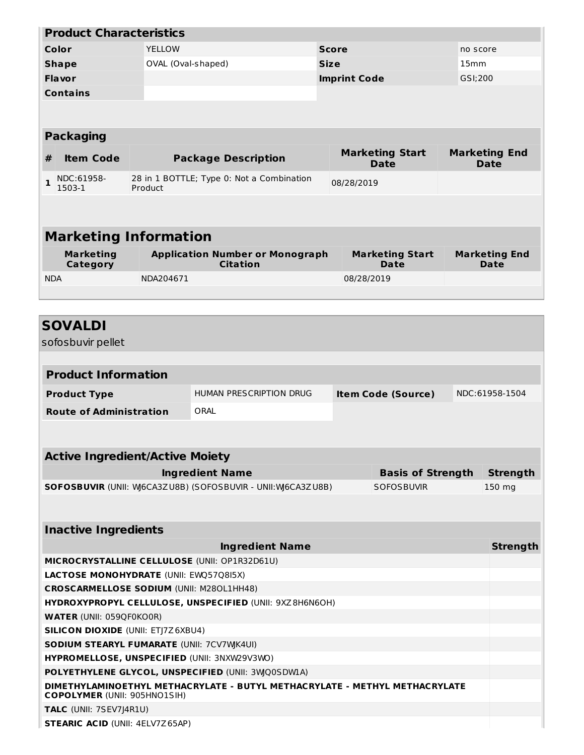| Product Characteristics | | | |
|---|---|---|---|
| **Color** | YELLOW | **Score** | no score |
| **Shape** | OVAL (Oval-shaped) | **Size** | 15mm |
| **Flavor** | | **Imprint Code** | GSI;200 |
| **Contains** | | | |

| Packaging | | | | |
|---|---|---|---|---|
| **#** | **Item Code** | **Package Description** | **Marketing Start Date** | **Marketing End Date** |
| **1** | NDC:61958-1503-1 | 28 in 1 BOTTLE; Type 0: Not a Combination Product | 08/28/2019 | |

| Marketing Information | | | |
|---|---|---|---|
| **Marketing Category** | **Application Number or Monograph Citation** | **Marketing Start Date** | **Marketing End Date** |
| NDA | NDA204671 | 08/28/2019 | |

## SOVALDI

sofosbuvir pellet

| Product Information | | | |
|---|---|---|---|
| **Product Type** | HUMAN PRESCRIPTION DRUG | **Item Code (Source)** | NDC:61958-1504 |
| **Route of Administration** | ORAL | | |

| Active Ingredient/Active Moiety | | |
|---|---|---|
| **Ingredient Name** | **Basis of Strength** | **Strength** |
| **SOFOSBUVIR** (UNII: WJ6CA3ZU8B) (SOFOSBUVIR - UNII:WJ6CA3ZU8B) | SOFOSBUVIR | 150 mg |

| Inactive Ingredients | |
|---|---|
| **Ingredient Name** | **Strength** |
| **MICROCRYSTALLINE CELLULOSE** (UNII: OP1R32D61U) | |
| **LACTOSE MONOHYDRATE** (UNII: EWQ57Q8I5X) | |
| **CROSCARMELLOSE SODIUM** (UNII: M28OL1HH48) | |
| **HYDROXYPROPYL CELLULOSE, UNSPECIFIED** (UNII: 9XZ8H6N6OH) | |
| **WATER** (UNII: 059QF0KO0R) | |
| **SILICON DIOXIDE** (UNII: ETJ7Z6XBU4) | |
| **SODIUM STEARYL FUMARATE** (UNII: 7CV7WJK4UI) | |
| **HYPROMELLOSE, UNSPECIFIED** (UNII: 3NXW29V3WO) | |
| **POLYETHYLENE GLYCOL, UNSPECIFIED** (UNII: 3WJQ0SDW1A) | |
| **DIMETHYLAMINOETHYL METHACRYLATE - BUTYL METHACRYLATE - METHYL METHACRYLATE COPOLYMER** (UNII: 905HNO1SIH) | |
| **TALC** (UNII: 7SEV7J4R1U) | |
| **STEARIC ACID** (UNII: 4ELV7Z65AP) | |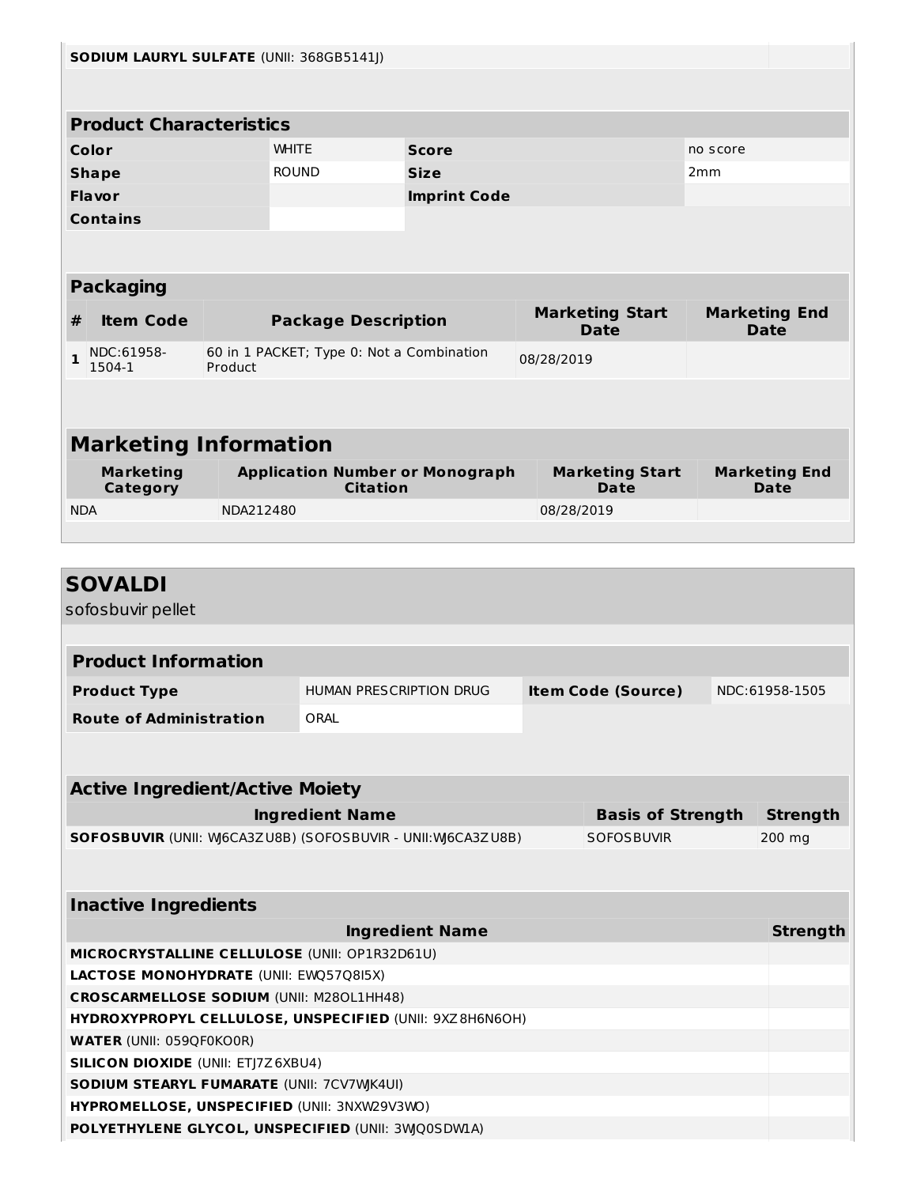| SODIUM LAURYL SULFATE (UNII: 368GB5141J) | |
|---|---|

### Product Characteristics

| | | | |
|---|---|---|---|
| **Color** | WHITE | **Score** | no score |
| **Shape** | ROUND | **Size** | 2mm |
| **Flavor** | | **Imprint Code** | |
| **Contains** | | | |

### Packaging

| # | Item Code | Package Description | Marketing Start Date | Marketing End Date |
|---|---|---|---|---|
| 1 | NDC:61958-1504-1 | 60 in 1 PACKET; Type 0: Not a Combination Product | 08/28/2019 | |

### Marketing Information

| Marketing Category | Application Number or Monograph Citation | Marketing Start Date | Marketing End Date |
|---|---|---|---|
| NDA | NDA212480 | 08/28/2019 | |

## SOVALDI

sofosbuvir pellet

### Product Information

| | | | |
|---|---|---|---|
| **Product Type** | HUMAN PRESCRIPTION DRUG | **Item Code (Source)** | NDC:61958-1505 |
| **Route of Administration** | ORAL | | |

### Active Ingredient/Active Moiety

| Ingredient Name | Basis of Strength | Strength |
|---|---|---|
| **SOFOSBUVIR** (UNII: WJ6CA3ZU8B) (SOFOSBUVIR - UNII:WJ6CA3ZU8B) | SOFOSBUVIR | 200 mg |

### Inactive Ingredients

| Ingredient Name | Strength |
|---|---|
| **MICROCRYSTALLINE CELLULOSE** (UNII: OP1R32D61U) | |
| **LACTOSE MONOHYDRATE** (UNII: EWQ57Q8I5X) | |
| **CROSCARMELLOSE SODIUM** (UNII: M28OL1HH48) | |
| **HYDROXYPROPYL CELLULOSE, UNSPECIFIED** (UNII: 9XZ8H6N6OH) | |
| **WATER** (UNII: 059QF0KO0R) | |
| **SILICON DIOXIDE** (UNII: ETJ7Z6XBU4) | |
| **SODIUM STEARYL FUMARATE** (UNII: 7CV7WJK4UI) | |
| **HYPROMELLOSE, UNSPECIFIED** (UNII: 3NXW29V3WO) | |
| **POLYETHYLENE GLYCOL, UNSPECIFIED** (UNII: 3WJQ0SDW1A) | |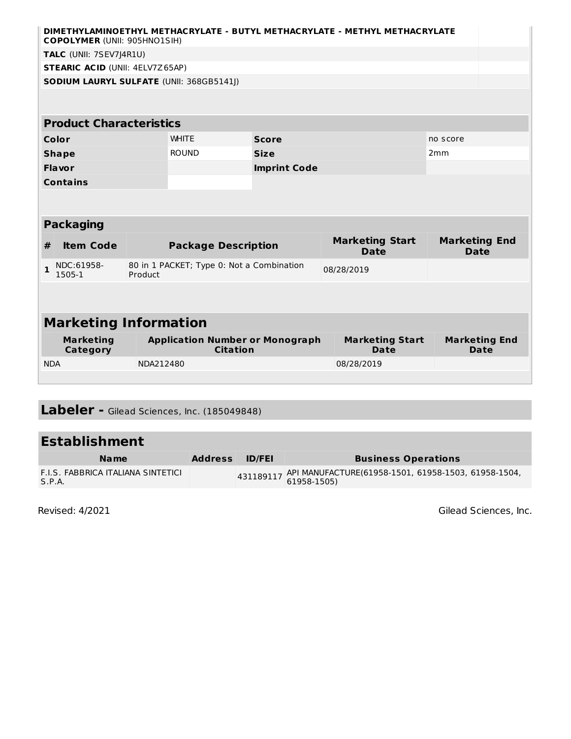| | |
|---|---|
| **DIMETHYLAMINOETHYL METHACRYLATE - BUTYL METHACRYLATE - METHYL METHACRYLATE COPOLYMER** (UNII: 905HNO1SIH) | |
| **TALC** (UNII: 7SEV7J4R1U) | |
| **STEARIC ACID** (UNII: 4ELV7Z65AP) | |
| **SODIUM LAURYL SULFATE** (UNII: 368GB5141J) | |

## Product Characteristics

| | | | |
|---|---|---|---|
| **Color** | WHITE | **Score** | no score |
| **Shape** | ROUND | **Size** | 2mm |
| **Flavor** | | **Imprint Code** | |
| **Contains** | | | |

## Packaging

| # | Item Code | Package Description | Marketing Start Date | Marketing End Date |
|---|---|---|---|---|
| 1 | NDC:61958-1505-1 | 80 in 1 PACKET; Type 0: Not a Combination Product | 08/28/2019 | |

## Marketing Information

| Marketing Category | Application Number or Monograph Citation | Marketing Start Date | Marketing End Date |
|---|---|---|---|
| NDA | NDA212480 | 08/28/2019 | |

## Labeler - Gilead Sciences, Inc. (185049848)

## Establishment

| Name | Address | ID/FEI | Business Operations |
|---|---|---|---|
| F.I.S. FABBRICA ITALIANA SINTETICI S.P.A. | | 431189117 | API MANUFACTURE(61958-1501, 61958-1503, 61958-1504, 61958-1505) |

Revised: 4/2021

Gilead Sciences, Inc.